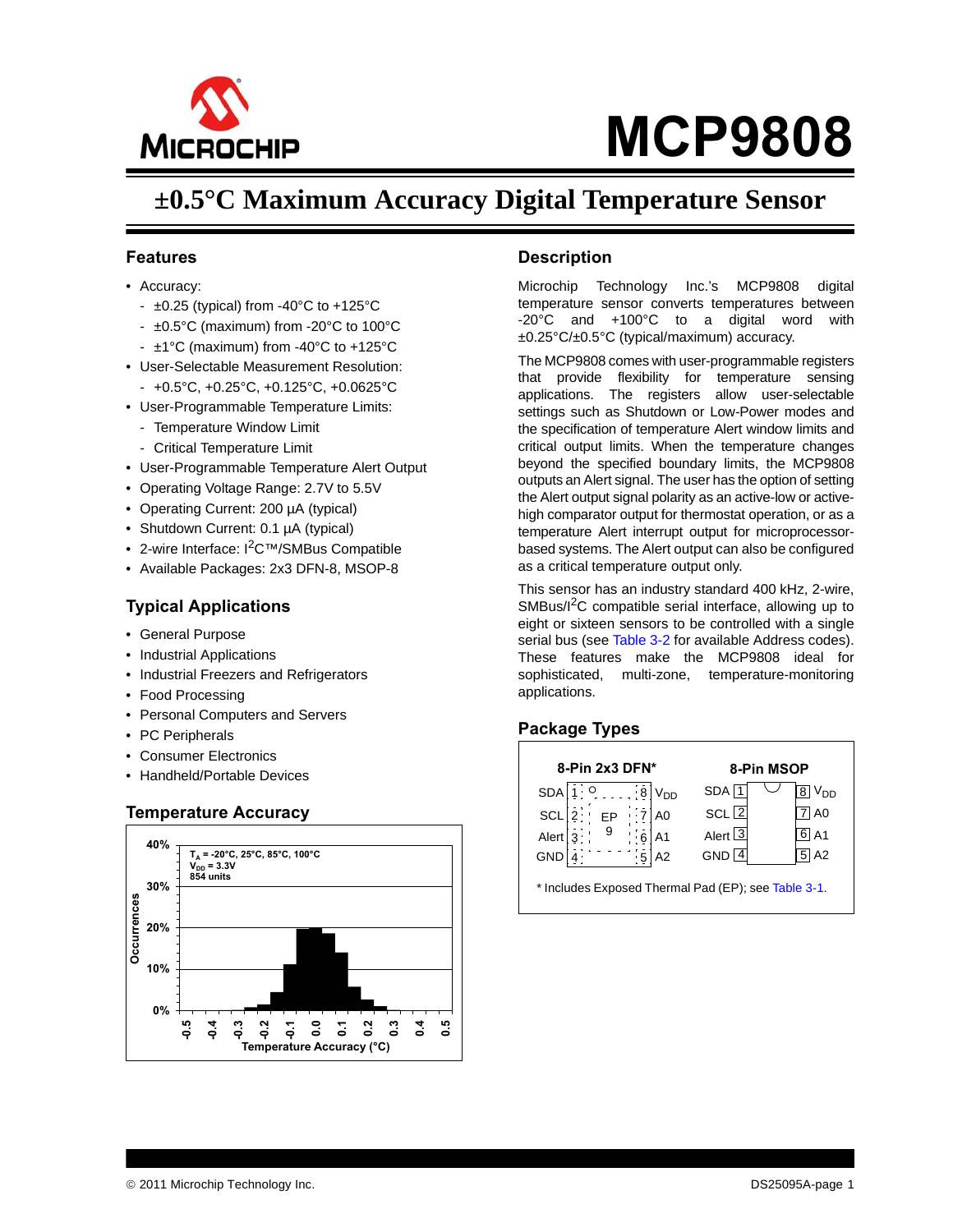# MCP9808

## ±0.5°C Maximum Accuracy Digital Temperature Sensor

### Features

- Accuracy:
  - ±0.25 (typical) from -40°C to +125°C
  - ±0.5°C (maximum) from -20°C to 100°C
  - ±1°C (maximum) from -40°C to +125°C
- User-Selectable Measurement Resolution:
  - +0.5°C, +0.25°C, +0.125°C, +0.0625°C
- User-Programmable Temperature Limits:
  - Temperature Window Limit
  - Critical Temperature Limit
- User-Programmable Temperature Alert Output
- Operating Voltage Range: 2.7V to 5.5V
- Operating Current: 200 µA (typical)
- Shutdown Current: 0.1 µA (typical)
- 2-wire Interface: I²C™/SMBus Compatible
- Available Packages: 2x3 DFN-8, MSOP-8

### Typical Applications

- General Purpose
- Industrial Applications
- Industrial Freezers and Refrigerators
- Food Processing
- Personal Computers and Servers
- PC Peripherals
- Consumer Electronics
- Handheld/Portable Devices

### Temperature Accuracy

$T_A$ = -20°C, 25°C, 85°C, 100°C
$V_{DD}$ = 3.3V
854 units

Occurrences

40%
30%
20%
10%
0%

-0.5 -0.4 -0.3 -0.2 -0.1 0.0 0.1 0.2 0.3 0.4 0.5

Temperature Accuracy (°C)

### Description

Microchip Technology Inc.'s MCP9808 digital temperature sensor converts temperatures between -20°C and +100°C to a digital word with ±0.25°C/±0.5°C (typical/maximum) accuracy.

The MCP9808 comes with user-programmable registers that provide flexibility for temperature sensing applications. The registers allow user-selectable settings such as Shutdown or Low-Power modes and the specification of temperature Alert window limits and critical output limits. When the temperature changes beyond the specified boundary limits, the MCP9808 outputs an Alert signal. The user has the option of setting the Alert output signal polarity as an active-low or active-high comparator output for thermostat operation, or as a temperature Alert interrupt output for microprocessor-based systems. The Alert output can also be configured as a critical temperature output only.

This sensor has an industry standard 400 kHz, 2-wire, SMBus/I²C compatible serial interface, allowing up to eight or sixteen sensors to be controlled with a single serial bus (see Table 3-2 for available Address codes). These features make the MCP9808 ideal for sophisticated, multi-zone, temperature-monitoring applications.

### Package Types

**8-Pin 2x3 DFN***

SDA 1 | 8 $V_{DD}$
SCL 2 | 7 A0
Alert 3 | 6 A1
GND 4 | 5 A2
EP 9

**8-Pin MSOP**

SDA 1 | 8 $V_{DD}$
SCL 2 | 7 A0
Alert 3 | 6 A1
GND 4 | 5 A2

\* Includes Exposed Thermal Pad (EP); see Table 3-1.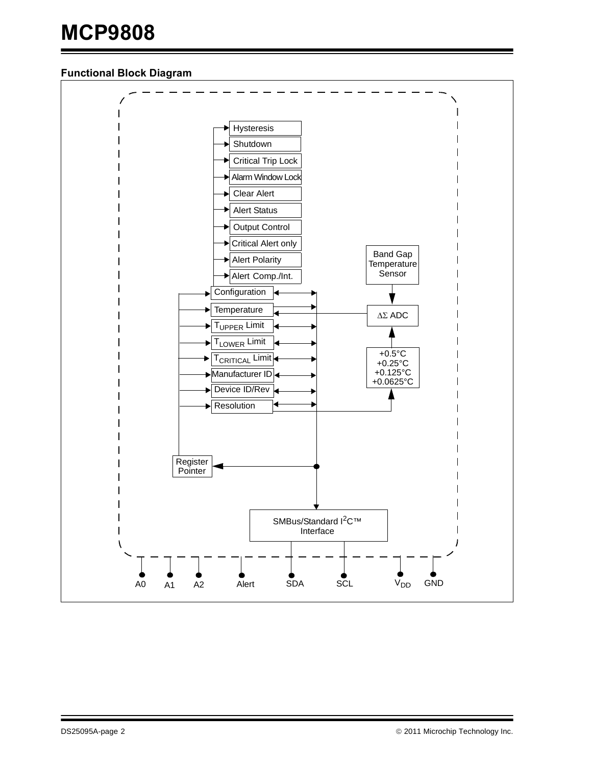## Functional Block Diagram

Hysteresis
Shutdown
Critical Trip Lock
Alarm Window Lock
Clear Alert
Alert Status
Output Control
Critical Alert only
Alert Polarity
Alert Comp./Int.
Configuration
Temperature
$T_{UPPER}$ Limit
$T_{LOWER}$ Limit
$T_{CRITICAL}$ Limit
Manufacturer ID
Device ID/Rev
Resolution
Band Gap Temperature Sensor
ΔΣ ADC
+0.5°C
+0.25°C
+0.125°C
+0.0625°C
Register Pointer
SMBus/Standard I²C™ Interface
A0
A1
A2
Alert
SDA
SCL
$V_{DD}$
GND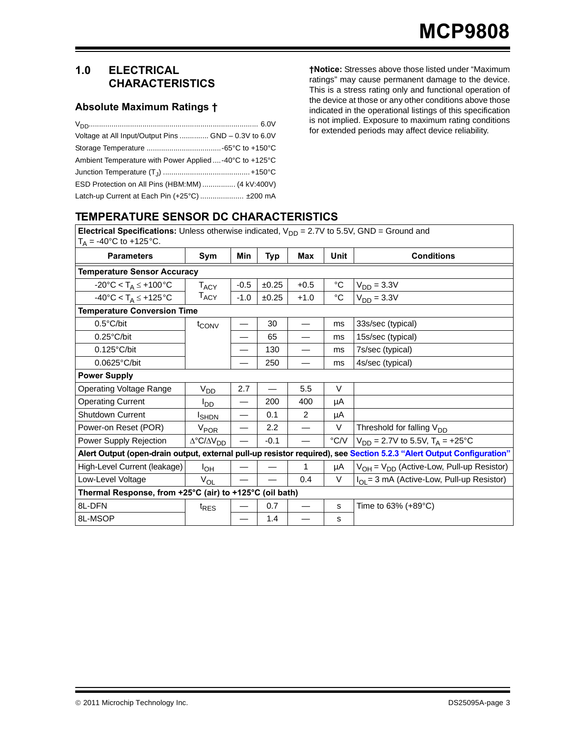# 1.0 ELECTRICAL CHARACTERISTICS

## Absolute Maximum Ratings †

$V_{DD}$.................................................................................. 6.0V

Voltage at All Input/Output Pins ............. GND – 0.3V to 6.0V

Storage Temperature ....................................-65°C to +150°C

Ambient Temperature with Power Applied ....-40°C to +125°C

Junction Temperature ($T_J$) .......................................... +150°C

ESD Protection on All Pins (HBM:MM) ................ (4 kV:400V)

Latch-up Current at Each Pin (+25°C) ..................... ±200 mA

**†Notice:** Stresses above those listed under "Maximum ratings" may cause permanent damage to the device. This is a stress rating only and functional operation of the device at those or any other conditions above those indicated in the operational listings of this specification is not implied. Exposure to maximum rating conditions for extended periods may affect device reliability.

## TEMPERATURE SENSOR DC CHARACTERISTICS

**Electrical Specifications:** Unless otherwise indicated, $V_{DD}$ = 2.7V to 5.5V, GND = Ground and $T_A$ = -40°C to +125°C.

| Parameters | Sym | Min | Typ | Max | Unit | Conditions |
|---|---|---|---|---|---|---|
| **Temperature Sensor Accuracy** | | | | | | |
| -20°C < $T_A \leq$ +100°C | $T_{ACY}$ | -0.5 | ±0.25 | +0.5 | °C | $V_{DD}$ = 3.3V |
| -40°C < $T_A \leq$ +125°C | $T_{ACY}$ | -1.0 | ±0.25 | +1.0 | °C | $V_{DD}$ = 3.3V |
| **Temperature Conversion Time** | | | | | | |
| 0.5°C/bit | $t_{CONV}$ | — | 30 | — | ms | 33s/sec (typical) |
| 0.25°C/bit | | — | 65 | — | ms | 15s/sec (typical) |
| 0.125°C/bit | | — | 130 | — | ms | 7s/sec (typical) |
| 0.0625°C/bit | | — | 250 | — | ms | 4s/sec (typical) |
| **Power Supply** | | | | | | |
| Operating Voltage Range | $V_{DD}$ | 2.7 | — | 5.5 | V | |
| Operating Current | $I_{DD}$ | — | 200 | 400 | µA | |
| Shutdown Current | $I_{SHDN}$ | — | 0.1 | 2 | µA | |
| Power-on Reset (POR) | $V_{POR}$ | — | 2.2 | — | V | Threshold for falling $V_{DD}$ |
| Power Supply Rejection | $\Delta$°C/$\Delta V_{DD}$ | — | -0.1 | — | °C/V | $V_{DD}$ = 2.7V to 5.5V, $T_A$ = +25°C |
| **Alert Output (open-drain output, external pull-up resistor required), see Section 5.2.3 "Alert Output Configuration"** | | | | | | |
| High-Level Current (leakage) | $I_{OH}$ | — | — | 1 | µA | $V_{OH} = V_{DD}$ (Active-Low, Pull-up Resistor) |
| Low-Level Voltage | $V_{OL}$ | — | — | 0.4 | V | $I_{OL}$ = 3 mA (Active-Low, Pull-up Resistor) |
| **Thermal Response, from +25°C (air) to +125°C (oil bath)** | | | | | | |
| 8L-DFN | $t_{RES}$ | — | 0.7 | — | s | Time to 63% (+89°C) |
| 8L-MSOP | | — | 1.4 | — | s | |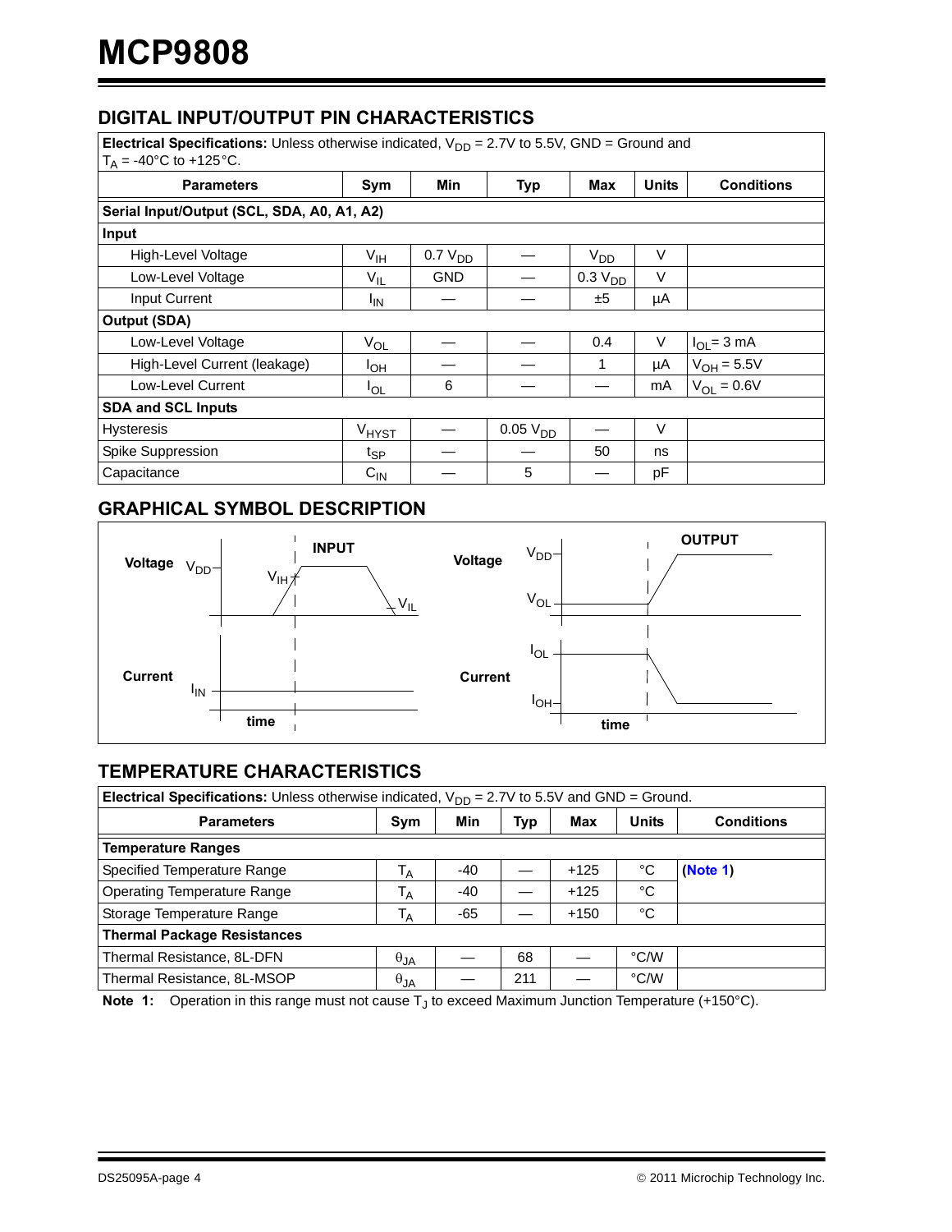## DIGITAL INPUT/OUTPUT PIN CHARACTERISTICS

| **Electrical Specifications:** Unless otherwise indicated, $V_{DD}$ = 2.7V to 5.5V, GND = Ground and $T_A$ = -40°C to +125°C. | | | | | | |
|---|---|---|---|---|---|---|
| **Parameters** | **Sym** | **Min** | **Typ** | **Max** | **Units** | **Conditions** |
| **Serial Input/Output (SCL, SDA, A0, A1, A2)** | | | | | | |
| **Input** | | | | | | |
| High-Level Voltage | $V_{IH}$ | 0.7 $V_{DD}$ | — | $V_{DD}$ | V | |
| Low-Level Voltage | $V_{IL}$ | GND | — | 0.3 $V_{DD}$ | V | |
| Input Current | $I_{IN}$ | — | — | ±5 | µA | |
| **Output (SDA)** | | | | | | |
| Low-Level Voltage | $V_{OL}$ | — | — | 0.4 | V | $I_{OL}$= 3 mA |
| High-Level Current (leakage) | $I_{OH}$ | — | — | 1 | µA | $V_{OH}$ = 5.5V |
| Low-Level Current | $I_{OL}$ | 6 | — | — | mA | $V_{OL}$ = 0.6V |
| **SDA and SCL Inputs** | | | | | | |
| Hysteresis | $V_{HYST}$ | — | 0.05 $V_{DD}$ | — | V | |
| Spike Suppression | $t_{SP}$ | — | — | 50 | ns | |
| Capacitance | $C_{IN}$ | — | 5 | — | pF | |

## GRAPHICAL SYMBOL DESCRIPTION

INPUT

Voltage $V_{DD}$ $V_{IH}$ $V_{IL}$

Current $I_{IN}$

time

OUTPUT

Voltage $V_{DD}$ $V_{OL}$

Current $I_{OL}$ $I_{OH}$

time

## TEMPERATURE CHARACTERISTICS

| **Electrical Specifications:** Unless otherwise indicated, $V_{DD}$ = 2.7V to 5.5V and GND = Ground. | | | | | | |
|---|---|---|---|---|---|---|
| **Parameters** | **Sym** | **Min** | **Typ** | **Max** | **Units** | **Conditions** |
| **Temperature Ranges** | | | | | | |
| Specified Temperature Range | $T_A$ | -40 | — | +125 | °C | (Note 1) |
| Operating Temperature Range | $T_A$ | -40 | — | +125 | °C | |
| Storage Temperature Range | $T_A$ | -65 | — | +150 | °C | |
| **Thermal Package Resistances** | | | | | | |
| Thermal Resistance, 8L-DFN | $\theta_{JA}$ | — | 68 | — | °C/W | |
| Thermal Resistance, 8L-MSOP | $\theta_{JA}$ | — | 211 | — | °C/W | |

**Note 1:** Operation in this range must not cause $T_J$ to exceed Maximum Junction Temperature (+150°C).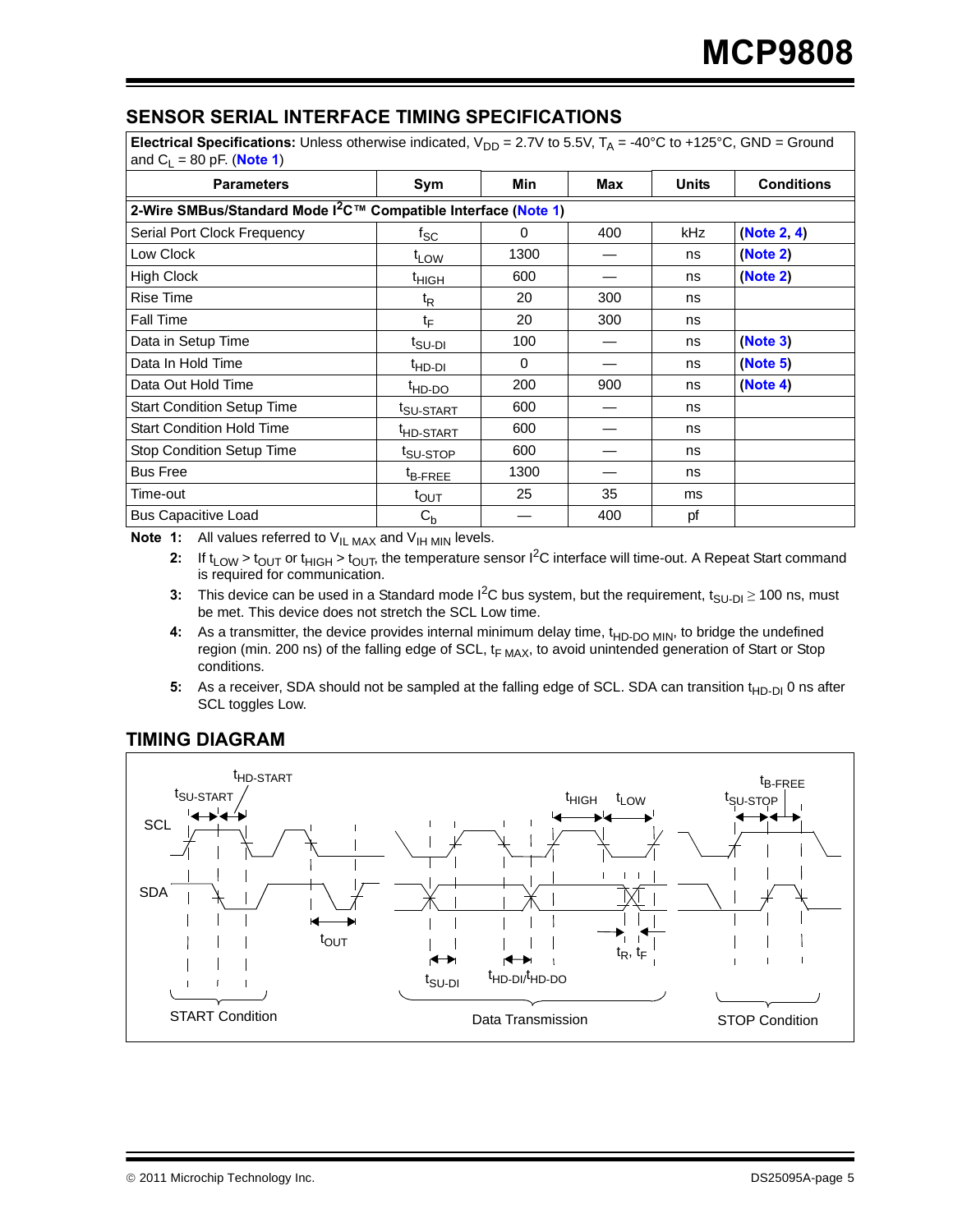## SENSOR SERIAL INTERFACE TIMING SPECIFICATIONS

| **Electrical Specifications:** Unless otherwise indicated, $V_{DD}$ = 2.7V to 5.5V, $T_A$ = -40°C to +125°C, GND = Ground and $C_L$ = 80 pF. (Note 1) | | | | | |
|---|---|---|---|---|---|
| **Parameters** | **Sym** | **Min** | **Max** | **Units** | **Conditions** |
| **2-Wire SMBus/Standard Mode I²C™ Compatible Interface (Note 1)** | | | | | |
| Serial Port Clock Frequency | $f_{SC}$ | 0 | 400 | kHz | (Note 2, 4) |
| Low Clock | $t_{LOW}$ | 1300 | — | ns | (Note 2) |
| High Clock | $t_{HIGH}$ | 600 | — | ns | (Note 2) |
| Rise Time | $t_R$ | 20 | 300 | ns | |
| Fall Time | $t_F$ | 20 | 300 | ns | |
| Data in Setup Time | $t_{SU\text{-}DI}$ | 100 | — | ns | (Note 3) |
| Data In Hold Time | $t_{HD\text{-}DI}$ | 0 | — | ns | (Note 5) |
| Data Out Hold Time | $t_{HD\text{-}DO}$ | 200 | 900 | ns | (Note 4) |
| Start Condition Setup Time | $t_{SU\text{-}START}$ | 600 | — | ns | |
| Start Condition Hold Time | $t_{HD\text{-}START}$ | 600 | — | ns | |
| Stop Condition Setup Time | $t_{SU\text{-}STOP}$ | 600 | — | ns | |
| Bus Free | $t_{B\text{-}FREE}$ | 1300 | — | ns | |
| Time-out | $t_{OUT}$ | 25 | 35 | ms | |
| Bus Capacitive Load | $C_b$ | — | 400 | pf | |

**Note 1:** All values referred to $V_{IL\ MAX}$ and $V_{IH\ MIN}$ levels.

**2:** If $t_{LOW} > t_{OUT}$ or $t_{HIGH} > t_{OUT}$, the temperature sensor I²C interface will time-out. A Repeat Start command is required for communication.

**3:** This device can be used in a Standard mode I²C bus system, but the requirement, $t_{SU\text{-}DI} \geq 100$ ns, must be met. This device does not stretch the SCL Low time.

**4:** As a transmitter, the device provides internal minimum delay time, $t_{HD\text{-}DO\ MIN}$, to bridge the undefined region (min. 200 ns) of the falling edge of SCL, $t_{F\ MAX}$, to avoid unintended generation of Start or Stop conditions.

**5:** As a receiver, SDA should not be sampled at the falling edge of SCL. SDA can transition $t_{HD\text{-}DI}$ 0 ns after SCL toggles Low.

## TIMING DIAGRAM

$t_{HD\text{-}START}$
$t_{SU\text{-}START}$
SCL
SDA
$t_{OUT}$
START Condition
$t_{HIGH}$ $t_{LOW}$
$t_{SU\text{-}DI}$
$t_{HD\text{-}DI}/t_{HD\text{-}DO}$
$t_R$, $t_F$
Data Transmission
$t_{B\text{-}FREE}$
$t_{SU\text{-}STOP}$
STOP Condition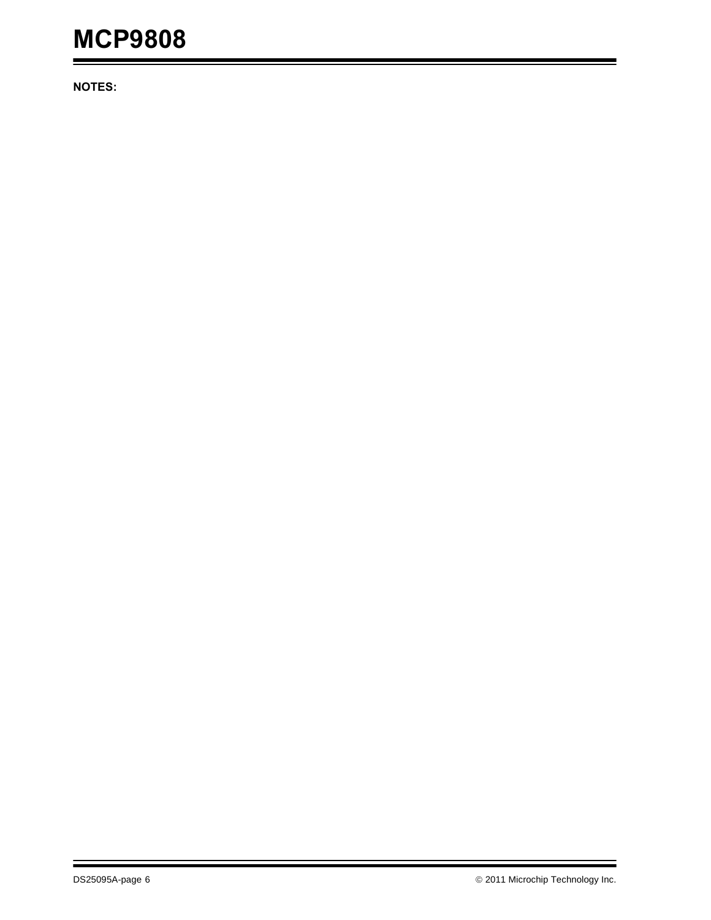NOTES: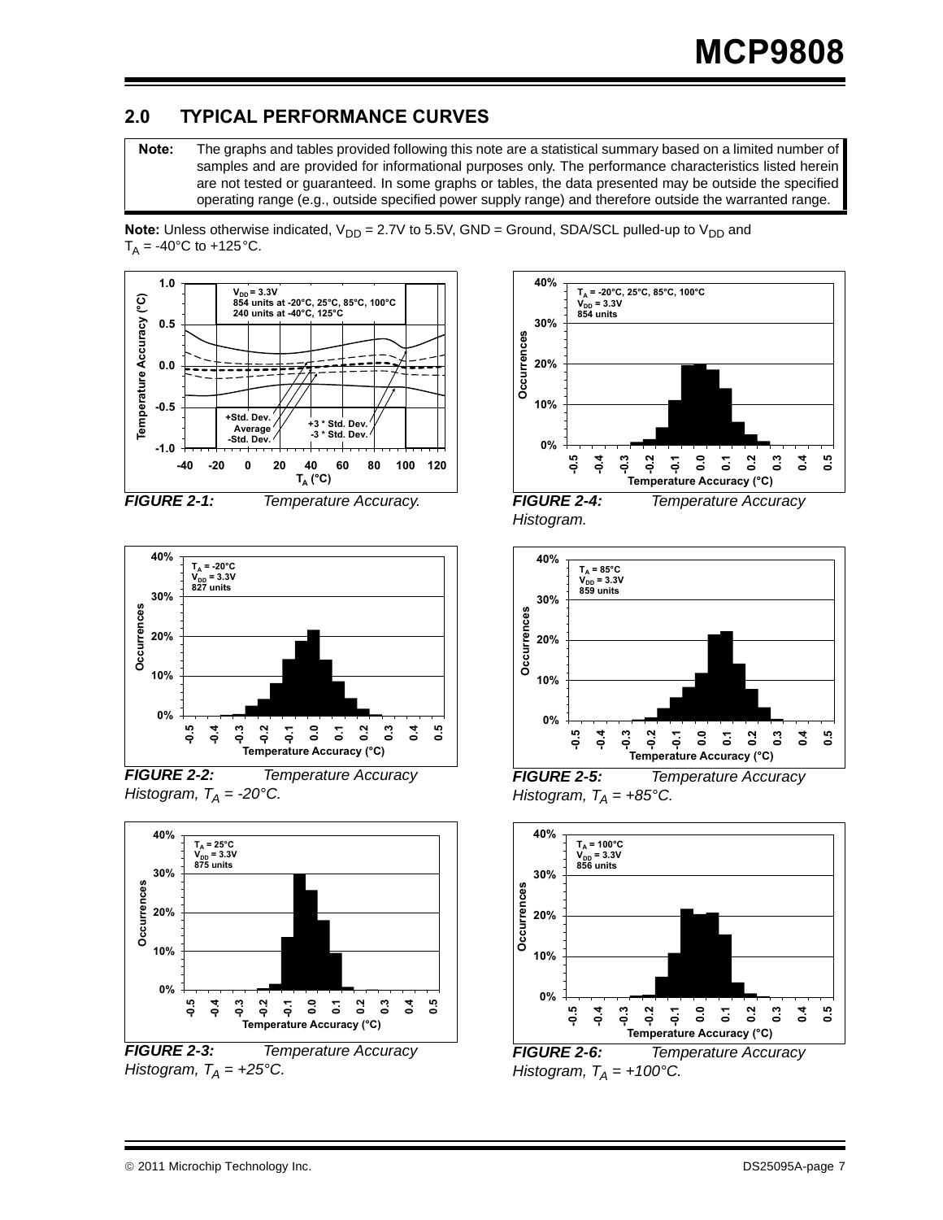## 2.0 TYPICAL PERFORMANCE CURVES

**Note:** The graphs and tables provided following this note are a statistical summary based on a limited number of samples and are provided for informational purposes only. The performance characteristics listed herein are not tested or guaranteed. In some graphs or tables, the data presented may be outside the specified operating range (e.g., outside specified power supply range) and therefore outside the warranted range.

**Note:** Unless otherwise indicated, $V_{DD}$ = 2.7V to 5.5V, GND = Ground, SDA/SCL pulled-up to $V_{DD}$ and $T_A$ = -40°C to +125°C.

$V_{DD}$ = 3.3V
854 units at -20°C, 25°C, 85°C, 100°C
240 units at -40°C, 125°C
+Std. Dev.
Average
-Std. Dev.
+3 * Std. Dev.
-3 * Std. Dev.
Temperature Accuracy (°C)
1.0
0.5
0.0
-0.5
-1.0
-40 -20 0 20 40 60 80 100 120
$T_A$ (°C)

***FIGURE 2-1:*** *Temperature Accuracy.*

$T_A$ = -20°C
$V_{DD}$ = 3.3V
827 units
Occurrences
40%
30%
20%
10%
0%
-0.5 -0.4 -0.3 -0.2 -0.1 0.0 0.1 0.2 0.3 0.4 0.5
Temperature Accuracy (°C)

***FIGURE 2-2:*** *Temperature Accuracy Histogram, $T_A$ = -20°C.*

$T_A$ = 25°C
$V_{DD}$ = 3.3V
875 units
Occurrences
40%
30%
20%
10%
0%
-0.5 -0.4 -0.3 -0.2 -0.1 0.0 0.1 0.2 0.3 0.4 0.5
Temperature Accuracy (°C)

***FIGURE 2-3:*** *Temperature Accuracy Histogram, $T_A$ = +25°C.*

$T_A$ = -20°C, 25°C, 85°C, 100°C
$V_{DD}$ = 3.3V
854 units
Occurrences
40%
30%
20%
10%
0%
-0.5 -0.4 -0.3 -0.2 -0.1 0.0 0.1 0.2 0.3 0.4 0.5
Temperature Accuracy (°C)

***FIGURE 2-4:*** *Temperature Accuracy Histogram.*

$T_A$ = 85°C
$V_{DD}$ = 3.3V
859 units
Occurrences
40%
30%
20%
10%
0%
-0.5 -0.4 -0.3 -0.2 -0.1 0.0 0.1 0.2 0.3 0.4 0.5
Temperature Accuracy (°C)

***FIGURE 2-5:*** *Temperature Accuracy Histogram, $T_A$ = +85°C.*

$T_A$ = 100°C
$V_{DD}$ = 3.3V
856 units
Occurrences
40%
30%
20%
10%
0%
-0.5 -0.4 -0.3 -0.2 -0.1 0.0 0.1 0.2 0.3 0.4 0.5
Temperature Accuracy (°C)

***FIGURE 2-6:*** *Temperature Accuracy Histogram, $T_A$ = +100°C.*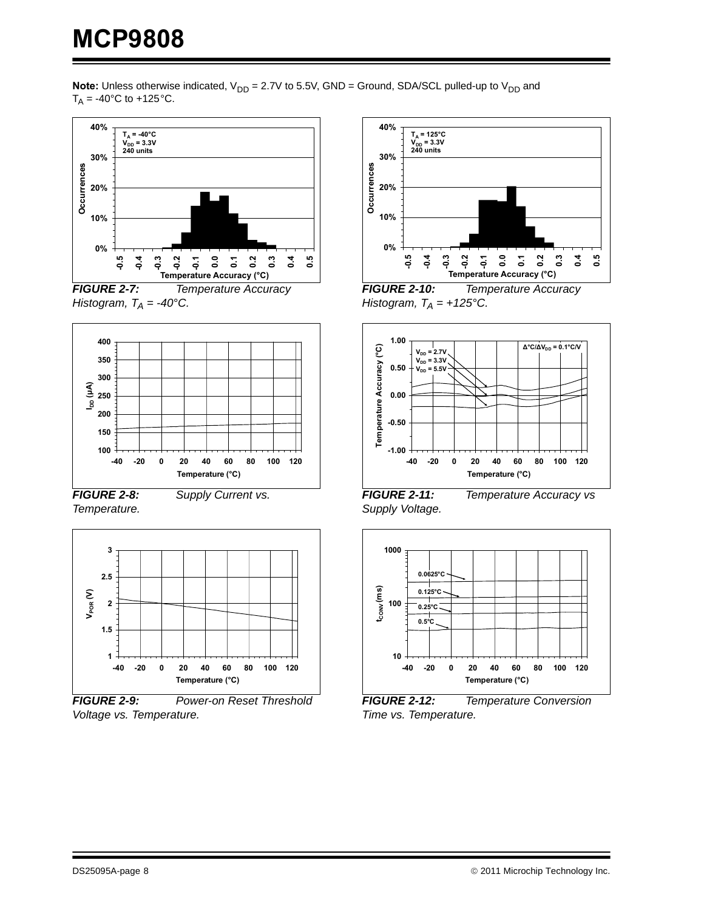**Note:** Unless otherwise indicated, $V_{DD}$ = 2.7V to 5.5V, GND = Ground, SDA/SCL pulled-up to $V_{DD}$ and $T_A$ = -40°C to +125°C.

$T_A$ = -40°C
$V_{DD}$ = 3.3V
240 units

Occurrences
40%
30%
20%
10%
0%

-0.5 -0.4 -0.3 -0.2 -0.1 0.0 0.1 0.2 0.3 0.4 0.5
Temperature Accuracy (°C)

***FIGURE 2-7:*** *Temperature Accuracy Histogram, $T_A$ = -40°C.*

400
350
300
250
200
150
100
$I_{DD}$ (µA)

-40 -20 0 20 40 60 80 100 120
Temperature (°C)

***FIGURE 2-8:*** *Supply Current vs. Temperature.*

3
2.5
2
1.5
1
$V_{POR}$ (V)

-40 -20 0 20 40 60 80 100 120
Temperature (°C)

***FIGURE 2-9:*** *Power-on Reset Threshold Voltage vs. Temperature.*

$T_A$ = 125°C
$V_{DD}$ = 3.3V
240 units

Occurrences
40%
30%
20%
10%
0%

-0.5 -0.4 -0.3 -0.2 -0.1 0.0 0.1 0.2 0.3 0.4 0.5
Temperature Accuracy (°C)

***FIGURE 2-10:*** *Temperature Accuracy Histogram, $T_A$ = +125°C.*

$\Delta°C/\Delta V_{DD}$ = 0.1°C/V
$V_{DD}$ = 2.7V
$V_{DD}$ = 3.3V
$V_{DD}$ = 5.5V

1.00
0.50
0.00
-0.50
-1.00
Temperature Accuracy (°C)

-40 -20 0 20 40 60 80 100 120
Temperature (°C)

***FIGURE 2-11:*** *Temperature Accuracy vs Supply Voltage.*

1000
100
10
$t_{CONV}$ (ms)

0.0625°C
0.125°C
0.25°C
0.5°C

-40 -20 0 20 40 60 80 100 120
Temperature (°C)

***FIGURE 2-12:*** *Temperature Conversion Time vs. Temperature.*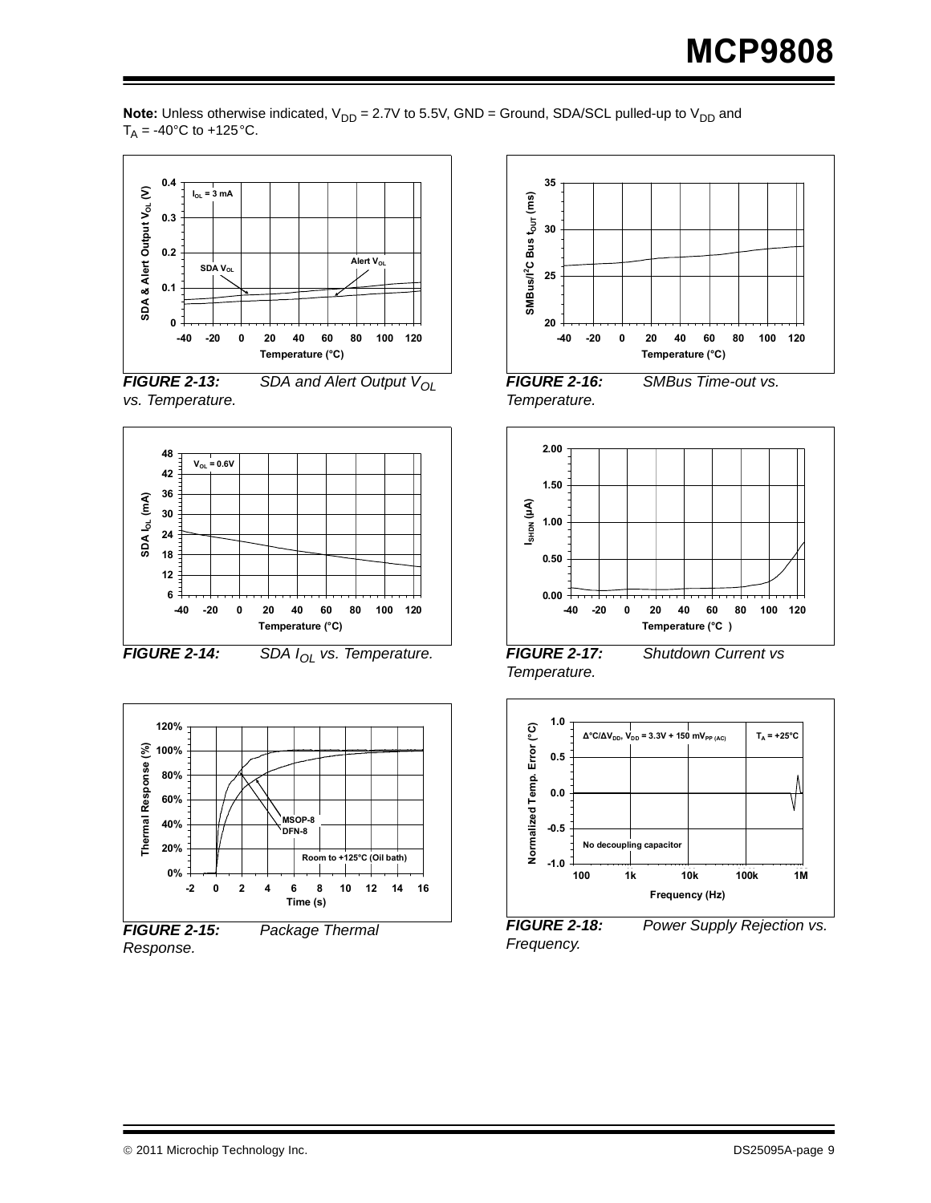**Note:** Unless otherwise indicated, $V_{DD}$ = 2.7V to 5.5V, GND = Ground, SDA/SCL pulled-up to $V_{DD}$ and $T_A$ = -40°C to +125°C.

0.4
$I_{OL}$ = 3 mA
0.3
0.2
0.1
0
SDA & Alert Output $V_{OL}$ (V)
SDA $V_{OL}$
Alert $V_{OL}$
-40 -20 0 20 40 60 80 100 120
Temperature (°C)

***FIGURE 2-13:*** *SDA and Alert Output $V_{OL}$ vs. Temperature.*

48
42
36
30
24
18
12
6
$V_{OL}$ = 0.6V
SDA $I_{OL}$ (mA)
-40 -20 0 20 40 60 80 100 120
Temperature (°C)

***FIGURE 2-14:*** *SDA $I_{OL}$ vs. Temperature.*

120%
100%
80%
60%
40%
20%
0%
Thermal Response (%)
MSOP-8
DFN-8
Room to +125°C (Oil bath)
-2 0 2 4 6 8 10 12 14 16
Time (s)

***FIGURE 2-15:*** *Package Thermal Response.*

35
30
25
20
SMBus/I²C Bus $t_{OUT}$ (ms)
-40 -20 0 20 40 60 80 100 120
Temperature (°C)

***FIGURE 2-16:*** *SMBus Time-out vs. Temperature.*

2.00
1.50
1.00
0.50
0.00
$I_{SHDN}$ (µA)
-40 -20 0 20 40 60 80 100 120
Temperature (°C )

***FIGURE 2-17:*** *Shutdown Current vs Temperature.*

1.0
0.5
0.0
-0.5
-1.0
Normalized Temp. Error (°C)
Δ°C/Δ$V_{DD}$, $V_{DD}$ = 3.3V + 150 $mV_{PP (AC)}$
$T_A$ = +25°C
No decoupling capacitor
100 1k 10k 100k 1M
Frequency (Hz)

***FIGURE 2-18:*** *Power Supply Rejection vs. Frequency.*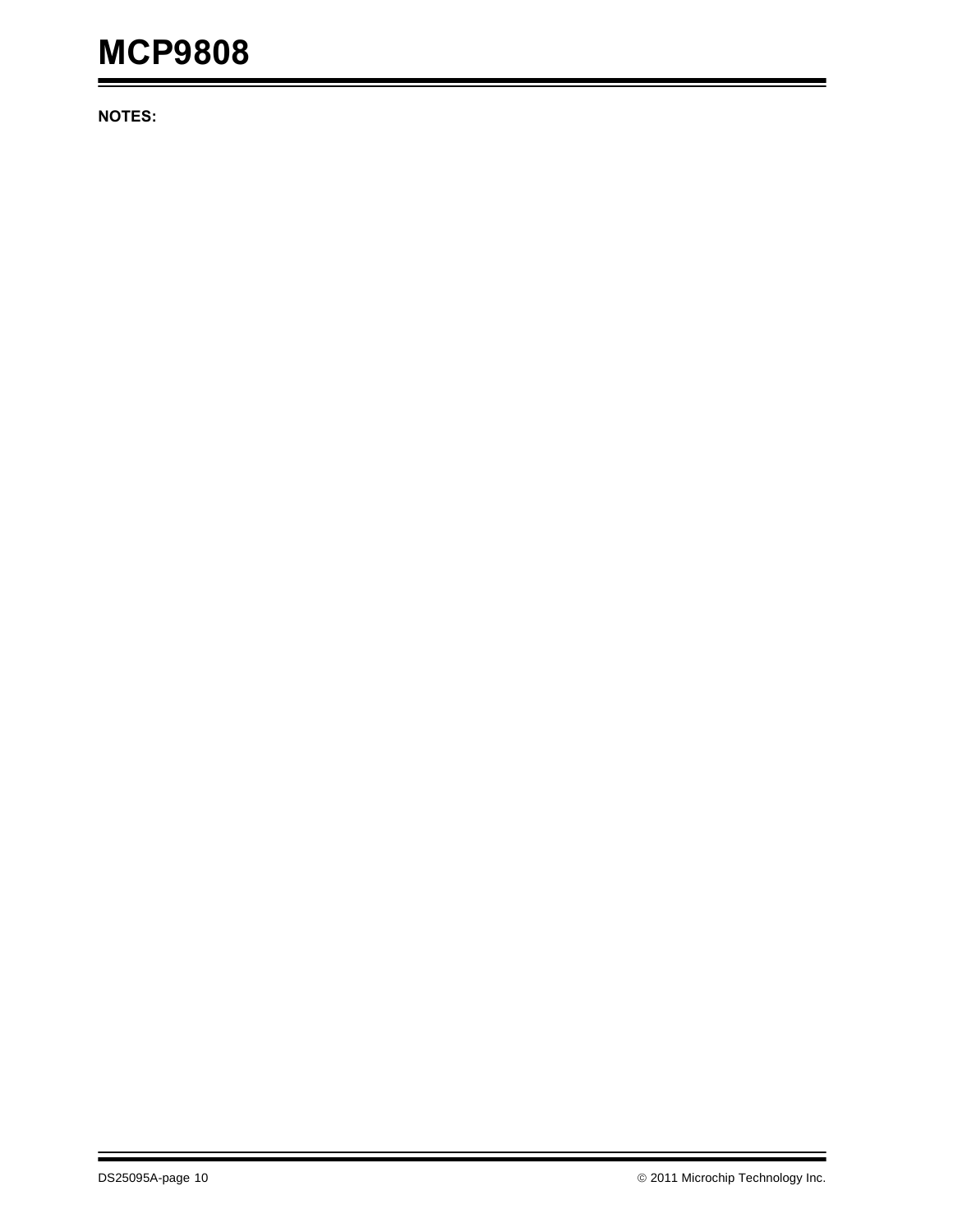**NOTES:**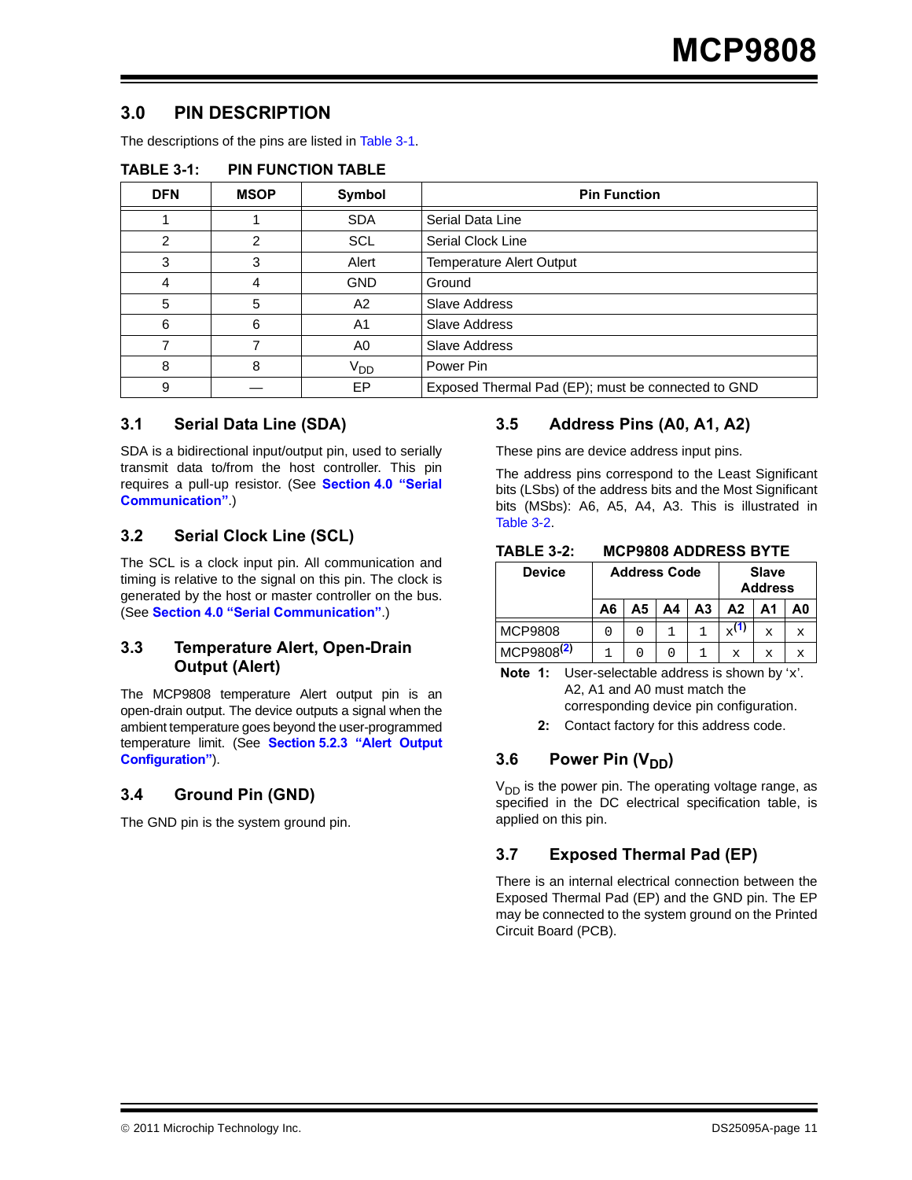## 3.0 PIN DESCRIPTION

The descriptions of the pins are listed in Table 3-1.

**TABLE 3-1: PIN FUNCTION TABLE**

| DFN | MSOP | Symbol | Pin Function |
|---|---|---|---|
| 1 | 1 | SDA | Serial Data Line |
| 2 | 2 | SCL | Serial Clock Line |
| 3 | 3 | Alert | Temperature Alert Output |
| 4 | 4 | GND | Ground |
| 5 | 5 | A2 | Slave Address |
| 6 | 6 | A1 | Slave Address |
| 7 | 7 | A0 | Slave Address |
| 8 | 8 | $V_{DD}$ | Power Pin |
| 9 | — | EP | Exposed Thermal Pad (EP); must be connected to GND |

### 3.1 Serial Data Line (SDA)

SDA is a bidirectional input/output pin, used to serially transmit data to/from the host controller. This pin requires a pull-up resistor. (See **Section 4.0 "Serial Communication"**.)

### 3.2 Serial Clock Line (SCL)

The SCL is a clock input pin. All communication and timing is relative to the signal on this pin. The clock is generated by the host or master controller on the bus. (See **Section 4.0 "Serial Communication"**.)

### 3.3 Temperature Alert, Open-Drain Output (Alert)

The MCP9808 temperature Alert output pin is an open-drain output. The device outputs a signal when the ambient temperature goes beyond the user-programmed temperature limit. (See **Section 5.2.3 "Alert Output Configuration"**).

### 3.4 Ground Pin (GND)

The GND pin is the system ground pin.

### 3.5 Address Pins (A0, A1, A2)

These pins are device address input pins.

The address pins correspond to the Least Significant bits (LSbs) of the address bits and the Most Significant bits (MSbs): A6, A5, A4, A3. This is illustrated in Table 3-2.

**TABLE 3-2: MCP9808 ADDRESS BYTE**

| Device | Address Code | | | | Slave Address | | |
|---|---|---|---|---|---|---|---|
| | A6 | A5 | A4 | A3 | A2 | A1 | A0 |
| MCP9808 | 0 | 0 | 1 | 1 | x[1] | x | x |
| MCP9808[2] | 1 | 0 | 0 | 1 | x | x | x |

**Note 1:** User-selectable address is shown by 'x'. A2, A1 and A0 must match the corresponding device pin configuration.

**2:** Contact factory for this address code.

### 3.6 Power Pin ($V_{DD}$)

$V_{DD}$ is the power pin. The operating voltage range, as specified in the DC electrical specification table, is applied on this pin.

### 3.7 Exposed Thermal Pad (EP)

There is an internal electrical connection between the Exposed Thermal Pad (EP) and the GND pin. The EP may be connected to the system ground on the Printed Circuit Board (PCB).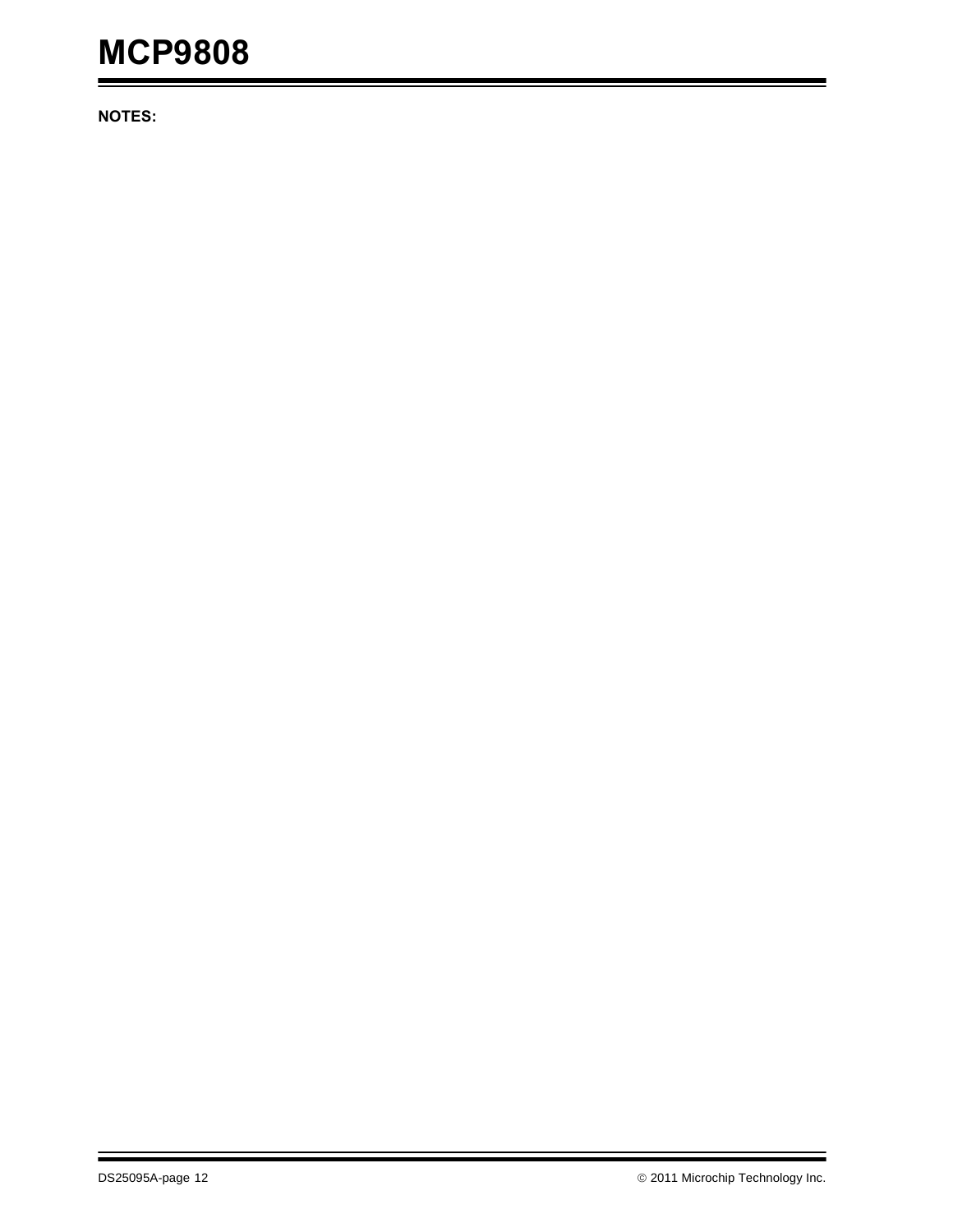**NOTES:**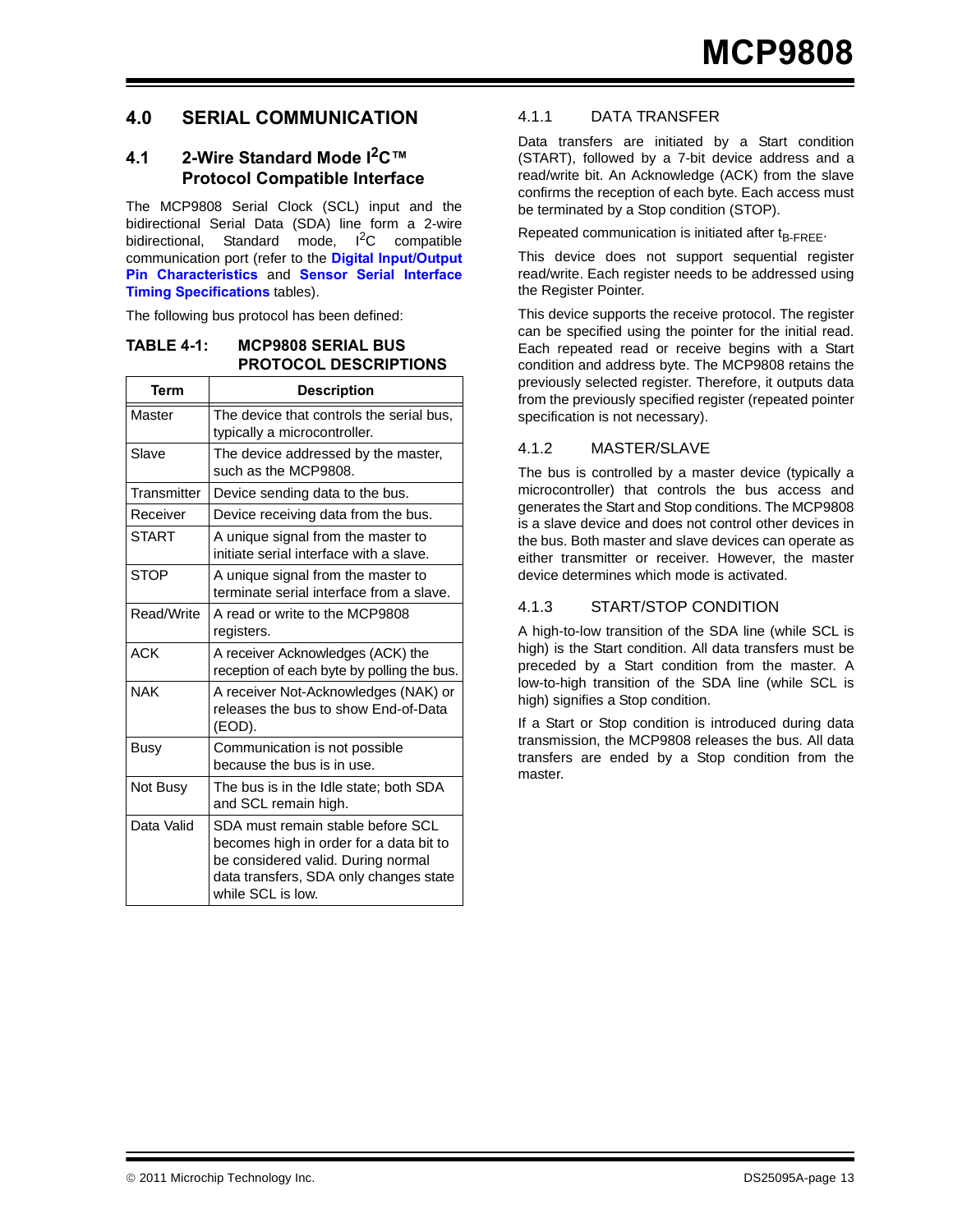# 4.0 SERIAL COMMUNICATION

## 4.1 2-Wire Standard Mode I$^2$C™ Protocol Compatible Interface

The MCP9808 Serial Clock (SCL) input and the bidirectional Serial Data (SDA) line form a 2-wire bidirectional, Standard mode, I$^2$C compatible communication port (refer to the **Digital Input/Output Pin Characteristics** and **Sensor Serial Interface Timing Specifications** tables).

The following bus protocol has been defined:

**TABLE 4-1: MCP9808 SERIAL BUS PROTOCOL DESCRIPTIONS**

| Term | Description |
|---|---|
| Master | The device that controls the serial bus, typically a microcontroller. |
| Slave | The device addressed by the master, such as the MCP9808. |
| Transmitter | Device sending data to the bus. |
| Receiver | Device receiving data from the bus. |
| START | A unique signal from the master to initiate serial interface with a slave. |
| STOP | A unique signal from the master to terminate serial interface from a slave. |
| Read/Write | A read or write to the MCP9808 registers. |
| ACK | A receiver Acknowledges (ACK) the reception of each byte by polling the bus. |
| NAK | A receiver Not-Acknowledges (NAK) or releases the bus to show End-of-Data (EOD). |
| Busy | Communication is not possible because the bus is in use. |
| Not Busy | The bus is in the Idle state; both SDA and SCL remain high. |
| Data Valid | SDA must remain stable before SCL becomes high in order for a data bit to be considered valid. During normal data transfers, SDA only changes state while SCL is low. |

### 4.1.1 DATA TRANSFER

Data transfers are initiated by a Start condition (START), followed by a 7-bit device address and a read/write bit. An Acknowledge (ACK) from the slave confirms the reception of each byte. Each access must be terminated by a Stop condition (STOP).

Repeated communication is initiated after $t_{B\text{-}FREE}$.

This device does not support sequential register read/write. Each register needs to be addressed using the Register Pointer.

This device supports the receive protocol. The register can be specified using the pointer for the initial read. Each repeated read or receive begins with a Start condition and address byte. The MCP9808 retains the previously selected register. Therefore, it outputs data from the previously specified register (repeated pointer specification is not necessary).

### 4.1.2 MASTER/SLAVE

The bus is controlled by a master device (typically a microcontroller) that controls the bus access and generates the Start and Stop conditions. The MCP9808 is a slave device and does not control other devices in the bus. Both master and slave devices can operate as either transmitter or receiver. However, the master device determines which mode is activated.

### 4.1.3 START/STOP CONDITION

A high-to-low transition of the SDA line (while SCL is high) is the Start condition. All data transfers must be preceded by a Start condition from the master. A low-to-high transition of the SDA line (while SCL is high) signifies a Stop condition.

If a Start or Stop condition is introduced during data transmission, the MCP9808 releases the bus. All data transfers are ended by a Stop condition from the master.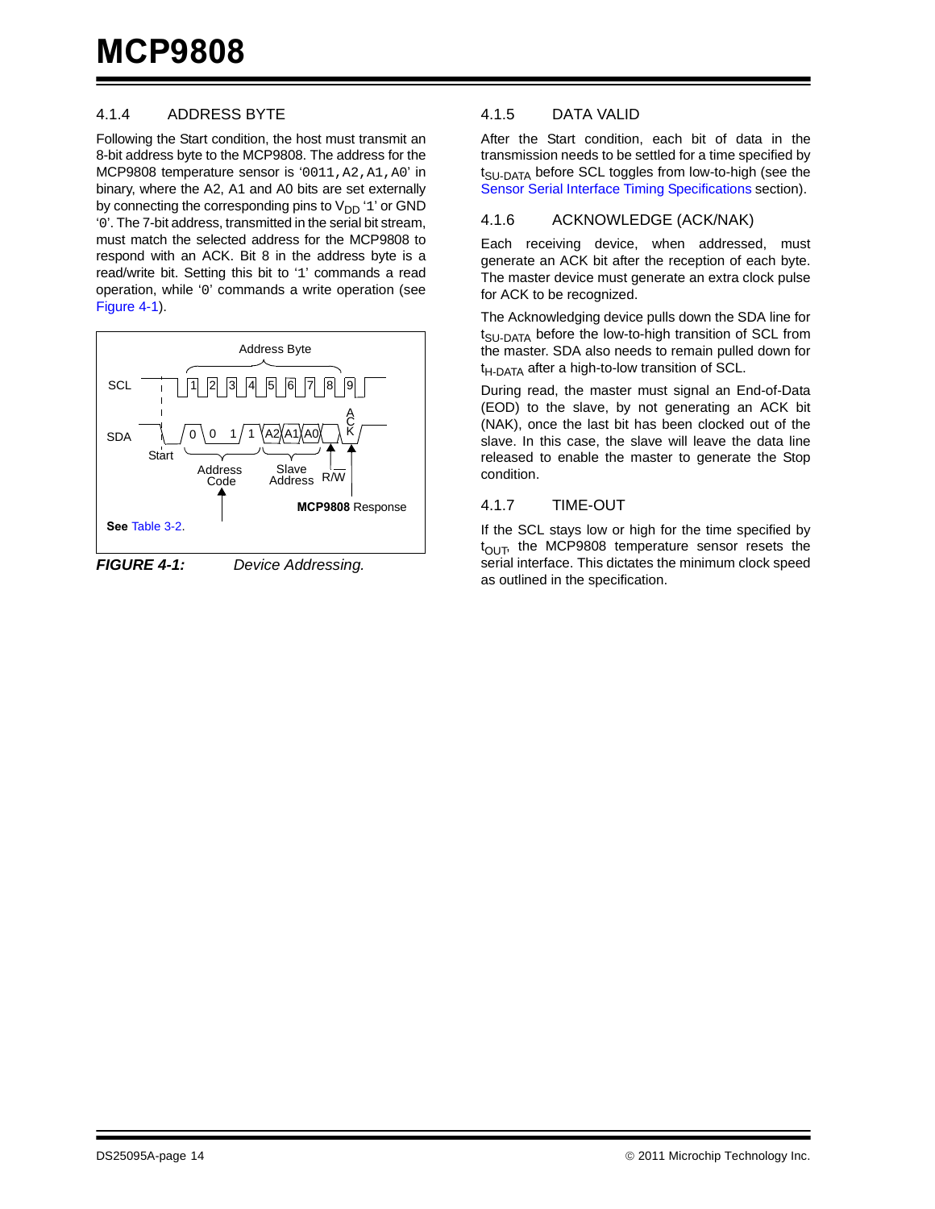### 4.1.4 ADDRESS BYTE

Following the Start condition, the host must transmit an 8-bit address byte to the MCP9808. The address for the MCP9808 temperature sensor is '0011,A2,A1,A0' in binary, where the A2, A1 and A0 bits are set externally by connecting the corresponding pins to $V_{DD}$ '1' or GND '0'. The 7-bit address, transmitted in the serial bit stream, must match the selected address for the MCP9808 to respond with an ACK. Bit 8 in the address byte is a read/write bit. Setting this bit to '1' commands a read operation, while '0' commands a write operation (see Figure 4-1).

Address Byte

SCL 1 2 3 4 5 6 7 8 9

SDA 0 0 1 1 A2 A1 A0 ACK

Start

Address Code

Slave Address

R/W

**MCP9808** Response

**See** Table 3-2.

***FIGURE 4-1:*** *Device Addressing.*

### 4.1.5 DATA VALID

After the Start condition, each bit of data in the transmission needs to be settled for a time specified by $t_{SU-DATA}$ before SCL toggles from low-to-high (see the Sensor Serial Interface Timing Specifications section).

### 4.1.6 ACKNOWLEDGE (ACK/NAK)

Each receiving device, when addressed, must generate an ACK bit after the reception of each byte. The master device must generate an extra clock pulse for ACK to be recognized.

The Acknowledging device pulls down the SDA line for $t_{SU-DATA}$ before the low-to-high transition of SCL from the master. SDA also needs to remain pulled down for $t_{H-DATA}$ after a high-to-low transition of SCL.

During read, the master must signal an End-of-Data (EOD) to the slave, by not generating an ACK bit (NAK), once the last bit has been clocked out of the slave. In this case, the slave will leave the data line released to enable the master to generate the Stop condition.

### 4.1.7 TIME-OUT

If the SCL stays low or high for the time specified by $t_{OUT}$, the MCP9808 temperature sensor resets the serial interface. This dictates the minimum clock speed as outlined in the specification.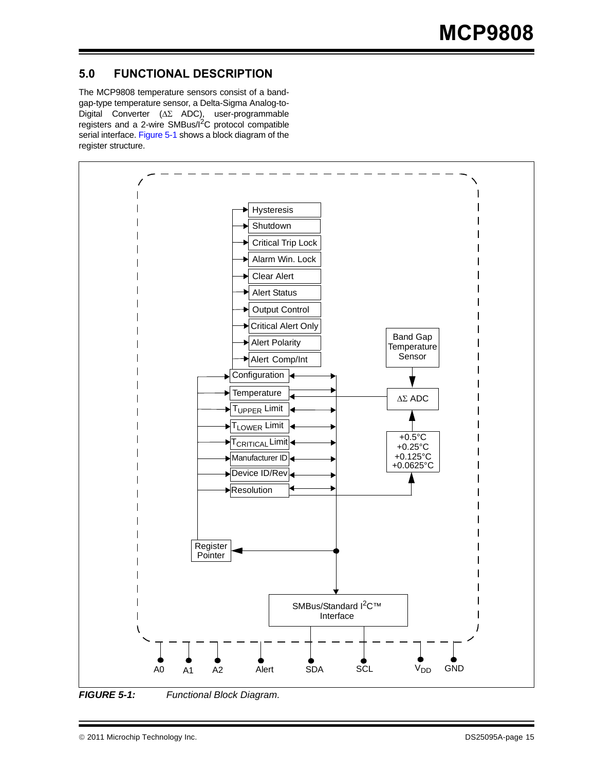## 5.0 FUNCTIONAL DESCRIPTION

The MCP9808 temperature sensors consist of a band-gap-type temperature sensor, a Delta-Sigma Analog-to-Digital Converter ($\Delta\Sigma$ ADC), user-programmable registers and a 2-wire SMBus/I$^2$C protocol compatible serial interface. Figure 5-1 shows a block diagram of the register structure.

Hysteresis
Shutdown
Critical Trip Lock
Alarm Win. Lock
Clear Alert
Alert Status
Output Control
Critical Alert Only
Alert Polarity
Alert Comp/Int
Configuration
Temperature
$T_{UPPER}$ Limit
$T_{LOWER}$ Limit
$T_{CRITICAL}$ Limit
Manufacturer ID
Device ID/Rev
Resolution
Band Gap Temperature Sensor
$\Delta\Sigma$ ADC
+0.5°C
+0.25°C
+0.125°C
+0.0625°C
Register Pointer
SMBus/Standard I$^2$C™ Interface
A0
A1
A2
Alert
SDA
SCL
$V_{DD}$
GND

*FIGURE 5-1: Functional Block Diagram.*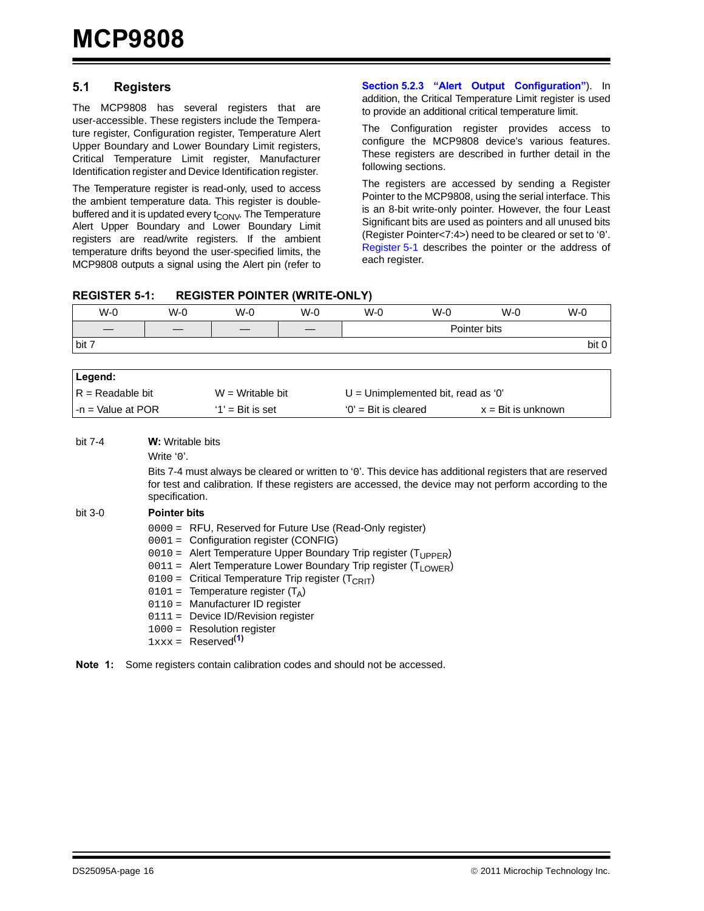## 5.1 Registers

The MCP9808 has several registers that are user-accessible. These registers include the Temperature register, Configuration register, Temperature Alert Upper Boundary and Lower Boundary Limit registers, Critical Temperature Limit register, Manufacturer Identification register and Device Identification register.

The Temperature register is read-only, used to access the ambient temperature data. This register is double-buffered and it is updated every $t_{CONV}$. The Temperature Alert Upper Boundary and Lower Boundary Limit registers are read/write registers. If the ambient temperature drifts beyond the user-specified limits, the MCP9808 outputs a signal using the Alert pin (refer to **Section 5.2.3 "Alert Output Configuration"**). In addition, the Critical Temperature Limit register is used to provide an additional critical temperature limit.

The Configuration register provides access to configure the MCP9808 device's various features. These registers are described in further detail in the following sections.

The registers are accessed by sending a Register Pointer to the MCP9808, using the serial interface. This is an 8-bit write-only pointer. However, the four Least Significant bits are used as pointers and all unused bits (Register Pointer<7:4>) need to be cleared or set to '0'. Register 5-1 describes the pointer or the address of each register.

**REGISTER 5-1: REGISTER POINTER (WRITE-ONLY)**

| W-0 | W-0 | W-0 | W-0 | W-0 | W-0 | W-0 | W-0 |
|---|---|---|---|---|---|---|---|
| — | — | — | — | Pointer bits | | | |
| bit 7 | | | | | | | bit 0 |

| Legend: | | | |
|---|---|---|---|
| R = Readable bit | W = Writable bit | U = Unimplemented bit, read as '0' | |
| -n = Value at POR | '1' = Bit is set | '0' = Bit is cleared | x = Bit is unknown |

bit 7-4 **W:** Writable bits
Write '0'.
Bits 7-4 must always be cleared or written to '0'. This device has additional registers that are reserved for test and calibration. If these registers are accessed, the device may not perform according to the specification.

bit 3-0 **Pointer bits**
- 0000 = RFU, Reserved for Future Use (Read-Only register)
- 0001 = Configuration register (CONFIG)
- 0010 = Alert Temperature Upper Boundary Trip register ($T_{UPPER}$)
- 0011 = Alert Temperature Lower Boundary Trip register ($T_{LOWER}$)
- 0100 = Critical Temperature Trip register ($T_{CRIT}$)
- 0101 = Temperature register ($T_A$)
- 0110 = Manufacturer ID register
- 0111 = Device ID/Revision register
- 1000 = Resolution register
- 1xxx = Reserved[1]

**Note 1:** Some registers contain calibration codes and should not be accessed.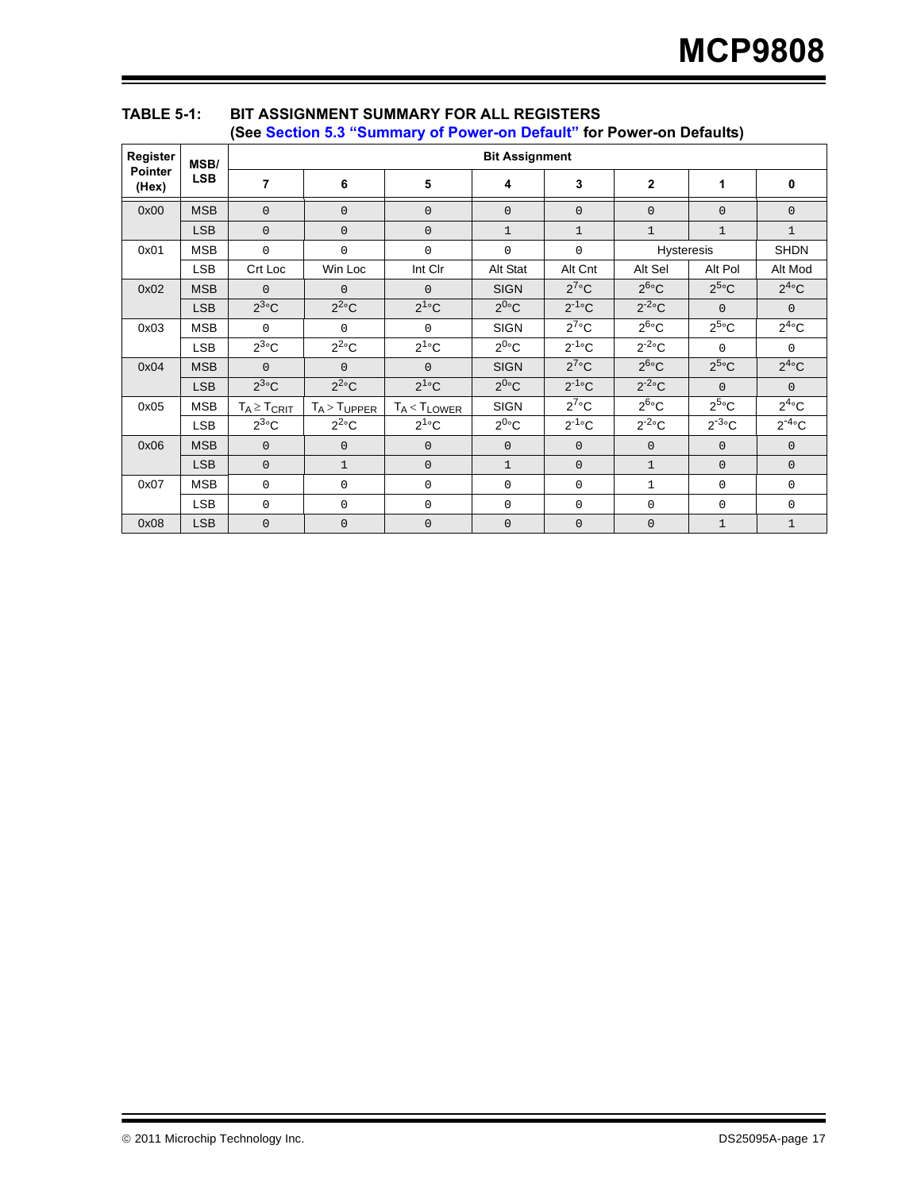**TABLE 5-1: BIT ASSIGNMENT SUMMARY FOR ALL REGISTERS (See Section 5.3 "Summary of Power-on Default" for Power-on Defaults)**

| Register Pointer (Hex) | MSB/ LSB | Bit Assignment | | | | | | | |
|---|---|---|---|---|---|---|---|---|---|
| | | 7 | 6 | 5 | 4 | 3 | 2 | 1 | 0 |
| 0x00 | MSB | 0 | 0 | 0 | 0 | 0 | 0 | 0 | 0 |
| | LSB | 0 | 0 | 0 | 1 | 1 | 1 | 1 | 1 |
| 0x01 | MSB | 0 | 0 | 0 | 0 | 0 | Hysteresis | | SHDN |
| | LSB | Crt Loc | Win Loc | Int Clr | Alt Stat | Alt Cnt | Alt Sel | Alt Pol | Alt Mod |
| 0x02 | MSB | 0 | 0 | 0 | SIGN | $2^{7}$°C | $2^{6}$°C | $2^{5}$°C | $2^{4}$°C |
| | LSB | $2^{3}$°C | $2^{2}$°C | $2^{1}$°C | $2^{0}$°C | $2^{-1}$°C | $2^{-2}$°C | 0 | 0 |
| 0x03 | MSB | 0 | 0 | 0 | SIGN | $2^{7}$°C | $2^{6}$°C | $2^{5}$°C | $2^{4}$°C |
| | LSB | $2^{3}$°C | $2^{2}$°C | $2^{1}$°C | $2^{0}$°C | $2^{-1}$°C | $2^{-2}$°C | 0 | 0 |
| 0x04 | MSB | 0 | 0 | 0 | SIGN | $2^{7}$°C | $2^{6}$°C | $2^{5}$°C | $2^{4}$°C |
| | LSB | $2^{3}$°C | $2^{2}$°C | $2^{1}$°C | $2^{0}$°C | $2^{-1}$°C | $2^{-2}$°C | 0 | 0 |
| 0x05 | MSB | $T_A \geq T_{CRIT}$ | $T_A > T_{UPPER}$ | $T_A < T_{LOWER}$ | SIGN | $2^{7}$°C | $2^{6}$°C | $2^{5}$°C | $2^{4}$°C |
| | LSB | $2^{3}$°C | $2^{2}$°C | $2^{1}$°C | $2^{0}$°C | $2^{-1}$°C | $2^{-2}$°C | $2^{-3}$°C | $2^{-4}$°C |
| 0x06 | MSB | 0 | 0 | 0 | 0 | 0 | 0 | 0 | 0 |
| | LSB | 0 | 1 | 0 | 1 | 0 | 1 | 0 | 0 |
| 0x07 | MSB | 0 | 0 | 0 | 0 | 0 | 1 | 0 | 0 |
| | LSB | 0 | 0 | 0 | 0 | 0 | 0 | 0 | 0 |
| 0x08 | LSB | 0 | 0 | 0 | 0 | 0 | 0 | 1 | 1 |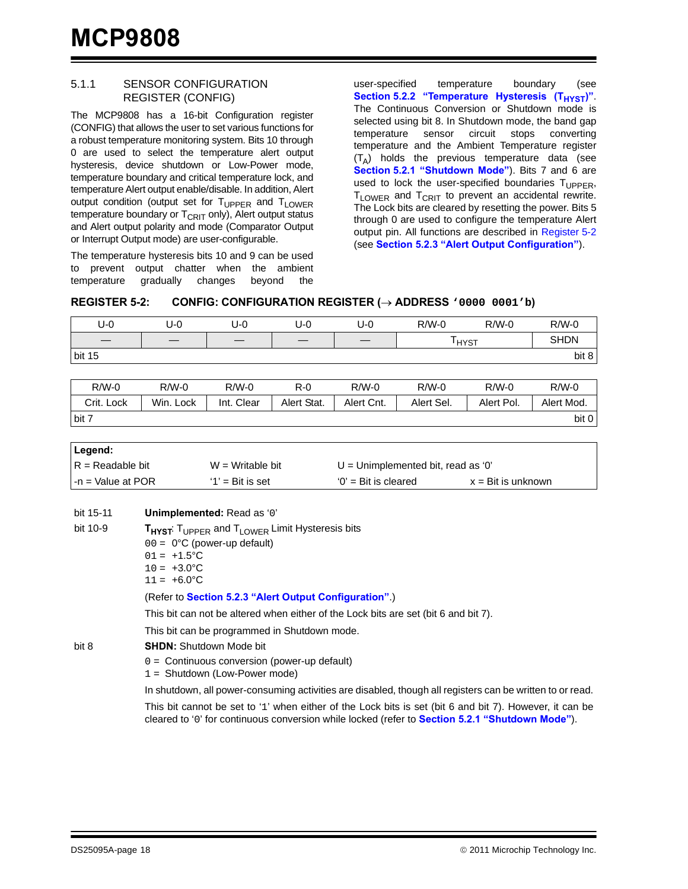#### 5.1.1 SENSOR CONFIGURATION REGISTER (CONFIG)

The MCP9808 has a 16-bit Configuration register (CONFIG) that allows the user to set various functions for a robust temperature monitoring system. Bits 10 through 0 are used to select the temperature alert output hysteresis, device shutdown or Low-Power mode, temperature boundary and critical temperature lock, and temperature Alert output enable/disable. In addition, Alert output condition (output set for $T_{UPPER}$ and $T_{LOWER}$ temperature boundary or $T_{CRIT}$ only), Alert output status and Alert output polarity and mode (Comparator Output or Interrupt Output mode) are user-configurable.

The temperature hysteresis bits 10 and 9 can be used to prevent output chatter when the ambient temperature gradually changes beyond the user-specified temperature boundary (see **Section 5.2.2 "Temperature Hysteresis ($T_{HYST}$)"**. The Continuous Conversion or Shutdown mode is selected using bit 8. In Shutdown mode, the band gap temperature sensor circuit stops converting temperature and the Ambient Temperature register ($T_A$) holds the previous temperature data (see **Section 5.2.1 "Shutdown Mode"**). Bits 7 and 6 are used to lock the user-specified boundaries $T_{UPPER}$, $T_{LOWER}$ and $T_{CRIT}$ to prevent an accidental rewrite. The Lock bits are cleared by resetting the power. Bits 5 through 0 are used to configure the temperature Alert output pin. All functions are described in Register 5-2 (see **Section 5.2.3 "Alert Output Configuration"**).

**REGISTER 5-2: CONFIG: CONFIGURATION REGISTER (→ ADDRESS '0000 0001'b)**

| U-0 | U-0 | U-0 | U-0 | U-0 | R/W-0 | R/W-0 | R/W-0 |
|---|---|---|---|---|---|---|---|
| — | — | — | — | — | $T_{HYST}$ | | SHDN |
| bit 15 | | | | | | | bit 8 |

| R/W-0 | R/W-0 | R/W-0 | R-0 | R/W-0 | R/W-0 | R/W-0 | R/W-0 |
|---|---|---|---|---|---|---|---|
| Crit. Lock | Win. Lock | Int. Clear | Alert Stat. | Alert Cnt. | Alert Sel. | Alert Pol. | Alert Mod. |
| bit 7 | | | | | | | bit 0 |

| Legend: | | | |
|---|---|---|---|
| R = Readable bit | W = Writable bit | U = Unimplemented bit, read as '0' | |
| -n = Value at POR | '1' = Bit is set | '0' = Bit is cleared | x = Bit is unknown |

bit 15-11 **Unimplemented:** Read as '0'

bit 10-9 **$T_{HYST}$:** $T_{UPPER}$ and $T_{LOWER}$ Limit Hysteresis bits
- 00 = 0°C (power-up default)
- 01 = +1.5°C
- 10 = +3.0°C
- 11 = +6.0°C

(Refer to **Section 5.2.3 "Alert Output Configuration"**.)

This bit can not be altered when either of the Lock bits are set (bit 6 and bit 7).

This bit can be programmed in Shutdown mode.

bit 8 **SHDN:** Shutdown Mode bit
- 0 = Continuous conversion (power-up default)
- 1 = Shutdown (Low-Power mode)

In shutdown, all power-consuming activities are disabled, though all registers can be written to or read.

This bit cannot be set to '1' when either of the Lock bits is set (bit 6 and bit 7). However, it can be cleared to '0' for continuous conversion while locked (refer to **Section 5.2.1 "Shutdown Mode"**).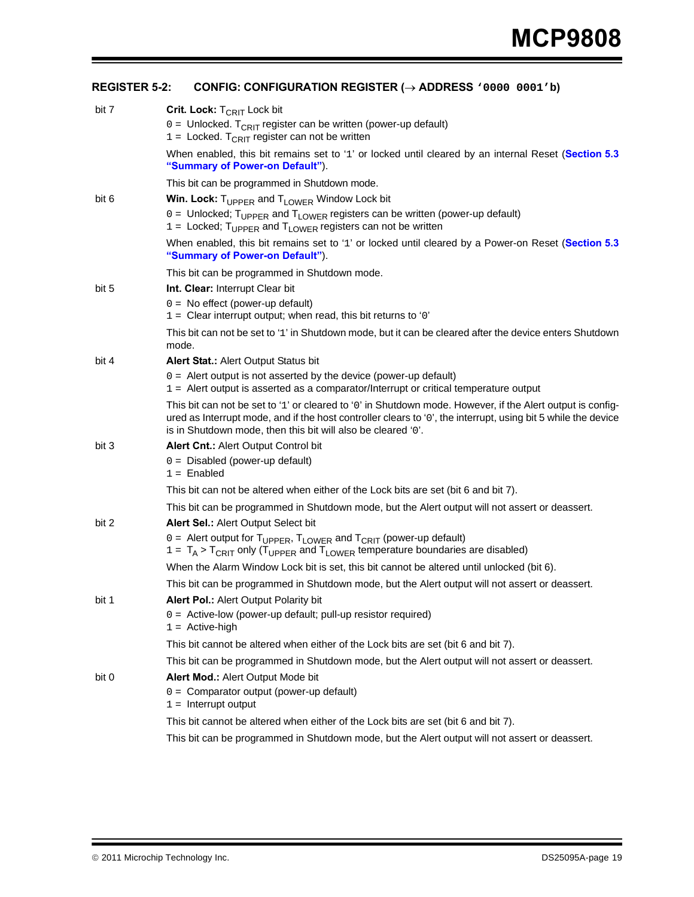## REGISTER 5-2: CONFIG: CONFIGURATION REGISTER (→ ADDRESS '0000 0001'b)

bit 7 **Crit. Lock:** $T_{CRIT}$ Lock bit

0 = Unlocked. $T_{CRIT}$ register can be written (power-up default)
1 = Locked. $T_{CRIT}$ register can not be written

When enabled, this bit remains set to '1' or locked until cleared by an internal Reset (**Section 5.3 "Summary of Power-on Default"**).

This bit can be programmed in Shutdown mode.

bit 6 **Win. Lock:** $T_{UPPER}$ and $T_{LOWER}$ Window Lock bit

0 = Unlocked; $T_{UPPER}$ and $T_{LOWER}$ registers can be written (power-up default)
1 = Locked; $T_{UPPER}$ and $T_{LOWER}$ registers can not be written

When enabled, this bit remains set to '1' or locked until cleared by a Power-on Reset (**Section 5.3 "Summary of Power-on Default"**).

This bit can be programmed in Shutdown mode.

bit 5 **Int. Clear:** Interrupt Clear bit

0 = No effect (power-up default)
1 = Clear interrupt output; when read, this bit returns to '0'

This bit can not be set to '1' in Shutdown mode, but it can be cleared after the device enters Shutdown mode.

bit 4 **Alert Stat.:** Alert Output Status bit

0 = Alert output is not asserted by the device (power-up default)
1 = Alert output is asserted as a comparator/Interrupt or critical temperature output

This bit can not be set to '1' or cleared to '0' in Shutdown mode. However, if the Alert output is configured as Interrupt mode, and if the host controller clears to '0', the interrupt, using bit 5 while the device is in Shutdown mode, then this bit will also be cleared '0'.

bit 3 **Alert Cnt.:** Alert Output Control bit

0 = Disabled (power-up default)
1 = Enabled

This bit can not be altered when either of the Lock bits are set (bit 6 and bit 7).

This bit can be programmed in Shutdown mode, but the Alert output will not assert or deassert.

bit 2 **Alert Sel.:** Alert Output Select bit

0 = Alert output for $T_{UPPER}$, $T_{LOWER}$ and $T_{CRIT}$ (power-up default)
1 = $T_A > T_{CRIT}$ only ($T_{UPPER}$ and $T_{LOWER}$ temperature boundaries are disabled)

When the Alarm Window Lock bit is set, this bit cannot be altered until unlocked (bit 6).

This bit can be programmed in Shutdown mode, but the Alert output will not assert or deassert.

bit 1 **Alert Pol.:** Alert Output Polarity bit

0 = Active-low (power-up default; pull-up resistor required)
1 = Active-high

This bit cannot be altered when either of the Lock bits are set (bit 6 and bit 7).

This bit can be programmed in Shutdown mode, but the Alert output will not assert or deassert.

bit 0 **Alert Mod.:** Alert Output Mode bit

0 = Comparator output (power-up default)
1 = Interrupt output

This bit cannot be altered when either of the Lock bits are set (bit 6 and bit 7).

This bit can be programmed in Shutdown mode, but the Alert output will not assert or deassert.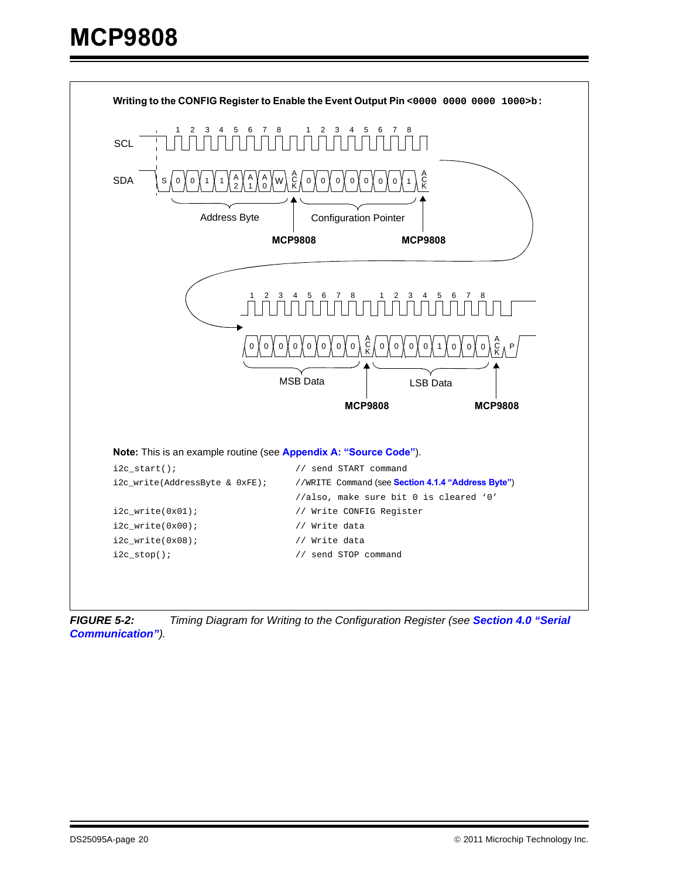**Writing to the CONFIG Register to Enable the Event Output Pin <0000 0000 0000 1000>b:**

SCL

SDA

1 2 3 4 5 6 7 8 1 2 3 4 5 6 7 8

S 0 0 1 1 A2 A1 A0 W ACK 0 0 0 0 0 0 0 1 ACK

Address Byte

Configuration Pointer

MCP9808

MCP9808

1 2 3 4 5 6 7 8 1 2 3 4 5 6 7 8

0 0 0 0 0 0 0 0 ACK 0 0 0 0 1 0 0 0 ACK P

MSB Data

LSB Data

MCP9808

MCP9808

**Note:** This is an example routine (see **Appendix A: "Source Code"**).

```
i2c_start();                    // send START command
i2c_write(AddressByte & 0xFE);  //WRITE Command (see Section 4.1.4 "Address Byte")
                                //also, make sure bit 0 is cleared '0'
i2c_write(0x01);                // Write CONFIG Register
i2c_write(0x00);                // Write data
i2c_write(0x08);                // Write data
i2c_stop();                     // send STOP command
```

***FIGURE 5-2:*** *Timing Diagram for Writing to the Configuration Register (see **Section 4.0 "Serial Communication"**).*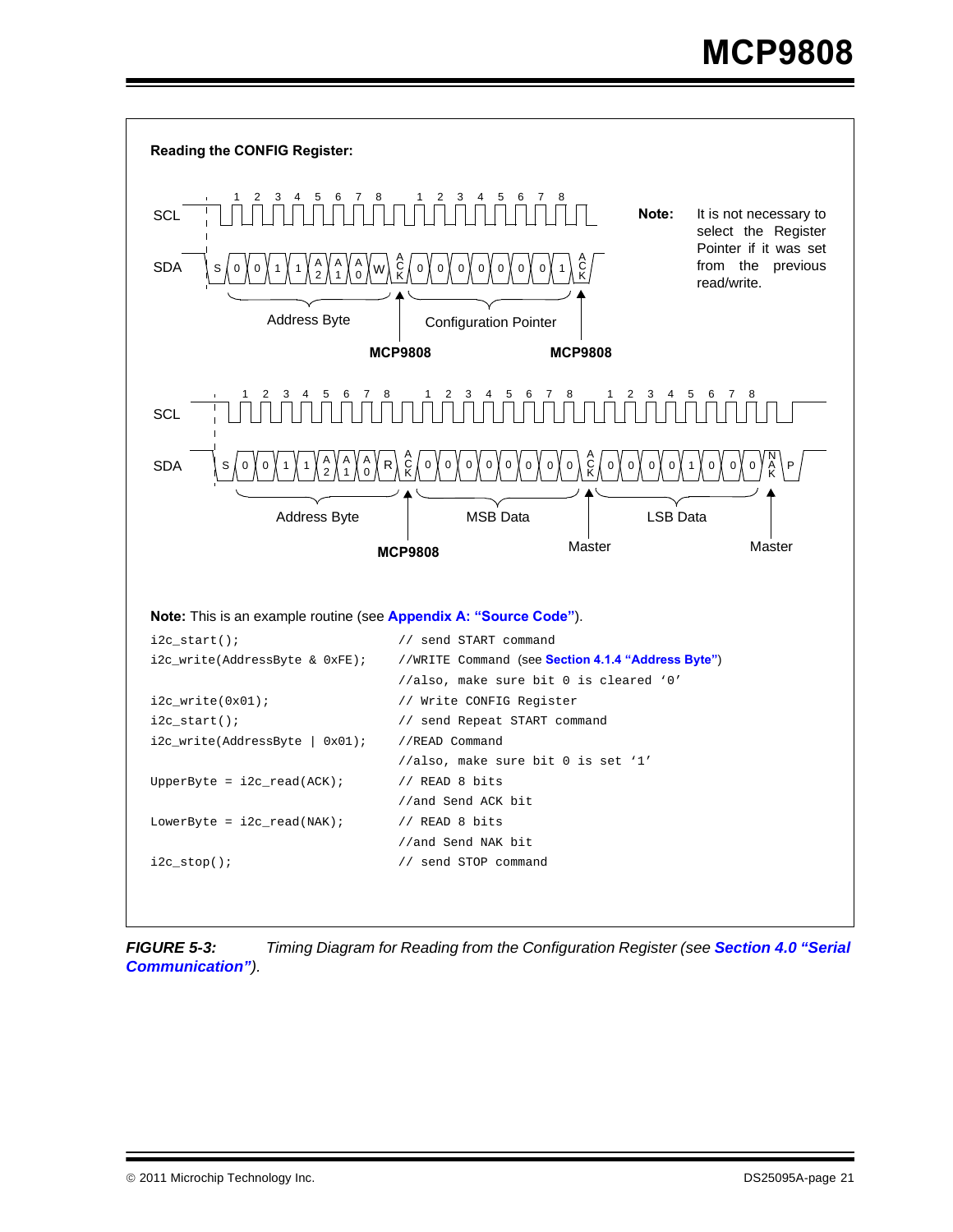**Reading the CONFIG Register:**

SCL

SDA

1 2 3 4 5 6 7 8 1 2 3 4 5 6 7 8

S 0 0 1 1 A2 A1 A0 W ACK 0 0 0 0 0 0 0 1 ACK

Address Byte

Configuration Pointer

MCP9808

MCP9808

**Note:** It is not necessary to select the Register Pointer if it was set from the previous read/write.

SCL

SDA

1 2 3 4 5 6 7 8 1 2 3 4 5 6 7 8 1 2 3 4 5 6 7 8

S 0 0 1 1 A2 A1 A0 R ACK 0 0 0 0 0 0 0 0 ACK 0 0 0 0 1 0 0 0 NAK P

Address Byte

MSB Data

LSB Data

MCP9808

Master

Master

**Note:** This is an example routine (see **Appendix A: "Source Code"**).

```
i2c_start();                      // send START command
i2c_write(AddressByte & 0xFE);    //WRITE Command (see Section 4.1.4 "Address Byte")
                                  //also, make sure bit 0 is cleared '0'
i2c_write(0x01);                  // Write CONFIG Register
i2c_start();                      // send Repeat START command
i2c_write(AddressByte | 0x01);    //READ Command
                                  //also, make sure bit 0 is set '1'
UpperByte = i2c_read(ACK);        // READ 8 bits
                                  //and Send ACK bit
LowerByte = i2c_read(NAK);        // READ 8 bits
                                  //and Send NAK bit
i2c_stop();                       // send STOP command
```

*FIGURE 5-3: Timing Diagram for Reading from the Configuration Register (see **Section 4.0 "Serial Communication"**).*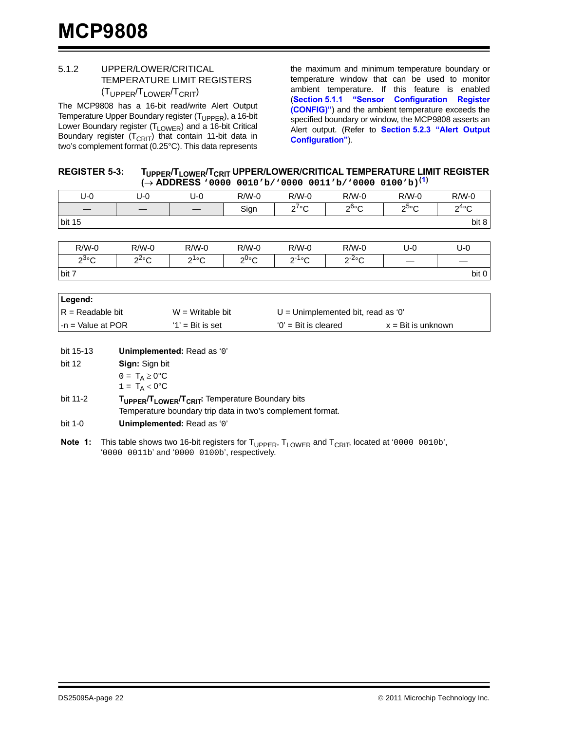### 5.1.2 UPPER/LOWER/CRITICAL TEMPERATURE LIMIT REGISTERS ($T_{UPPER}/T_{LOWER}/T_{CRIT}$)

The MCP9808 has a 16-bit read/write Alert Output Temperature Upper Boundary register ($T_{UPPER}$), a 16-bit Lower Boundary register ($T_{LOWER}$) and a 16-bit Critical Boundary register ($T_{CRIT}$) that contain 11-bit data in two's complement format (0.25°C). This data represents the maximum and minimum temperature boundary or temperature window that can be used to monitor ambient temperature. If this feature is enabled (**Section 5.1.1 "Sensor Configuration Register (CONFIG)"**) and the ambient temperature exceeds the specified boundary or window, the MCP9808 asserts an Alert output. (Refer to **Section 5.2.3 "Alert Output Configuration"**).

**REGISTER 5-3: $T_{UPPER}/T_{LOWER}/T_{CRIT}$ UPPER/LOWER/CRITICAL TEMPERATURE LIMIT REGISTER (→ ADDRESS `'0000 0010'b/'0000 0011'b/'0000 0100'b`)[(1)]**

| U-0 | U-0 | U-0 | R/W-0 | R/W-0 | R/W-0 | R/W-0 | R/W-0 |
|---|---|---|---|---|---|---|---|
| — | — | — | Sign | $2^7$°C | $2^6$°C | $2^5$°C | $2^4$°C |
| bit 15 | | | | | | | bit 8 |

| R/W-0 | R/W-0 | R/W-0 | R/W-0 | R/W-0 | R/W-0 | U-0 | U-0 |
|---|---|---|---|---|---|---|---|
| $2^3$°C | $2^2$°C | $2^1$°C | $2^0$°C | $2^{-1}$°C | $2^{-2}$°C | — | — |
| bit 7 | | | | | | | bit 0 |

| Legend: | | | |
|---|---|---|---|
| R = Readable bit | W = Writable bit | U = Unimplemented bit, read as '0' | |
| -n = Value at POR | '1' = Bit is set | '0' = Bit is cleared | x = Bit is unknown |

bit 15-13 **Unimplemented:** Read as '0'

bit 12 **Sign:** Sign bit
- `0` = $T_A \geq 0$°C
- `1` = $T_A < 0$°C

bit 11-2 **$T_{UPPER}/T_{LOWER}/T_{CRIT}$:** Temperature Boundary bits
Temperature boundary trip data in two's complement format.

bit 1-0 **Unimplemented:** Read as '0'

**Note 1:** This table shows two 16-bit registers for $T_{UPPER}$, $T_{LOWER}$ and $T_{CRIT}$, located at `'0000 0010b'`, `'0000 0011b'` and `'0000 0100b'`, respectively.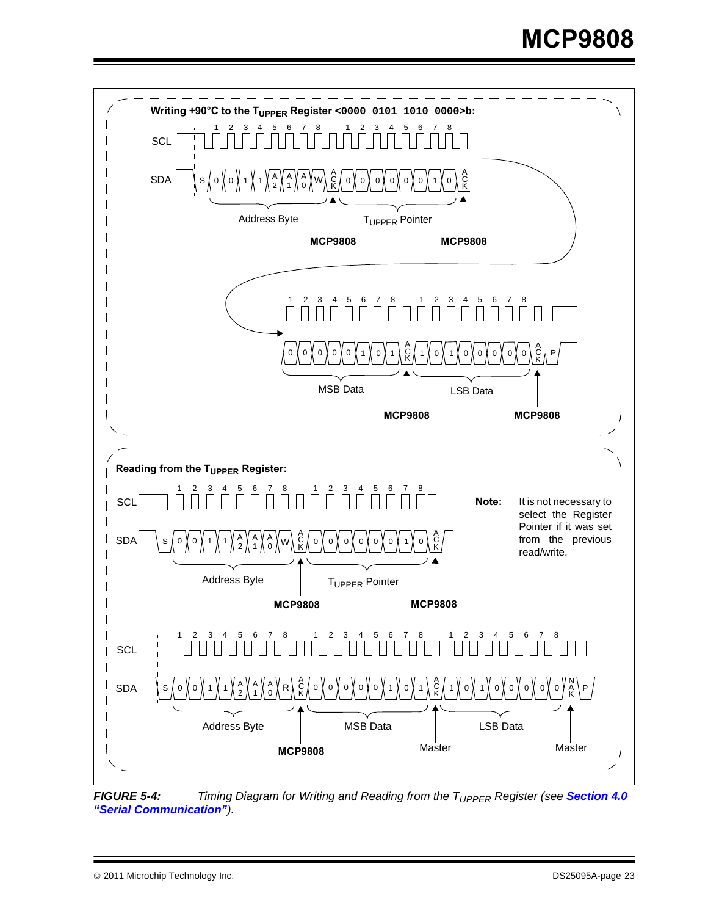**Writing +90°C to the $T_{UPPER}$ Register <0000 0101 1010 0000>b:**

SCL

SDA

S 0 0 1 1 A2 A1 A0 W ACK 0 0 0 0 0 0 1 0 ACK

Address Byte

$T_{UPPER}$ Pointer

**MCP9808**

**MCP9808**

0 0 0 0 0 1 0 1 ACK 1 0 1 0 0 0 0 0 ACK P

MSB Data

LSB Data

**MCP9808**

**MCP9808**

**Reading from the $T_{UPPER}$ Register:**

SCL

SDA

S 0 0 1 1 A2 A1 A0 W ACK 0 0 0 0 0 0 1 0 ACK

Address Byte

$T_{UPPER}$ Pointer

**MCP9808**

**MCP9808**

**Note:** It is not necessary to select the Register Pointer if it was set from the previous read/write.

SCL

SDA

S 0 0 1 1 A2 A1 A0 R ACK 0 0 0 0 0 1 0 1 ACK 1 0 1 0 0 0 0 0 NAK P

Address Byte

MSB Data

LSB Data

**MCP9808**

Master

Master

***FIGURE 5-4:*** *Timing Diagram for Writing and Reading from the $T_{UPPER}$ Register (see* ***Section 4.0 "Serial Communication"****).*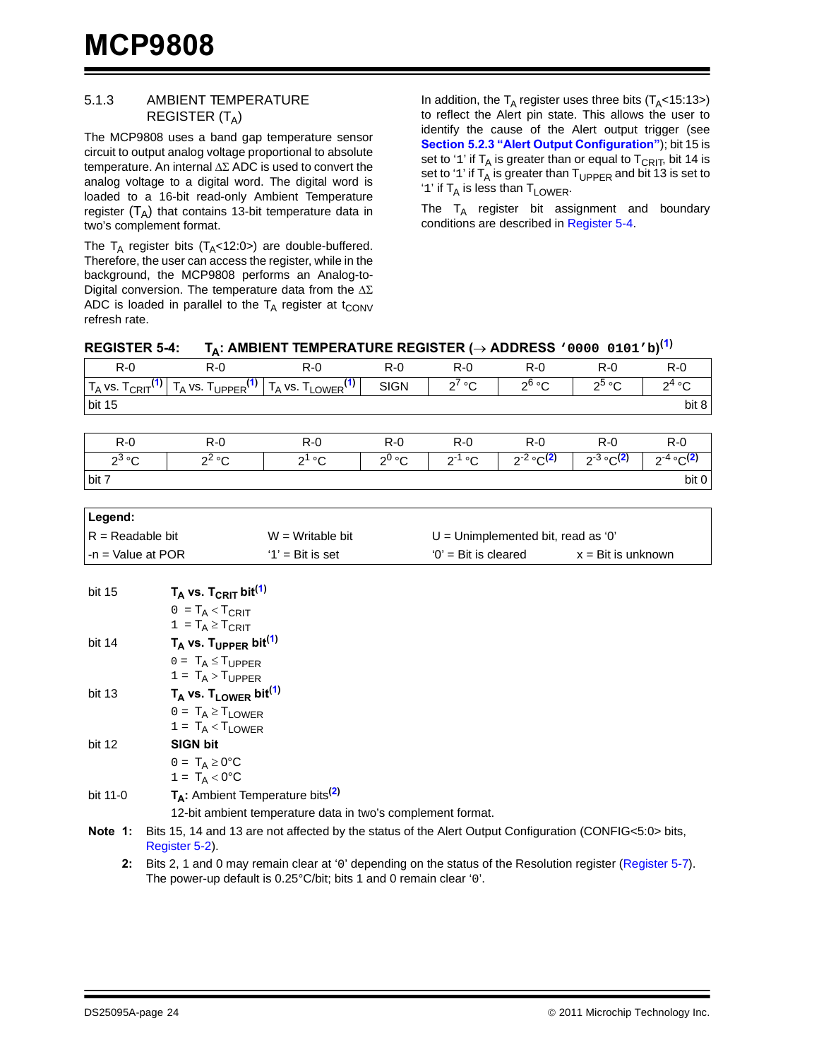### 5.1.3 AMBIENT TEMPERATURE REGISTER ($T_A$)

The MCP9808 uses a band gap temperature sensor circuit to output analog voltage proportional to absolute temperature. An internal ΔΣ ADC is used to convert the analog voltage to a digital word. The digital word is loaded to a 16-bit read-only Ambient Temperature register ($T_A$) that contains 13-bit temperature data in two's complement format.

The $T_A$ register bits ($T_A$<12:0>) are double-buffered. Therefore, the user can access the register, while in the background, the MCP9808 performs an Analog-to-Digital conversion. The temperature data from the ΔΣ ADC is loaded in parallel to the $T_A$ register at $t_{CONV}$ refresh rate.

In addition, the $T_A$ register uses three bits ($T_A$<15:13>) to reflect the Alert pin state. This allows the user to identify the cause of the Alert output trigger (see **Section 5.2.3 "Alert Output Configuration"**); bit 15 is set to '1' if $T_A$ is greater than or equal to $T_{CRIT}$, bit 14 is set to '1' if $T_A$ is greater than $T_{UPPER}$ and bit 13 is set to '1' if $T_A$ is less than $T_{LOWER}$.

The $T_A$ register bit assignment and boundary conditions are described in Register 5-4.

**REGISTER 5-4: $T_A$: AMBIENT TEMPERATURE REGISTER (→ ADDRESS '0000 0101'b)(1)**

| R-0 | R-0 | R-0 | R-0 | R-0 | R-0 | R-0 | R-0 |
|---|---|---|---|---|---|---|---|
| $T_A$ vs. $T_{CRIT}$(1) | $T_A$ vs. $T_{UPPER}$(1) | $T_A$ vs. $T_{LOWER}$(1) | SIGN | $2^7$ °C | $2^6$ °C | $2^5$ °C | $2^4$ °C |
| bit 15 | | | | | | | bit 8 |

| R-0 | R-0 | R-0 | R-0 | R-0 | R-0 | R-0 | R-0 |
|---|---|---|---|---|---|---|---|
| $2^3$ °C | $2^2$ °C | $2^1$ °C | $2^0$ °C | $2^{-1}$ °C | $2^{-2}$ °C(2) | $2^{-3}$ °C(2) | $2^{-4}$ °C(2) |
| bit 7 | | | | | | | bit 0 |

| **Legend:** | | | |
|---|---|---|---|
| R = Readable bit | W = Writable bit | U = Unimplemented bit, read as '0' | |
| -n = Value at POR | '1' = Bit is set | '0' = Bit is cleared | x = Bit is unknown |

bit 15 **$T_A$ vs. $T_{CRIT}$ bit**(1)
- 0 = $T_A < T_{CRIT}$
- 1 = $T_A \geq T_{CRIT}$

bit 14 **$T_A$ vs. $T_{UPPER}$ bit**(1)
- 0 = $T_A \leq T_{UPPER}$
- 1 = $T_A > T_{UPPER}$

bit 13 **$T_A$ vs. $T_{LOWER}$ bit**(1)
- 0 = $T_A \geq T_{LOWER}$
- 1 = $T_A < T_{LOWER}$

bit 12 **SIGN bit**
- 0 = $T_A \geq 0°C$
- 1 = $T_A < 0°C$

bit 11-0 **$T_A$:** Ambient Temperature bits(2)
12-bit ambient temperature data in two's complement format.

**Note 1:** Bits 15, 14 and 13 are not affected by the status of the Alert Output Configuration (CONFIG<5:0> bits, Register 5-2).

**2:** Bits 2, 1 and 0 may remain clear at '0' depending on the status of the Resolution register (Register 5-7). The power-up default is 0.25°C/bit; bits 1 and 0 remain clear '0'.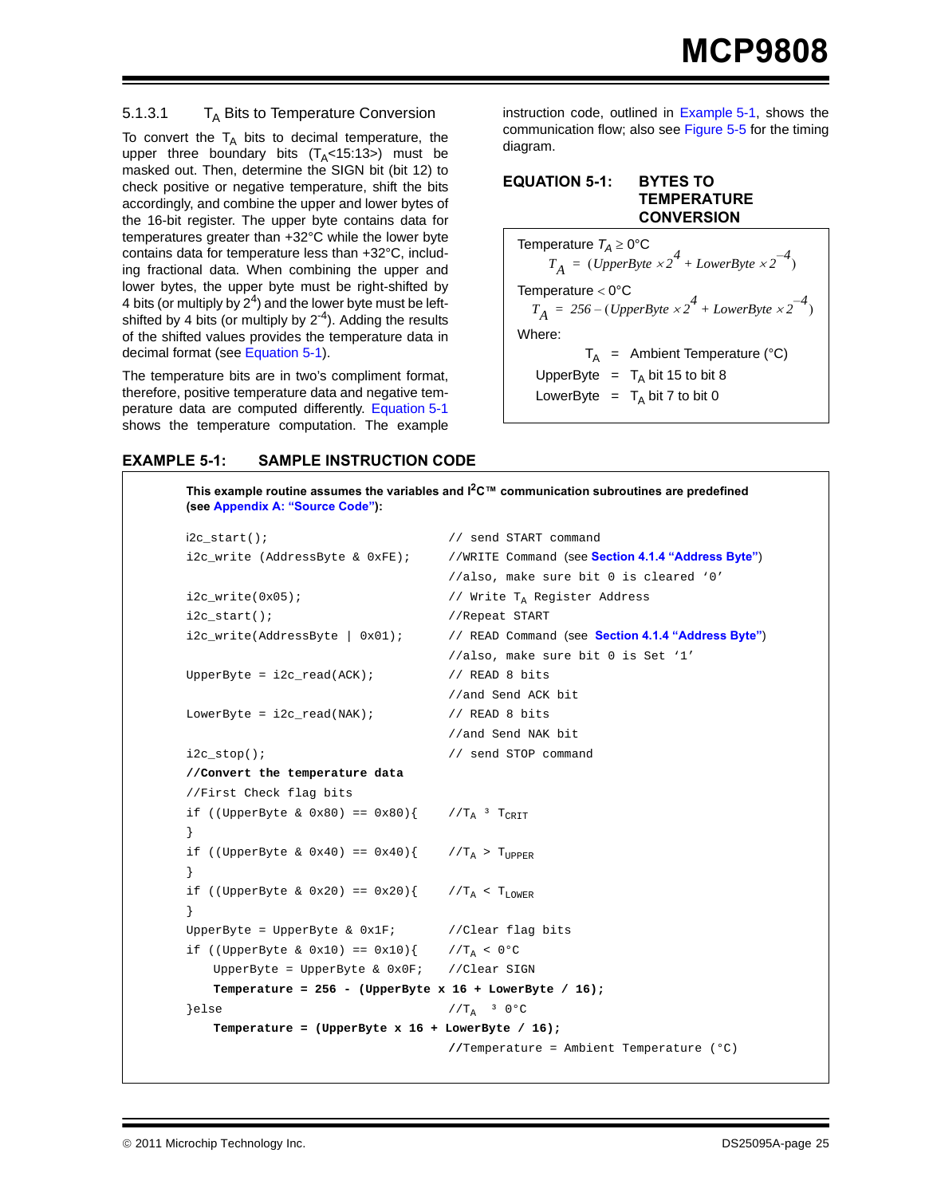### 5.1.3.1 $T_A$ Bits to Temperature Conversion

To convert the $T_A$ bits to decimal temperature, the upper three boundary bits ($T_A$<15:13>) must be masked out. Then, determine the SIGN bit (bit 12) to check positive or negative temperature, shift the bits accordingly, and combine the upper and lower bytes of the 16-bit register. The upper byte contains data for temperatures greater than +32°C while the lower byte contains data for temperature less than +32°C, including fractional data. When combining the upper and lower bytes, the upper byte must be right-shifted by 4 bits (or multiply by $2^4$) and the lower byte must be left-shifted by 4 bits (or multiply by $2^{-4}$). Adding the results of the shifted values provides the temperature data in decimal format (see Equation 5-1).

The temperature bits are in two's compliment format, therefore, positive temperature data and negative temperature data are computed differently. Equation 5-1 shows the temperature computation. The example instruction code, outlined in Example 5-1, shows the communication flow; also see Figure 5-5 for the timing diagram.

**EQUATION 5-1: BYTES TO TEMPERATURE CONVERSION**

Temperature $T_A \geq 0°C$

$$T_A = (UpperByte \times 2^4 + LowerByte \times 2^{-4})$$

Temperature $< 0°C$

$$T_A = 256 - (UpperByte \times 2^4 + LowerByte \times 2^{-4})$$

Where:

| | | |
|---|---|---|
| $T_A$ | = | Ambient Temperature (°C) |
| UpperByte | = | $T_A$ bit 15 to bit 8 |
| LowerByte | = | $T_A$ bit 7 to bit 0 |

**EXAMPLE 5-1: SAMPLE INSTRUCTION CODE**

**This example routine assumes the variables and I²C™ communication subroutines are predefined (see Appendix A: "Source Code"):**

```
i2c_start();                      // send START command
i2c_write (AddressByte & 0xFE);   //WRITE Command (see Section 4.1.4 "Address Byte")
                                  //also, make sure bit 0 is cleared '0'
i2c_write(0x05);                  // Write TA Register Address
i2c_start();                      //Repeat START
i2c_write(AddressByte | 0x01);    // READ Command (see Section 4.1.4 "Address Byte")
                                  //also, make sure bit 0 is Set '1'
UpperByte = i2c_read(ACK);        // READ 8 bits
                                  //and Send ACK bit
LowerByte = i2c_read(NAK);        // READ 8 bits
                                  //and Send NAK bit
i2c_stop();                       // send STOP command
//Convert the temperature data
//First Check flag bits
if ((UpperByte & 0x80) == 0x80){  //TA ³ TCRIT
}
if ((UpperByte & 0x40) == 0x40){  //TA > TUPPER
}
if ((UpperByte & 0x20) == 0x20){  //TA < TLOWER
}
UpperByte = UpperByte & 0x1F;     //Clear flag bits
if ((UpperByte & 0x10) == 0x10){  //TA < 0°C
    UpperByte = UpperByte & 0x0F; //Clear SIGN
    Temperature = 256 - (UpperByte x 16 + LowerByte / 16);
}else                             //TA ³ 0°C
    Temperature = (UpperByte x 16 + LowerByte / 16);
                                  //Temperature = Ambient Temperature (°C)
```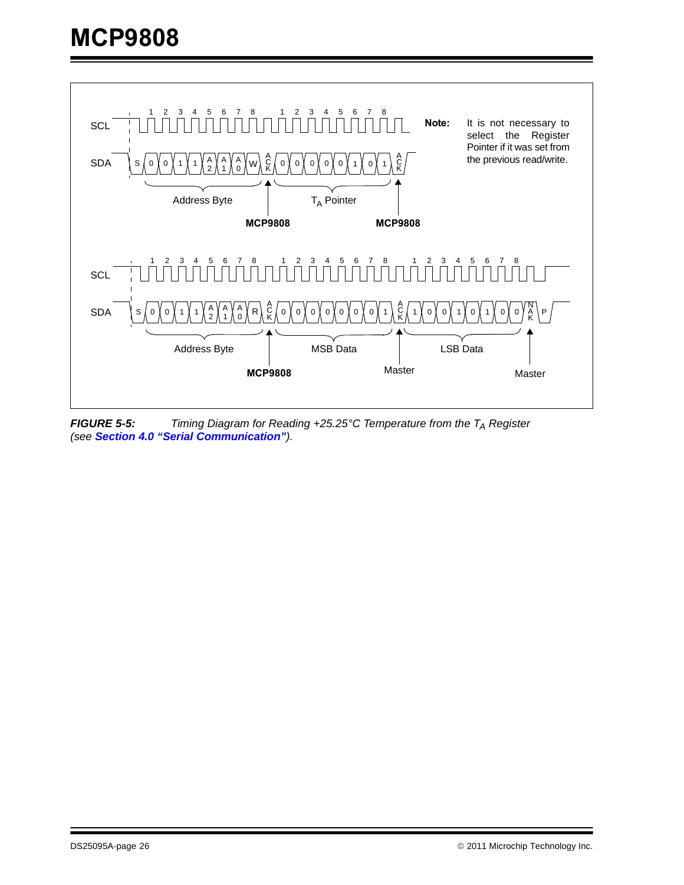SCL

SDA

1 2 3 4 5 6 7 8 1 2 3 4 5 6 7 8

S 0 0 1 1 A2 A1 A0 W ACK 0 0 0 0 0 1 0 1 ACK

Address Byte

$T_A$ Pointer

MCP9808

MCP9808

**Note:** It is not necessary to select the Register Pointer if it was set from the previous read/write.

SCL

SDA

1 2 3 4 5 6 7 8 1 2 3 4 5 6 7 8 1 2 3 4 5 6 7 8

S 0 0 1 1 A2 A1 A0 R ACK 0 0 0 0 0 0 0 1 ACK 1 0 0 1 0 1 0 0 NAK P

Address Byte

MSB Data

LSB Data

MCP9808

Master

Master

***FIGURE 5-5:*** *Timing Diagram for Reading +25.25°C Temperature from the $T_A$ Register (see **Section 4.0 "Serial Communication"**).*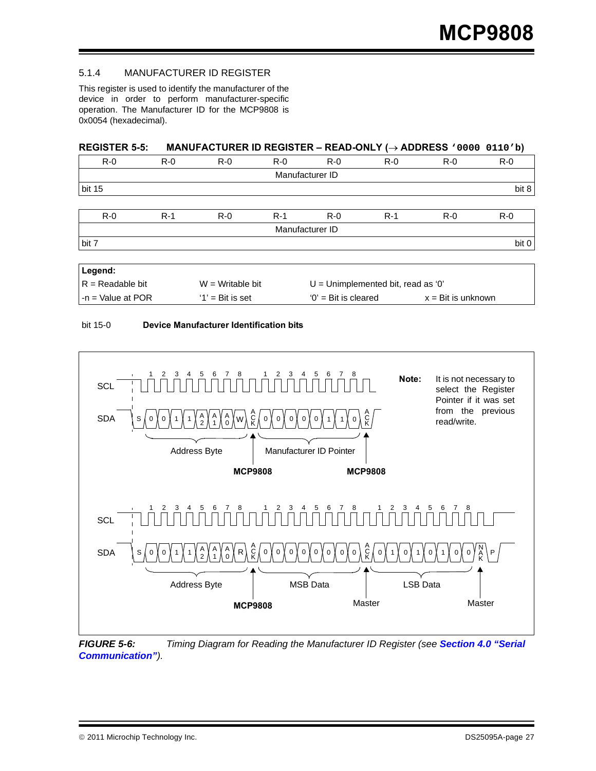### 5.1.4 MANUFACTURER ID REGISTER

This register is used to identify the manufacturer of the device in order to perform manufacturer-specific operation. The Manufacturer ID for the MCP9808 is 0x0054 (hexadecimal).

**REGISTER 5-5: MANUFACTURER ID REGISTER – READ-ONLY (→ ADDRESS `‘0000 0110’b`)**

| R-0 | R-0 | R-0 | R-0 | R-0 | R-0 | R-0 | R-0 |
|---|---|---|---|---|---|---|---|
| Manufacturer ID | | | | | | | |
| bit 15 | | | | | | | bit 8 |

| R-0 | R-1 | R-0 | R-1 | R-0 | R-1 | R-0 | R-0 |
|---|---|---|---|---|---|---|---|
| Manufacturer ID | | | | | | | |
| bit 7 | | | | | | | bit 0 |

| **Legend:** | | | |
|---|---|---|---|
| R = Readable bit | W = Writable bit | U = Unimplemented bit, read as ‘0’ | |
| -n = Value at POR | ‘1’ = Bit is set | ‘0’ = Bit is cleared | x = Bit is unknown |

bit 15-0 **Device Manufacturer Identification bits**

SCL 1 2 3 4 5 6 7 8 1 2 3 4 5 6 7 8

SDA S 0 0 1 1 A2 A1 A0 W ACK 0 0 0 0 0 1 1 0 ACK

Address Byte — MCP9808; Manufacturer ID Pointer — MCP9808

**Note:** It is not necessary to select the Register Pointer if it was set from the previous read/write.

SCL 1 2 3 4 5 6 7 8 1 2 3 4 5 6 7 8 1 2 3 4 5 6 7 8

SDA S 0 0 1 1 A2 A1 A0 R ACK 0 0 0 0 0 0 0 0 ACK 0 1 0 1 0 1 0 0 NAK P

Address Byte — MCP9808; MSB Data — Master; LSB Data — Master

*FIGURE 5-6: Timing Diagram for Reading the Manufacturer ID Register (see **Section 4.0 “Serial Communication”**).*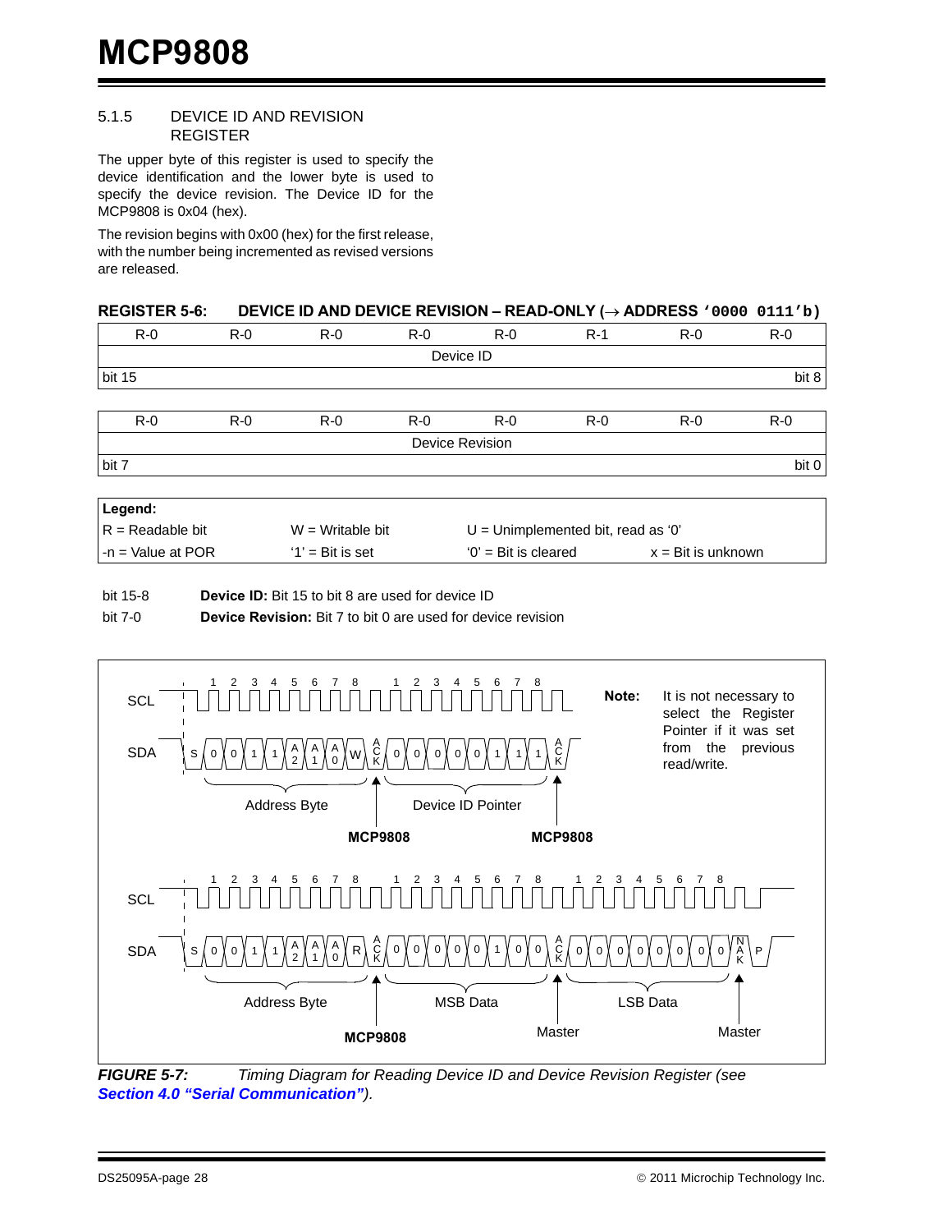### 5.1.5 DEVICE ID AND REVISION REGISTER

The upper byte of this register is used to specify the device identification and the lower byte is used to specify the device revision. The Device ID for the MCP9808 is 0x04 (hex).

The revision begins with 0x00 (hex) for the first release, with the number being incremented as revised versions are released.

**REGISTER 5-6: DEVICE ID AND DEVICE REVISION – READ-ONLY (→ ADDRESS `‘0000 0111’b`)**

| R-0 | R-0 | R-0 | R-0 | R-0 | R-1 | R-0 | R-0 |
|---|---|---|---|---|---|---|---|
| Device ID | | | | | | | |
| bit 15 | | | | | | | bit 8 |

| R-0 | R-0 | R-0 | R-0 | R-0 | R-0 | R-0 | R-0 |
|---|---|---|---|---|---|---|---|
| Device Revision | | | | | | | |
| bit 7 | | | | | | | bit 0 |

| Legend: | | | |
|---|---|---|---|
| R = Readable bit | W = Writable bit | U = Unimplemented bit, read as ‘0’ | |
| -n = Value at POR | ‘1’ = Bit is set | ‘0’ = Bit is cleared | x = Bit is unknown |

bit 15-8 **Device ID:** Bit 15 to bit 8 are used for device ID

bit 7-0 **Device Revision:** Bit 7 to bit 0 are used for device revision

SCL
1 2 3 4 5 6 7 8 1 2 3 4 5 6 7 8
SDA
S 0 0 1 1 A2 A1 A0 W ACK 0 0 0 0 0 1 1 1 ACK
Address Byte
Device ID Pointer
MCP9808
MCP9808

**Note:** It is not necessary to select the Register Pointer if it was set from the previous read/write.

SCL
1 2 3 4 5 6 7 8 1 2 3 4 5 6 7 8 1 2 3 4 5 6 7 8
SDA
S 0 0 1 1 A2 A1 A0 R ACK 0 0 0 0 0 1 0 0 ACK 0 0 0 0 0 0 0 0 NAK P
Address Byte
MSB Data
LSB Data
MCP9808
Master
Master

***FIGURE 5-7:*** *Timing Diagram for Reading Device ID and Device Revision Register (see* ***Section 4.0 “Serial Communication”****).*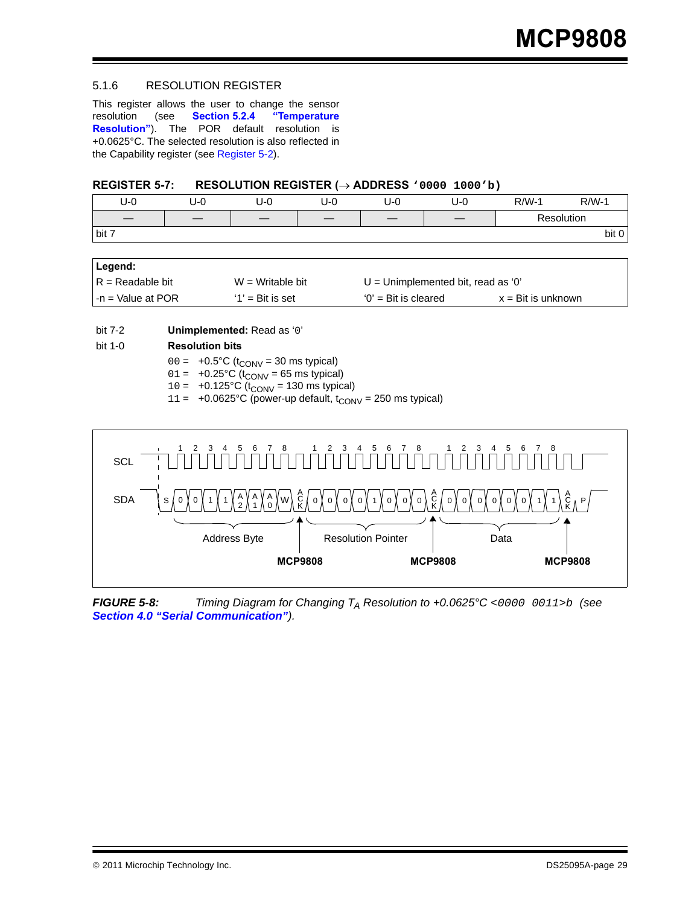### 5.1.6 RESOLUTION REGISTER

This register allows the user to change the sensor resolution (see **Section 5.2.4 "Temperature Resolution"**). The POR default resolution is +0.0625°C. The selected resolution is also reflected in the Capability register (see Register 5-2).

**REGISTER 5-7: RESOLUTION REGISTER (→ ADDRESS '0000 1000'b)**

| U-0 | U-0 | U-0 | U-0 | U-0 | U-0 | R/W-1 | R/W-1 |
|---|---|---|---|---|---|---|---|
| — | — | — | — | — | — | Resolution | |
| bit 7 | | | | | | | bit 0 |

| Legend: | | | |
|---|---|---|---|
| R = Readable bit | W = Writable bit | U = Unimplemented bit, read as '0' | |
| -n = Value at POR | '1' = Bit is set | '0' = Bit is cleared | x = Bit is unknown |

bit 7-2 **Unimplemented:** Read as '0'

bit 1-0 **Resolution bits**

- 00 = +0.5°C ($t_{CONV}$ = 30 ms typical)
- 01 = +0.25°C ($t_{CONV}$ = 65 ms typical)
- 10 = +0.125°C ($t_{CONV}$ = 130 ms typical)
- 11 = +0.0625°C (power-up default, $t_{CONV}$ = 250 ms typical)

SCL
1 2 3 4 5 6 7 8 1 2 3 4 5 6 7 8 1 2 3 4 5 6 7 8

SDA
S 0 0 1 1 A2 A1 A0 W ACK 0 0 0 0 1 0 0 0 ACK 0 0 0 0 0 0 1 1 ACK P

Address Byte
Resolution Pointer
Data

MCP9808
MCP9808
MCP9808

***FIGURE 5-8:*** *Timing Diagram for Changing $T_A$ Resolution to +0.0625°C <0000 0011>b (see **Section 4.0 "Serial Communication"**).*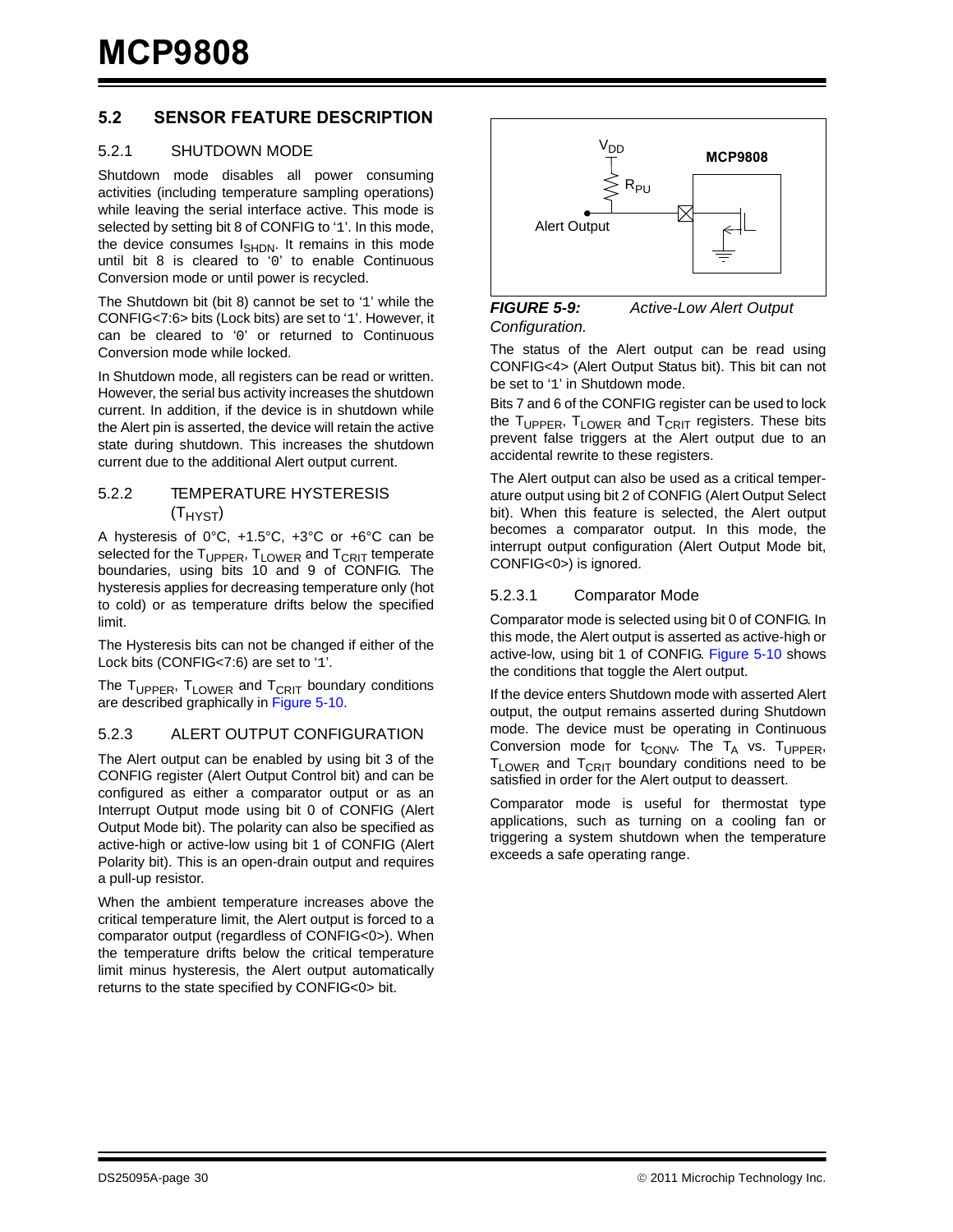## 5.2 SENSOR FEATURE DESCRIPTION

### 5.2.1 SHUTDOWN MODE

Shutdown mode disables all power consuming activities (including temperature sampling operations) while leaving the serial interface active. This mode is selected by setting bit 8 of CONFIG to '1'. In this mode, the device consumes $I_{SHDN}$. It remains in this mode until bit 8 is cleared to '0' to enable Continuous Conversion mode or until power is recycled.

The Shutdown bit (bit 8) cannot be set to '1' while the CONFIG<7:6> bits (Lock bits) are set to '1'. However, it can be cleared to '0' or returned to Continuous Conversion mode while locked.

In Shutdown mode, all registers can be read or written. However, the serial bus activity increases the shutdown current. In addition, if the device is in shutdown while the Alert pin is asserted, the device will retain the active state during shutdown. This increases the shutdown current due to the additional Alert output current.

### 5.2.2 TEMPERATURE HYSTERESIS ($T_{HYST}$)

A hysteresis of 0°C, +1.5°C, +3°C or +6°C can be selected for the $T_{UPPER}$, $T_{LOWER}$ and $T_{CRIT}$ temperate boundaries, using bits 10 and 9 of CONFIG. The hysteresis applies for decreasing temperature only (hot to cold) or as temperature drifts below the specified limit.

The Hysteresis bits can not be changed if either of the Lock bits (CONFIG<7:6) are set to '1'.

The $T_{UPPER}$, $T_{LOWER}$ and $T_{CRIT}$ boundary conditions are described graphically in Figure 5-10.

### 5.2.3 ALERT OUTPUT CONFIGURATION

The Alert output can be enabled by using bit 3 of the CONFIG register (Alert Output Control bit) and can be configured as either a comparator output or as an Interrupt Output mode using bit 0 of CONFIG (Alert Output Mode bit). The polarity can also be specified as active-high or active-low using bit 1 of CONFIG (Alert Polarity bit). This is an open-drain output and requires a pull-up resistor.

When the ambient temperature increases above the critical temperature limit, the Alert output is forced to a comparator output (regardless of CONFIG<0>). When the temperature drifts below the critical temperature limit minus hysteresis, the Alert output automatically returns to the state specified by CONFIG<0> bit.

***FIGURE 5-9:*** *Active-Low Alert Output Configuration.*

The status of the Alert output can be read using CONFIG<4> (Alert Output Status bit). This bit can not be set to '1' in Shutdown mode.

Bits 7 and 6 of the CONFIG register can be used to lock the $T_{UPPER}$, $T_{LOWER}$ and $T_{CRIT}$ registers. These bits prevent false triggers at the Alert output due to an accidental rewrite to these registers.

The Alert output can also be used as a critical temperature output using bit 2 of CONFIG (Alert Output Select bit). When this feature is selected, the Alert output becomes a comparator output. In this mode, the interrupt output configuration (Alert Output Mode bit, CONFIG<0>) is ignored.

#### 5.2.3.1 Comparator Mode

Comparator mode is selected using bit 0 of CONFIG. In this mode, the Alert output is asserted as active-high or active-low, using bit 1 of CONFIG. Figure 5-10 shows the conditions that toggle the Alert output.

If the device enters Shutdown mode with asserted Alert output, the output remains asserted during Shutdown mode. The device must be operating in Continuous Conversion mode for $t_{CONV}$. The $T_A$ vs. $T_{UPPER}$, $T_{LOWER}$ and $T_{CRIT}$ boundary conditions need to be satisfied in order for the Alert output to deassert.

Comparator mode is useful for thermostat type applications, such as turning on a cooling fan or triggering a system shutdown when the temperature exceeds a safe operating range.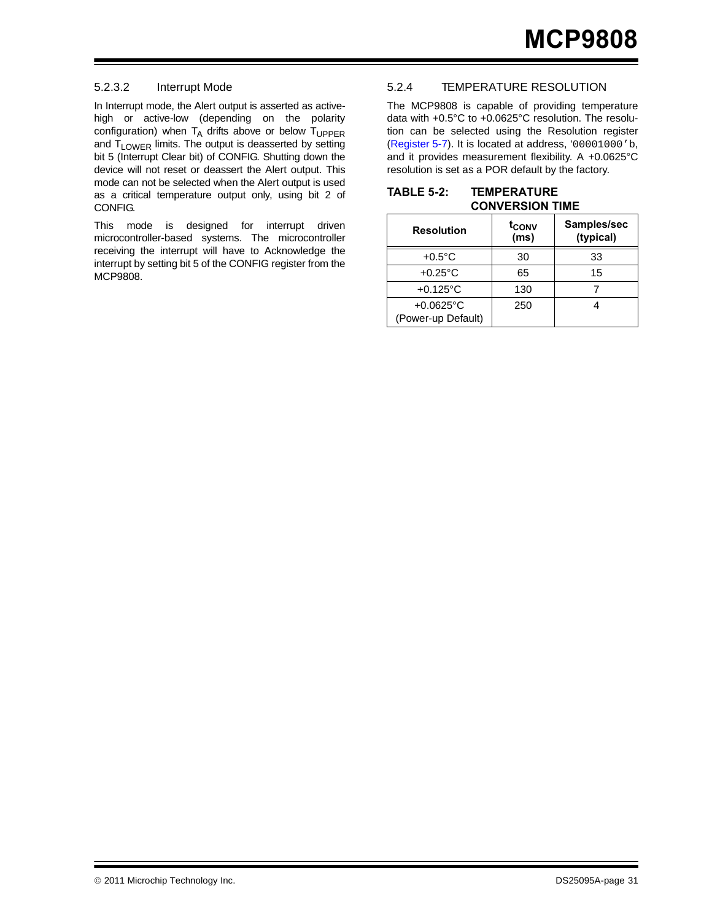#### 5.2.3.2 Interrupt Mode

In Interrupt mode, the Alert output is asserted as active-high or active-low (depending on the polarity configuration) when $T_A$ drifts above or below $T_{UPPER}$ and $T_{LOWER}$ limits. The output is deasserted by setting bit 5 (Interrupt Clear bit) of CONFIG. Shutting down the device will not reset or deassert the Alert output. This mode can not be selected when the Alert output is used as a critical temperature output only, using bit 2 of CONFIG.

This mode is designed for interrupt driven microcontroller-based systems. The microcontroller receiving the interrupt will have to Acknowledge the interrupt by setting bit 5 of the CONFIG register from the MCP9808.

### 5.2.4 TEMPERATURE RESOLUTION

The MCP9808 is capable of providing temperature data with +0.5°C to +0.0625°C resolution. The resolution can be selected using the Resolution register (Register 5-7). It is located at address, '00001000'b, and it provides measurement flexibility. A +0.0625°C resolution is set as a POR default by the factory.

**TABLE 5-2: TEMPERATURE CONVERSION TIME**

| Resolution | $t_{CONV}$ (ms) | Samples/sec (typical) |
|---|---|---|
| +0.5°C | 30 | 33 |
| +0.25°C | 65 | 15 |
| +0.125°C | 130 | 7 |
| +0.0625°C (Power-up Default) | 250 | 4 |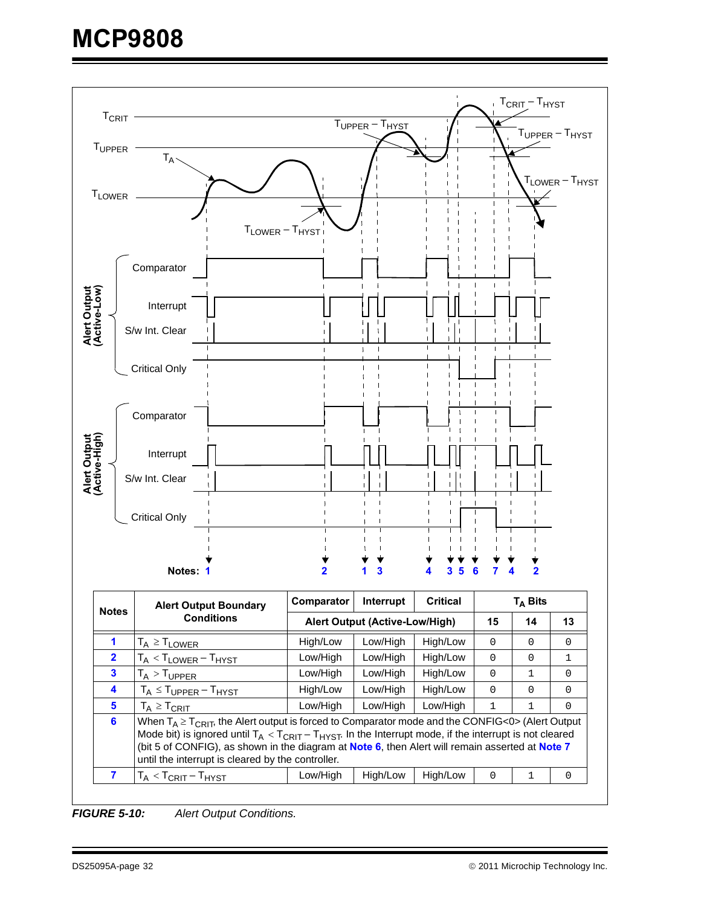$T_{CRIT}$

$T_{UPPER}$

$T_{LOWER}$

$T_A$

$T_{LOWER} - T_{HYST}$

$T_{UPPER} - T_{HYST}$

$T_{CRIT} - T_{HYST}$

$T_{UPPER} - T_{HYST}$

$T_{LOWER} - T_{HYST}$

Alert Output (Active-Low)

Comparator

Interrupt

S/w Int. Clear

Critical Only

Alert Output (Active-High)

Comparator

Interrupt

S/w Int. Clear

Critical Only

Notes: 1 2 1 3 4 3 5 6 7 4 2

| Notes | Alert Output Boundary Conditions | Comparator | Interrupt | Critical | $T_A$ Bits | | |
|---|---|---|---|---|---|---|---|
| | | Alert Output (Active-Low/High) | | | 15 | 14 | 13 |
| 1 | $T_A \geq T_{LOWER}$ | High/Low | Low/High | High/Low | 0 | 0 | 0 |
| 2 | $T_A < T_{LOWER} - T_{HYST}$ | Low/High | Low/High | High/Low | 0 | 0 | 1 |
| 3 | $T_A > T_{UPPER}$ | Low/High | Low/High | High/Low | 0 | 1 | 0 |
| 4 | $T_A \leq T_{UPPER} - T_{HYST}$ | High/Low | Low/High | High/Low | 0 | 0 | 0 |
| 5 | $T_A \geq T_{CRIT}$ | Low/High | Low/High | Low/High | 1 | 1 | 0 |
| 6 | When $T_A \geq T_{CRIT}$, the Alert output is forced to Comparator mode and the CONFIG<0> (Alert Output Mode bit) is ignored until $T_A < T_{CRIT} - T_{HYST}$. In the Interrupt mode, if the interrupt is not cleared (bit 5 of CONFIG), as shown in the diagram at **Note 6**, then Alert will remain asserted at **Note 7** until the interrupt is cleared by the controller. | | | | | | |
| 7 | $T_A < T_{CRIT} - T_{HYST}$ | Low/High | High/Low | High/Low | 0 | 1 | 0 |

***FIGURE 5-10:*** *Alert Output Conditions.*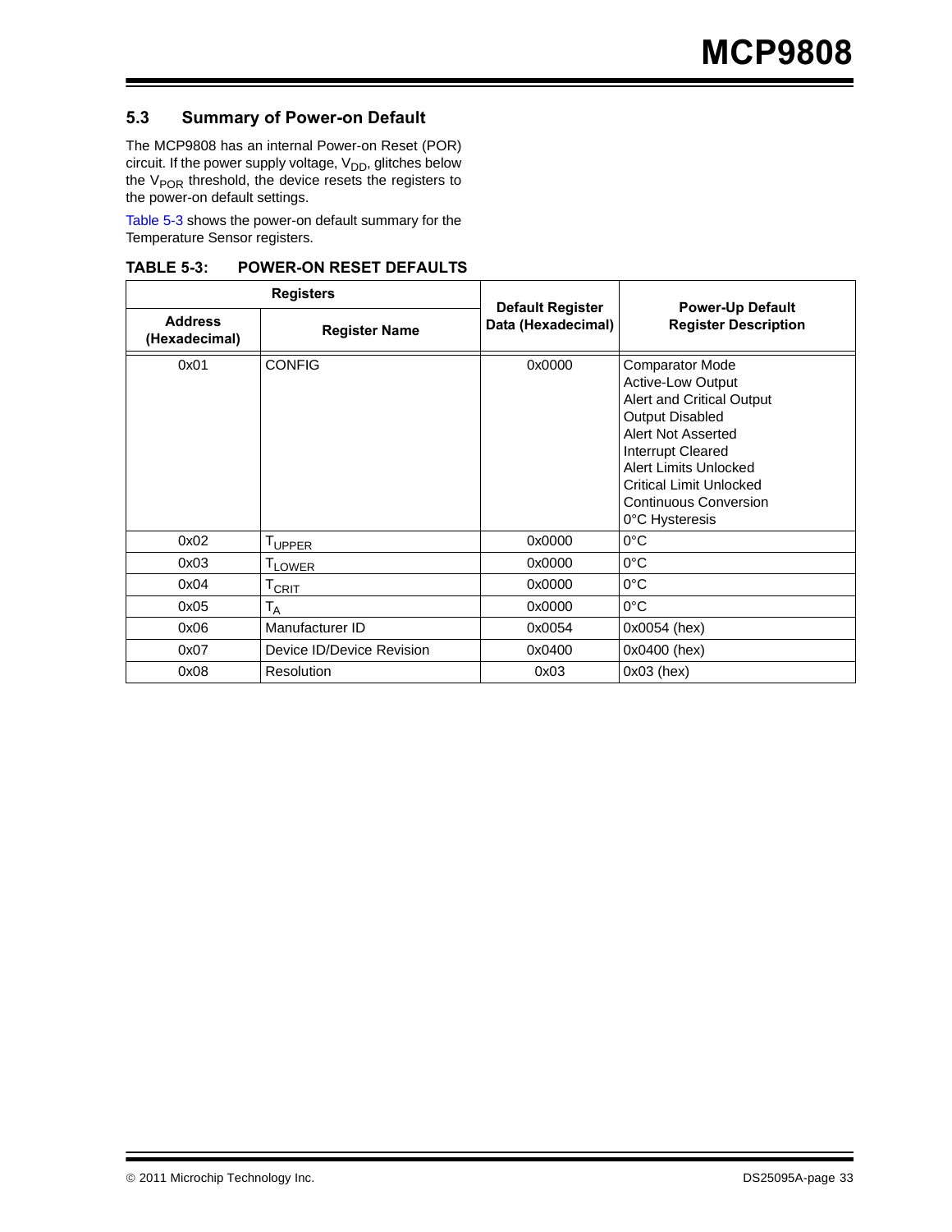## 5.3 Summary of Power-on Default

The MCP9808 has an internal Power-on Reset (POR) circuit. If the power supply voltage, $V_{DD}$, glitches below the $V_{POR}$ threshold, the device resets the registers to the power-on default settings.

Table 5-3 shows the power-on default summary for the Temperature Sensor registers.

**TABLE 5-3: POWER-ON RESET DEFAULTS**

| Registers | | Default Register Data (Hexadecimal) | Power-Up Default Register Description |
|---|---|---|---|
| **Address (Hexadecimal)** | **Register Name** | | |
| 0x01 | CONFIG | 0x0000 | Comparator Mode<br>Active-Low Output<br>Alert and Critical Output<br>Output Disabled<br>Alert Not Asserted<br>Interrupt Cleared<br>Alert Limits Unlocked<br>Critical Limit Unlocked<br>Continuous Conversion<br>0°C Hysteresis |
| 0x02 | $T_{UPPER}$ | 0x0000 | 0°C |
| 0x03 | $T_{LOWER}$ | 0x0000 | 0°C |
| 0x04 | $T_{CRIT}$ | 0x0000 | 0°C |
| 0x05 | $T_A$ | 0x0000 | 0°C |
| 0x06 | Manufacturer ID | 0x0054 | 0x0054 (hex) |
| 0x07 | Device ID/Device Revision | 0x0400 | 0x0400 (hex) |
| 0x08 | Resolution | 0x03 | 0x03 (hex) |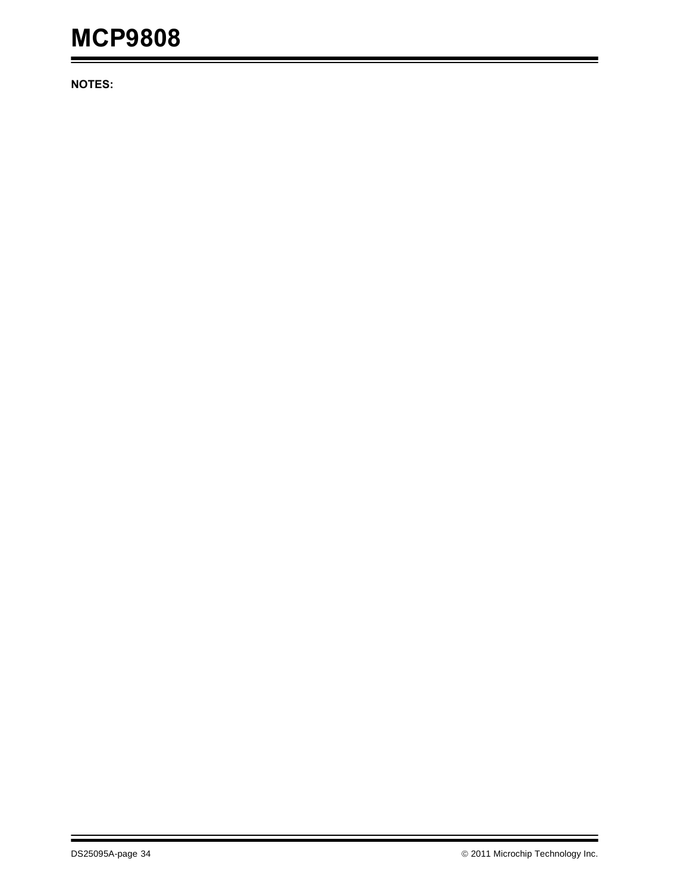NOTES: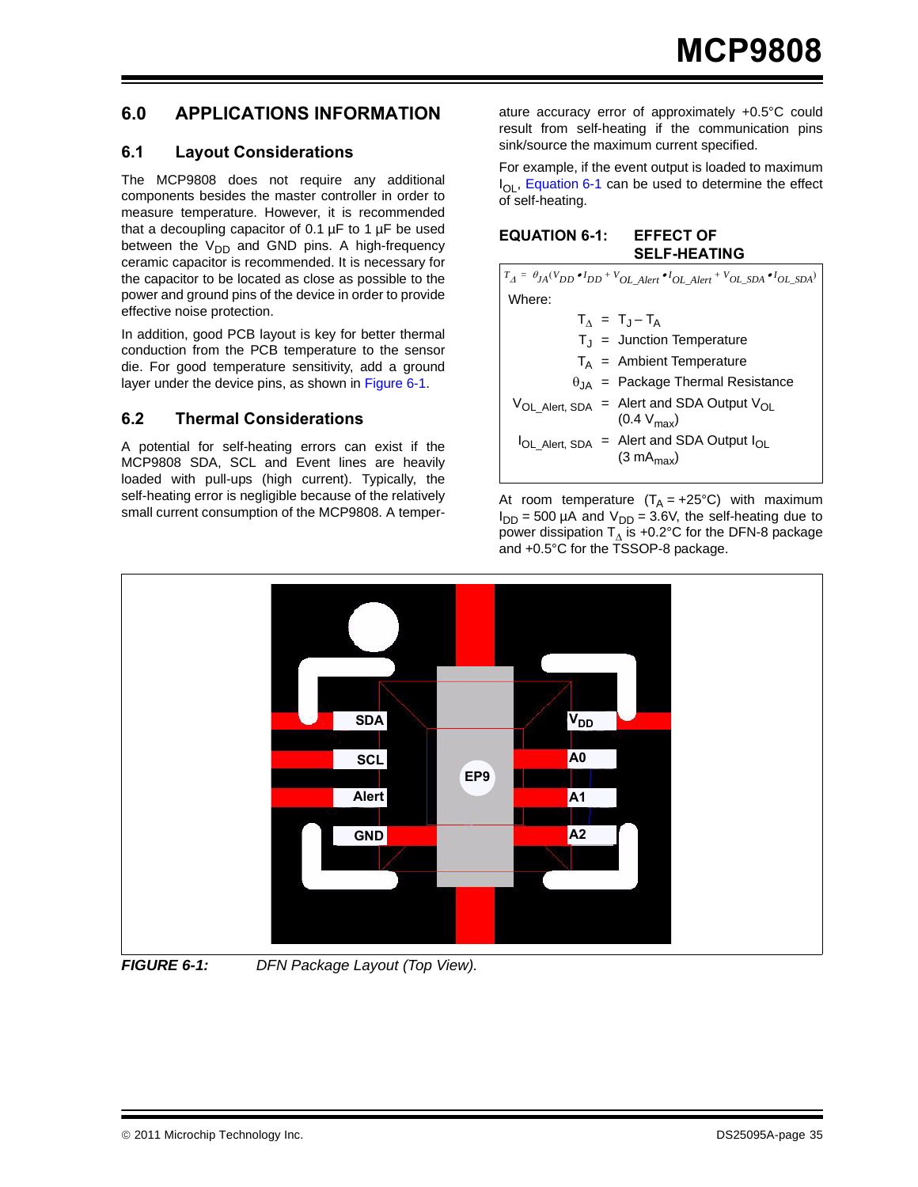# 6.0 APPLICATIONS INFORMATION

## 6.1 Layout Considerations

The MCP9808 does not require any additional components besides the master controller in order to measure temperature. However, it is recommended that a decoupling capacitor of 0.1 µF to 1 µF be used between the $V_{DD}$ and GND pins. A high-frequency ceramic capacitor is recommended. It is necessary for the capacitor to be located as close as possible to the power and ground pins of the device in order to provide effective noise protection.

In addition, good PCB layout is key for better thermal conduction from the PCB temperature to the sensor die. For good temperature sensitivity, add a ground layer under the device pins, as shown in Figure 6-1.

## 6.2 Thermal Considerations

A potential for self-heating errors can exist if the MCP9808 SDA, SCL and Event lines are heavily loaded with pull-ups (high current). Typically, the self-heating error is negligible because of the relatively small consumption of the MCP9808. A temperature accuracy error of approximately +0.5°C could result from self-heating if the communication pins sink/source the maximum current specified.

For example, if the event output is loaded to maximum $I_{OL}$, Equation 6-1 can be used to determine the effect of self-heating.

**EQUATION 6-1: EFFECT OF SELF-HEATING**

$$T_{\Delta} = \theta_{JA}(V_{DD} \bullet I_{DD} + V_{OL\_Alert} \bullet I_{OL\_Alert} + V_{OL\_SDA} \bullet I_{OL\_SDA})$$

Where:

| | | |
|---|---|---|
| $T_{\Delta}$ | = | $T_J - T_A$ |
| $T_J$ | = | Junction Temperature |
| $T_A$ | = | Ambient Temperature |
| $\theta_{JA}$ | = | Package Thermal Resistance |
| $V_{OL\_Alert,\ SDA}$ | = | Alert and SDA Output $V_{OL}$ (0.4 $V_{max}$) |
| $I_{OL\_Alert,\ SDA}$ | = | Alert and SDA Output $I_{OL}$ (3 $mA_{max}$) |

At room temperature ($T_A$ = +25°C) with maximum $I_{DD}$ = 500 µA and $V_{DD}$ = 3.6V, the self-heating due to power dissipation $T_{\Delta}$ is +0.2°C for the DFN-8 package and +0.5°C for the TSSOP-8 package.

SDA
SCL
Alert
GND
EP9
$V_{DD}$
A0
A1
A2

*FIGURE 6-1: DFN Package Layout (Top View).*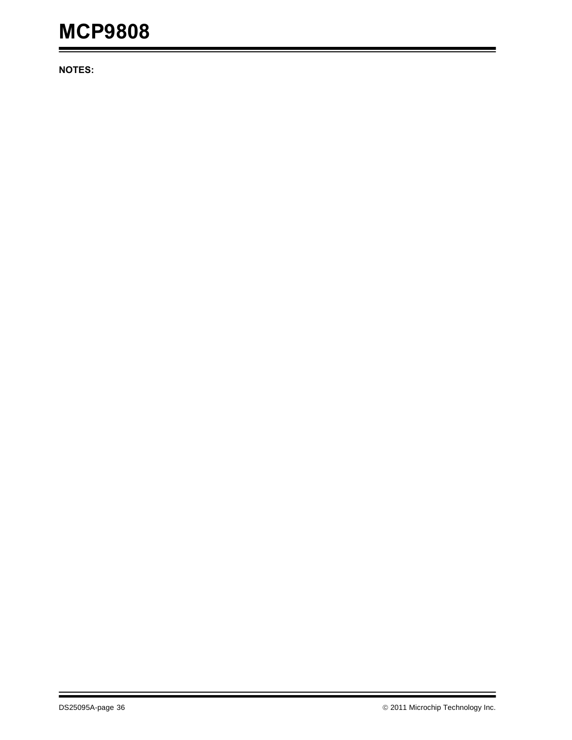**NOTES:**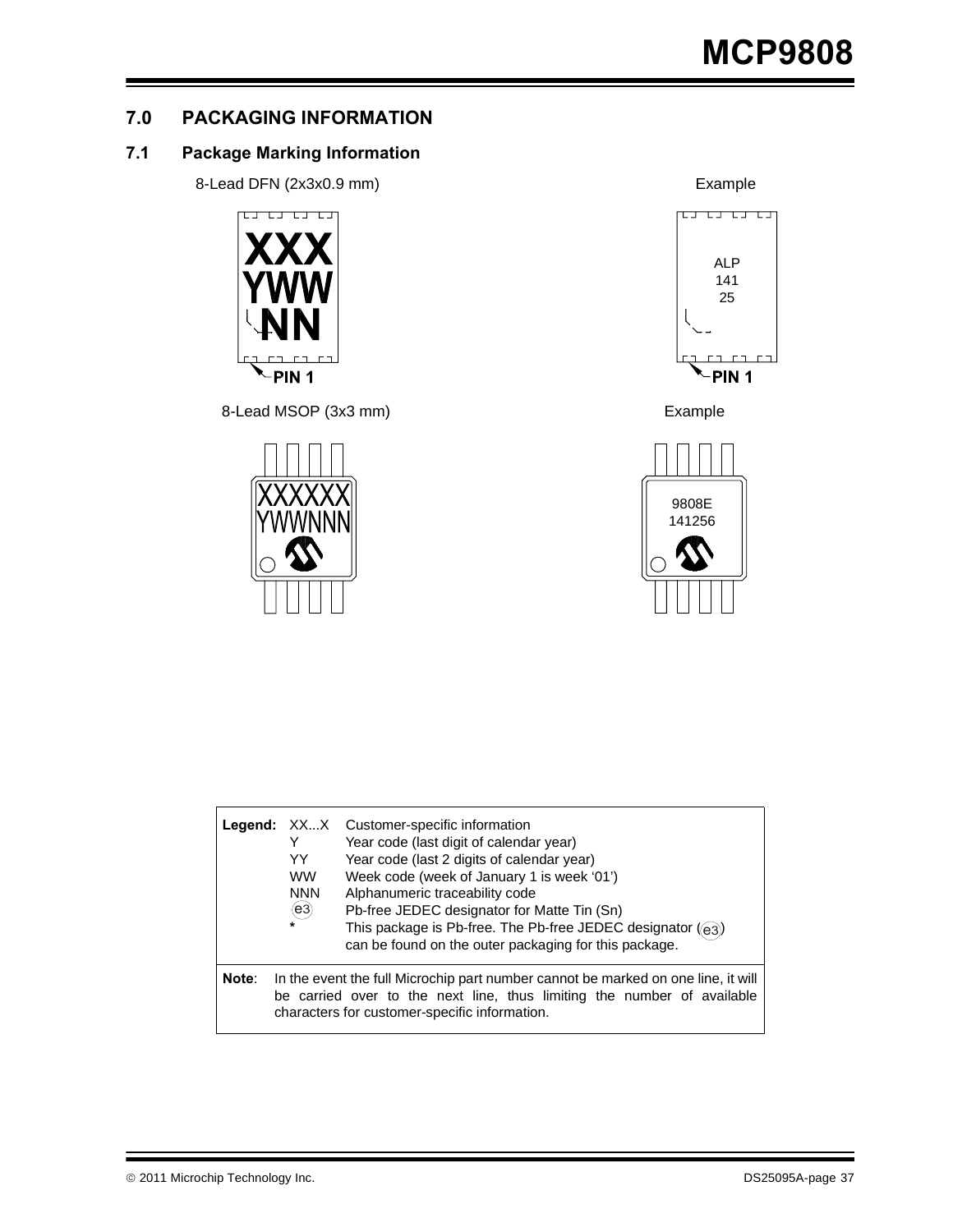## 7.0 PACKAGING INFORMATION

### 7.1 Package Marking Information

8-Lead DFN (2x3x0.9 mm)

XXX
YWW
NN

PIN 1

Example

ALP
141
25

PIN 1

8-Lead MSOP (3x3 mm)

XXXXXX
YWWNNN

Example

9808E
141256

| **Legend:** | XX...X | Customer-specific information |
|---|---|---|
| | Y | Year code (last digit of calendar year) |
| | YY | Year code (last 2 digits of calendar year) |
| | WW | Week code (week of January 1 is week '01') |
| | NNN | Alphanumeric traceability code |
| | (e3) | Pb-free JEDEC designator for Matte Tin (Sn) |
| | * | This package is Pb-free. The Pb-free JEDEC designator ((e3)) can be found on the outer packaging for this package. |

**Note**: In the event the full Microchip part number cannot be marked on one line, it will be carried over to the next line, thus limiting the number of available characters for customer-specific information.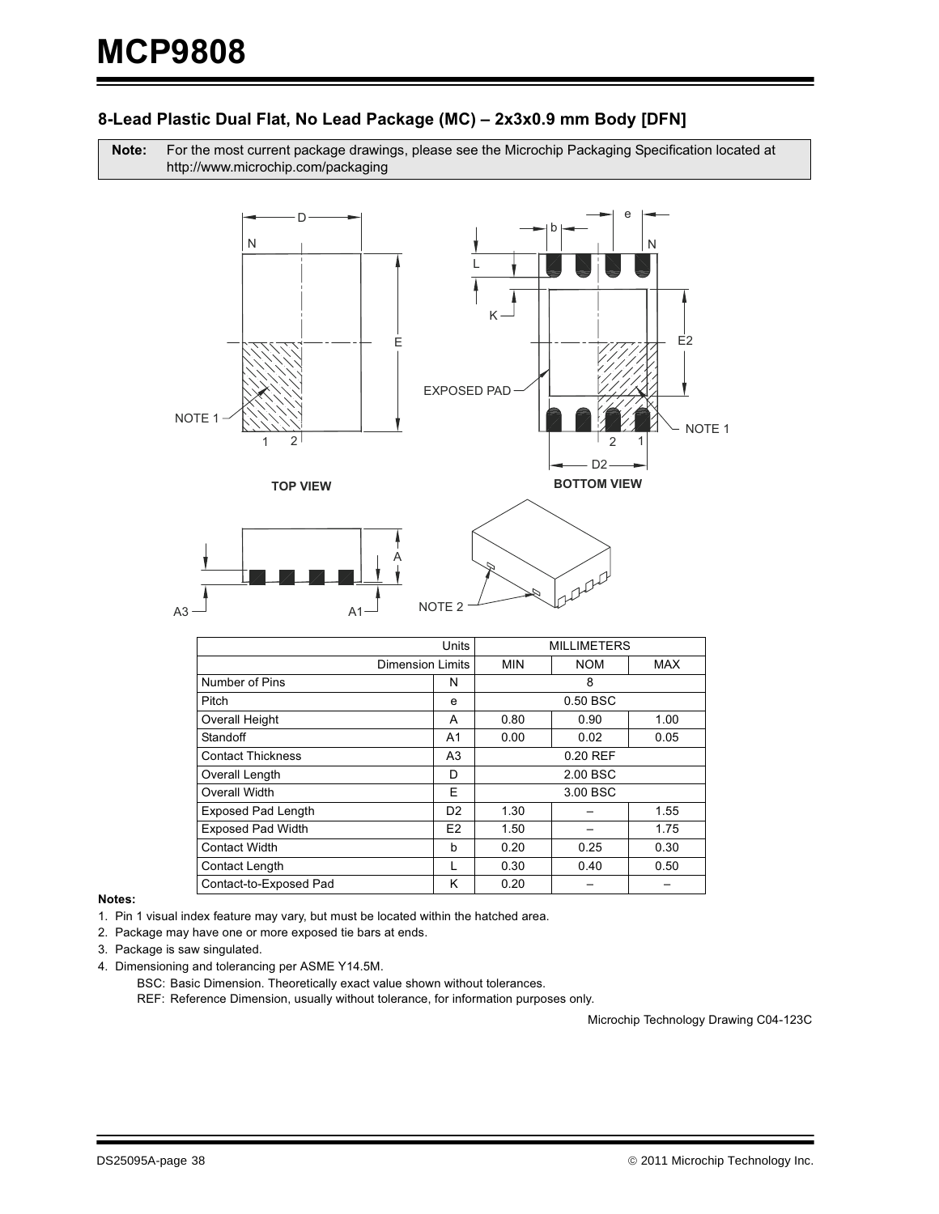## 8-Lead Plastic Dual Flat, No Lead Package (MC) – 2x3x0.9 mm Body [DFN]

**Note:** For the most current package drawings, please see the Microchip Packaging Specification located at http://www.microchip.com/packaging

D
N
E
NOTE 1
1 2
TOP VIEW

e
b
N
L
K
E2
EXPOSED PAD
NOTE 1
2 1
D2
BOTTOM VIEW

A
A3
A1
NOTE 2

| Units | | MILLIMETERS | | |
|---|---|---|---|---|
| Dimension Limits | | MIN | NOM | MAX |
| Number of Pins | N | | 8 | |
| Pitch | e | | 0.50 BSC | |
| Overall Height | A | 0.80 | 0.90 | 1.00 |
| Standoff | A1 | 0.00 | 0.02 | 0.05 |
| Contact Thickness | A3 | | 0.20 REF | |
| Overall Length | D | | 2.00 BSC | |
| Overall Width | E | | 3.00 BSC | |
| Exposed Pad Length | D2 | 1.30 | – | 1.55 |
| Exposed Pad Width | E2 | 1.50 | – | 1.75 |
| Contact Width | b | 0.20 | 0.25 | 0.30 |
| Contact Length | L | 0.30 | 0.40 | 0.50 |
| Contact-to-Exposed Pad | K | 0.20 | – | – |

**Notes:**

1. Pin 1 visual index feature may vary, but must be located within the hatched area.
2. Package may have one or more exposed tie bars at ends.
3. Package is saw singulated.
4. Dimensioning and tolerancing per ASME Y14.5M.
   - BSC: Basic Dimension. Theoretically exact value shown without tolerances.
   - REF: Reference Dimension, usually without tolerance, for information purposes only.

Microchip Technology Drawing C04-123C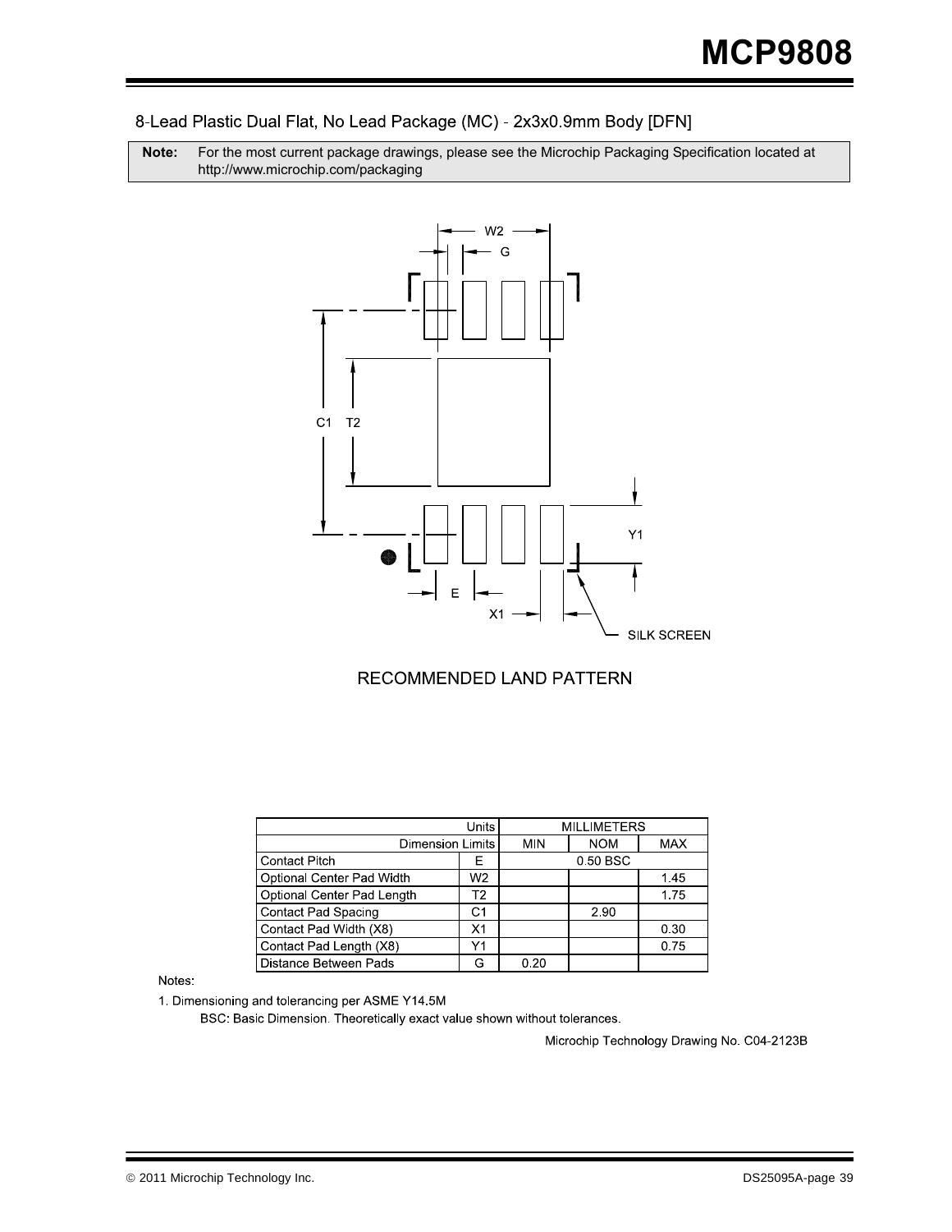## 8-Lead Plastic Dual Flat, No Lead Package (MC) - 2x3x0.9mm Body [DFN]

| | |
|---|---|
| **Note:** | For the most current package drawings, please see the Microchip Packaging Specification located at http://www.microchip.com/packaging |

W2
G
C1
T2
Y1
E
X1
SILK SCREEN

RECOMMENDED LAND PATTERN

| Units | | MILLIMETERS | | |
|---|---|---|---|---|
| Dimension Limits | | MIN | NOM | MAX |
| Contact Pitch | E | 0.50 BSC | | |
| Optional Center Pad Width | W2 | | | 1.45 |
| Optional Center Pad Length | T2 | | | 1.75 |
| Contact Pad Spacing | C1 | | 2.90 | |
| Contact Pad Width (X8) | X1 | | | 0.30 |
| Contact Pad Length (X8) | Y1 | | | 0.75 |
| Distance Between Pads | G | 0.20 | | |

Notes:

1. Dimensioning and tolerancing per ASME Y14.5M

   BSC: Basic Dimension. Theoretically exact value shown without tolerances.

Microchip Technology Drawing No. C04-2123B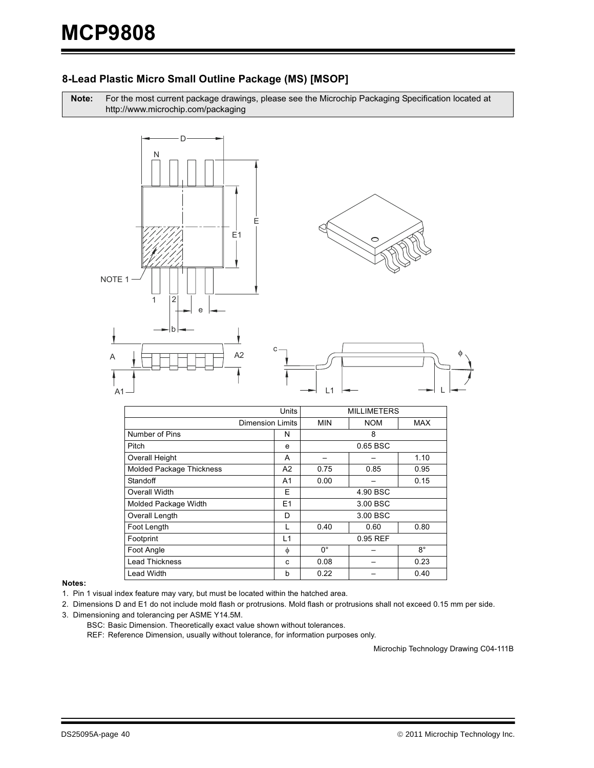## 8-Lead Plastic Micro Small Outline Package (MS) [MSOP]

**Note:** For the most current package drawings, please see the Microchip Packaging Specification located at http://www.microchip.com/packaging

D
N
E
E1
NOTE 1
1 2
e
b
A
A2
A1
c
ϕ
L1
L

| Units | | MILLIMETERS | | |
|---|---|---|---|---|
| Dimension Limits | | MIN | NOM | MAX |
| Number of Pins | N | | 8 | |
| Pitch | e | | 0.65 BSC | |
| Overall Height | A | – | – | 1.10 |
| Molded Package Thickness | A2 | 0.75 | 0.85 | 0.95 |
| Standoff | A1 | 0.00 | – | 0.15 |
| Overall Width | E | | 4.90 BSC | |
| Molded Package Width | E1 | | 3.00 BSC | |
| Overall Length | D | | 3.00 BSC | |
| Foot Length | L | 0.40 | 0.60 | 0.80 |
| Footprint | L1 | | 0.95 REF | |
| Foot Angle | ϕ | 0° | – | 8° |
| Lead Thickness | c | 0.08 | – | 0.23 |
| Lead Width | b | 0.22 | – | 0.40 |

**Notes:**

1. Pin 1 visual index feature may vary, but must be located within the hatched area.
2. Dimensions D and E1 do not include mold flash or protrusions. Mold flash or protrusions shall not exceed 0.15 mm per side.
3. Dimensioning and tolerancing per ASME Y14.5M.

   BSC: Basic Dimension. Theoretically exact value shown without tolerances.

   REF: Reference Dimension, usually without tolerance, for information purposes only.

Microchip Technology Drawing C04-111B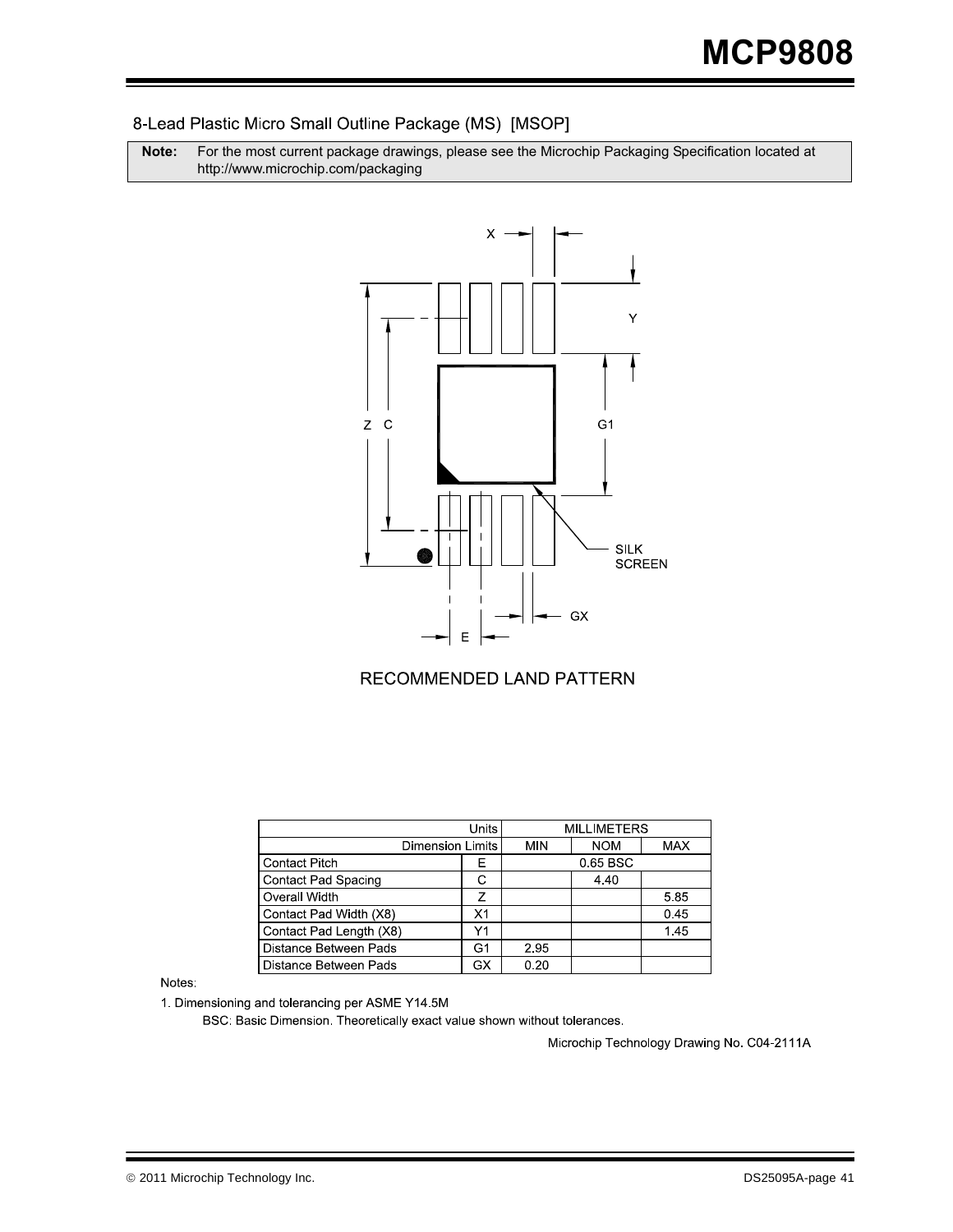## 8-Lead Plastic Micro Small Outline Package (MS) [MSOP]

| **Note:** | For the most current package drawings, please see the Microchip Packaging Specification located at http://www.microchip.com/packaging |
|---|---|

X
Y
Z
C
G1
SILK SCREEN
GX
E

RECOMMENDED LAND PATTERN

| Units | | MILLIMETERS | | |
|---|---|---|---|---|
| Dimension Limits | | MIN | NOM | MAX |
| Contact Pitch | E | 0.65 BSC | | |
| Contact Pad Spacing | C | | 4.40 | |
| Overall Width | Z | | | 5.85 |
| Contact Pad Width (X8) | X1 | | | 0.45 |
| Contact Pad Length (X8) | Y1 | | | 1.45 |
| Distance Between Pads | G1 | 2.95 | | |
| Distance Between Pads | GX | 0.20 | | |

Notes:

1. Dimensioning and tolerancing per ASME Y14.5M

   BSC: Basic Dimension. Theoretically exact value shown without tolerances.

Microchip Technology Drawing No. C04-2111A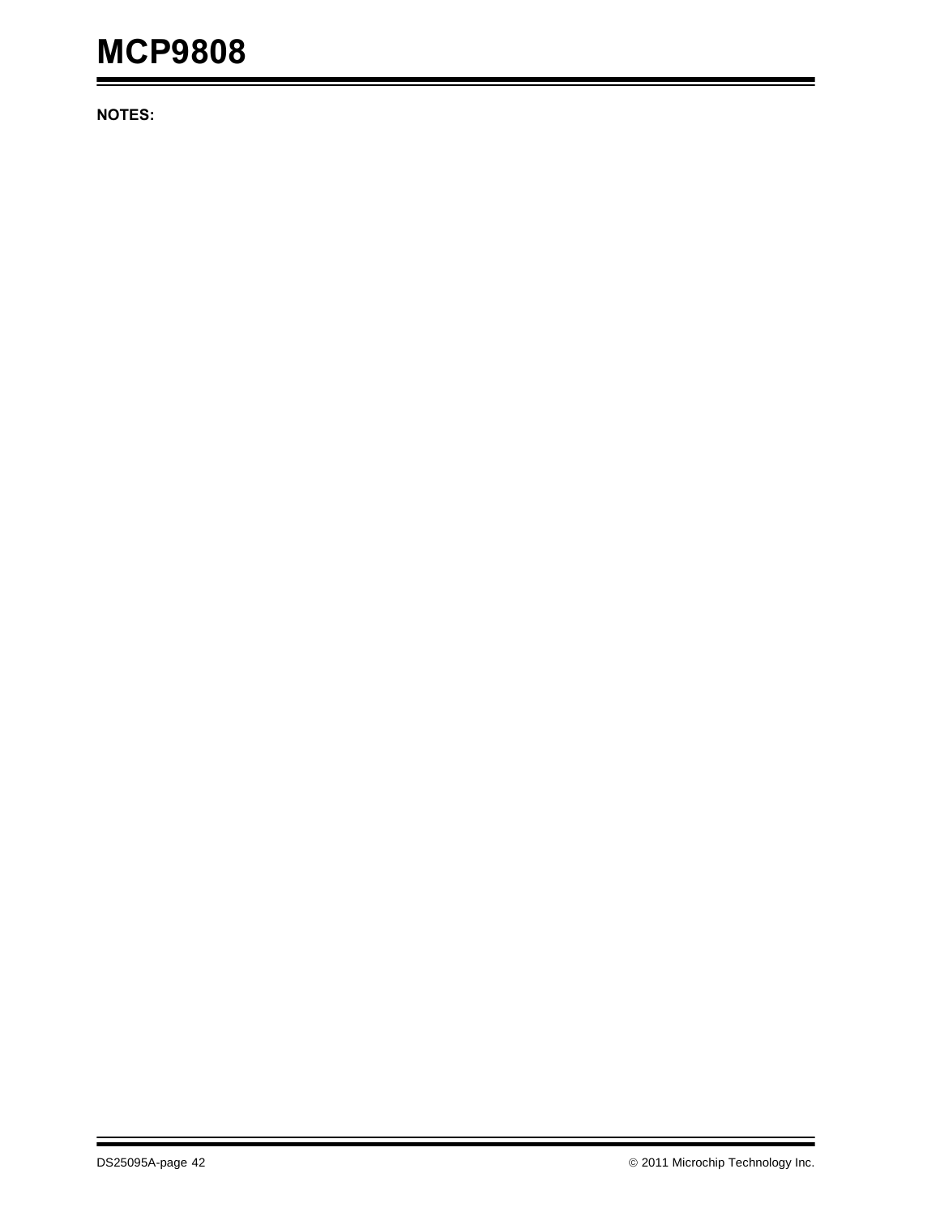**NOTES:**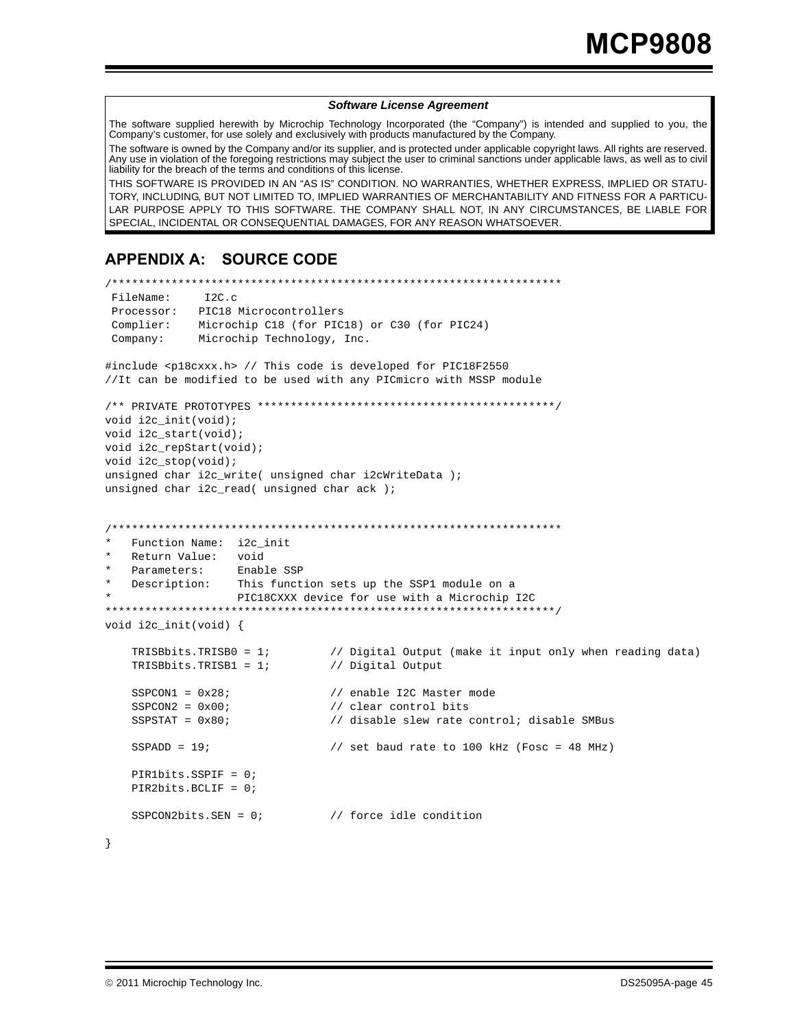**Software License Agreement**

The software supplied herewith by Microchip Technology Incorporated (the "Company") is intended and supplied to you, the Company's customer, for use solely and exclusively with products manufactured by the Company.

The software is owned by the Company and/or its supplier, and is protected under applicable copyright laws. All rights are reserved. Any use in violation of the foregoing restrictions may subject the user to criminal sanctions under applicable laws, as well as to civil liability for the breach of the terms and conditions of this license.

THIS SOFTWARE IS PROVIDED IN AN "AS IS" CONDITION. NO WARRANTIES, WHETHER EXPRESS, IMPLIED OR STATUTORY, INCLUDING, BUT NOT LIMITED TO, IMPLIED WARRANTIES OF MERCHANTABILITY AND FITNESS FOR A PARTICULAR PURPOSE APPLY TO THIS SOFTWARE. THE COMPANY SHALL NOT, IN ANY CIRCUMSTANCES, BE LIABLE FOR SPECIAL, INCIDENTAL OR CONSEQUENTIAL DAMAGES, FOR ANY REASON WHATSOEVER.

## APPENDIX A: SOURCE CODE

```
/*********************************************************************
 FileName:     I2C.c
 Processor:   PIC18 Microcontrollers
 Complier:    Microchip C18 (for PIC18) or C30 (for PIC24)
 Company:     Microchip Technology, Inc.

#include <p18cxxx.h> // This code is developed for PIC18F2550
//It can be modified to be used with any PICmicro with MSSP module

/** PRIVATE PROTOTYPES *********************************************/
void i2c_init(void);
void i2c_start(void);
void i2c_repStart(void);
void i2c_stop(void);
unsigned char i2c_write( unsigned char i2cWriteData );
unsigned char i2c_read( unsigned char ack );


/*********************************************************************
*   Function Name:  i2c_init
*   Return Value:   void
*   Parameters:     Enable SSP
*   Description:    This function sets up the SSP1 module on a
*                   PIC18CXXX device for use with a Microchip I2C
*********************************************************************/
void i2c_init(void) {

    TRISBbits.TRISB0 = 1;         // Digital Output (make it input only when reading data)
    TRISBbits.TRISB1 = 1;         // Digital Output

    SSPCON1 = 0x28;               // enable I2C Master mode
    SSPCON2 = 0x00;               // clear control bits
    SSPSTAT = 0x80;               // disable slew rate control; disable SMBus

    SSPADD = 19;                  // set baud rate to 100 kHz (Fosc = 48 MHz)

    PIR1bits.SSPIF = 0;
    PIR2bits.BCLIF = 0;

    SSPCON2bits.SEN = 0;          // force idle condition

}
```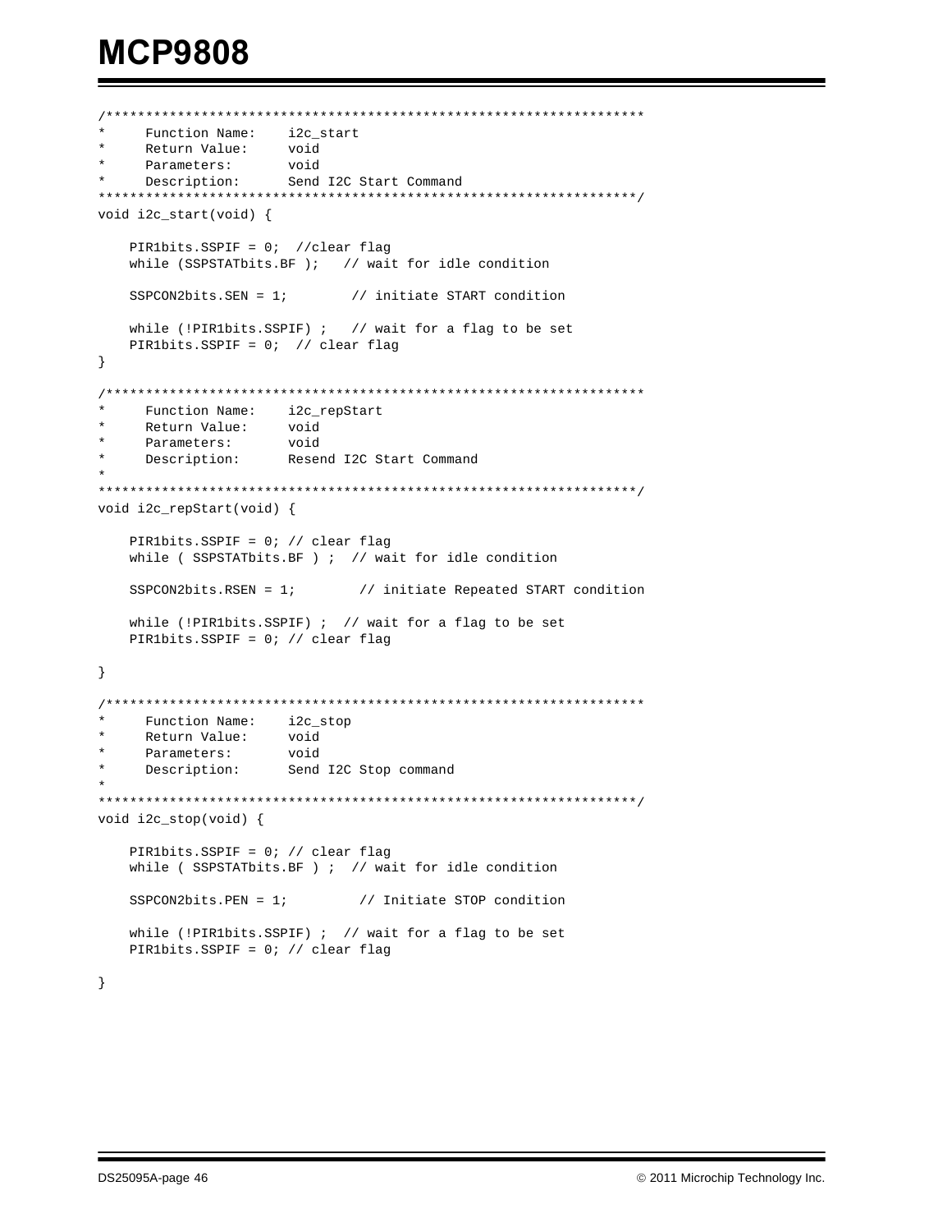```
/*******************************************************************
*     Function Name:    i2c_start
*     Return Value:     void
*     Parameters:       void
*     Description:      Send I2C Start Command
******************************************************************/
void i2c_start(void) {

    PIR1bits.SSPIF = 0;  //clear flag
    while (SSPSTATbits.BF );   // wait for idle condition

    SSPCON2bits.SEN = 1;        // initiate START condition

    while (!PIR1bits.SSPIF) ;   // wait for a flag to be set
    PIR1bits.SSPIF = 0;  // clear flag
}

/*******************************************************************
*     Function Name:    i2c_repStart
*     Return Value:     void
*     Parameters:       void
*     Description:      Resend I2C Start Command
*
******************************************************************/
void i2c_repStart(void) {

    PIR1bits.SSPIF = 0; // clear flag
    while ( SSPSTATbits.BF ) ;  // wait for idle condition

    SSPCON2bits.RSEN = 1;        // initiate Repeated START condition

    while (!PIR1bits.SSPIF) ;  // wait for a flag to be set
    PIR1bits.SSPIF = 0; // clear flag

}

/*******************************************************************
*     Function Name:    i2c_stop
*     Return Value:     void
*     Parameters:       void
*     Description:      Send I2C Stop command
*
******************************************************************/
void i2c_stop(void) {

    PIR1bits.SSPIF = 0; // clear flag
    while ( SSPSTATbits.BF ) ;  // wait for idle condition

    SSPCON2bits.PEN = 1;         // Initiate STOP condition

    while (!PIR1bits.SSPIF) ;  // wait for a flag to be set
    PIR1bits.SSPIF = 0; // clear flag

}
```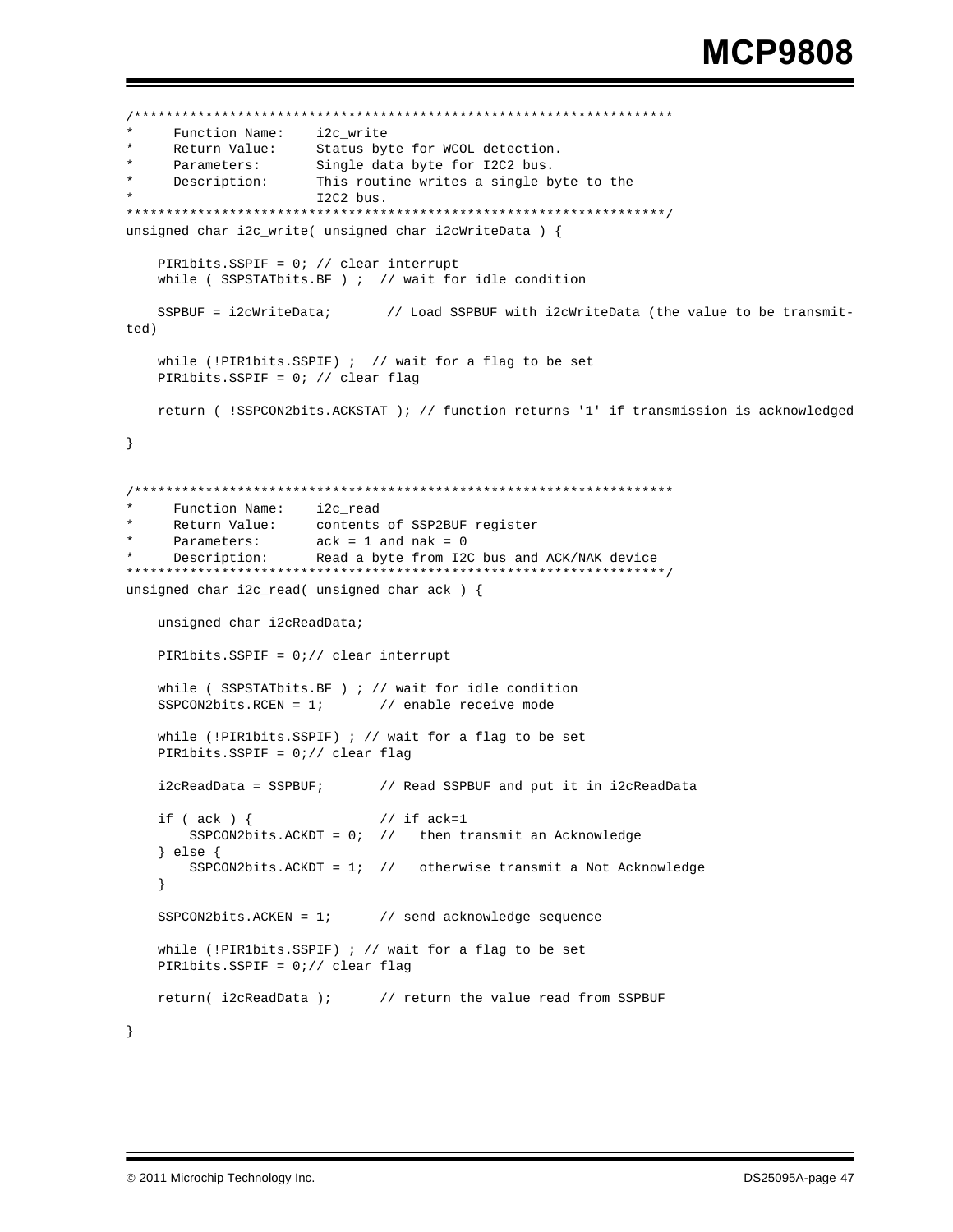```
/*******************************************************************
*     Function Name:    i2c_write
*     Return Value:     Status byte for WCOL detection.
*     Parameters:       Single data byte for I2C2 bus.
*     Description:      This routine writes a single byte to the
*                       I2C2 bus.
*******************************************************************/
unsigned char i2c_write( unsigned char i2cWriteData ) {

    PIR1bits.SSPIF = 0; // clear interrupt
    while ( SSPSTATbits.BF ) ;  // wait for idle condition

    SSPBUF = i2cWriteData;       // Load SSPBUF with i2cWriteData (the value to be transmit-
ted)

    while (!PIR1bits.SSPIF) ;  // wait for a flag to be set
    PIR1bits.SSPIF = 0; // clear flag

    return ( !SSPCON2bits.ACKSTAT ); // function returns '1' if transmission is acknowledged

}


/*******************************************************************
*     Function Name:    i2c_read
*     Return Value:     contents of SSP2BUF register
*     Parameters:       ack = 1 and nak = 0
*     Description:      Read a byte from I2C bus and ACK/NAK device
*******************************************************************/
unsigned char i2c_read( unsigned char ack ) {

    unsigned char i2cReadData;

    PIR1bits.SSPIF = 0;// clear interrupt

    while ( SSPSTATbits.BF ) ; // wait for idle condition
    SSPCON2bits.RCEN = 1;       // enable receive mode

    while (!PIR1bits.SSPIF) ; // wait for a flag to be set
    PIR1bits.SSPIF = 0;// clear flag

    i2cReadData = SSPBUF;       // Read SSPBUF and put it in i2cReadData

    if ( ack ) {                // if ack=1
        SSPCON2bits.ACKDT = 0;  //   then transmit an Acknowledge
    } else {
        SSPCON2bits.ACKDT = 1;  //   otherwise transmit a Not Acknowledge
    }

    SSPCON2bits.ACKEN = 1;      // send acknowledge sequence

    while (!PIR1bits.SSPIF) ; // wait for a flag to be set
    PIR1bits.SSPIF = 0;// clear flag

    return( i2cReadData );      // return the value read from SSPBUF

}
```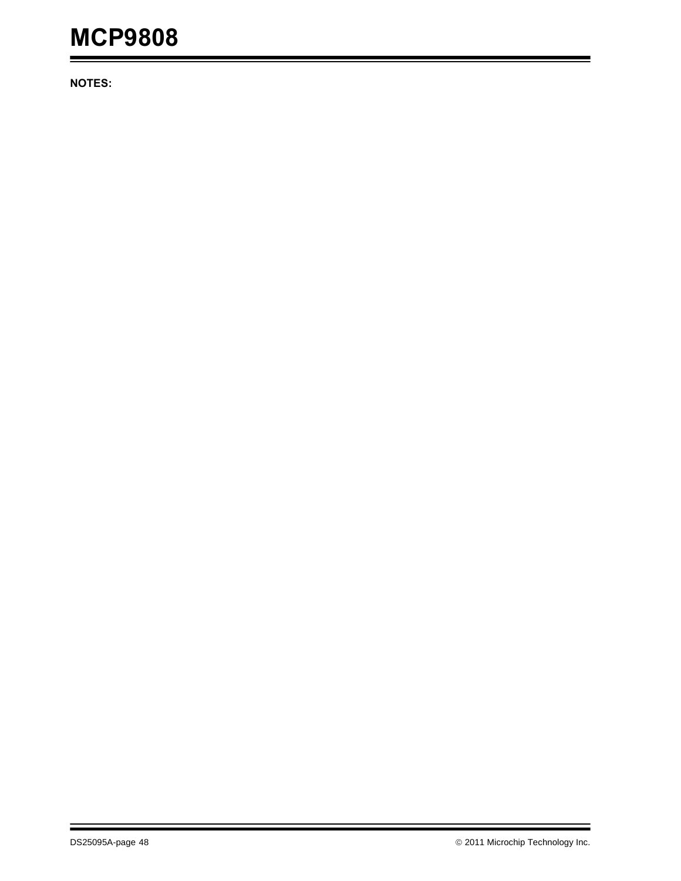NOTES: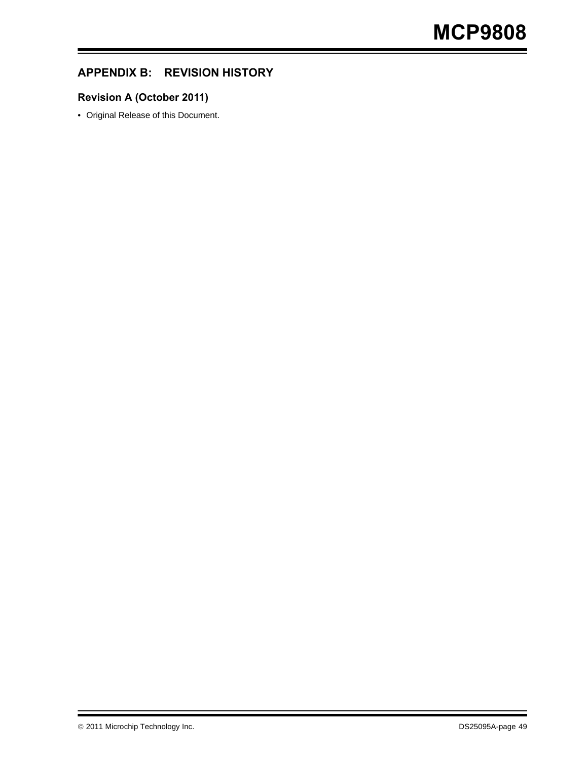## APPENDIX B: REVISION HISTORY

### Revision A (October 2011)

- Original Release of this Document.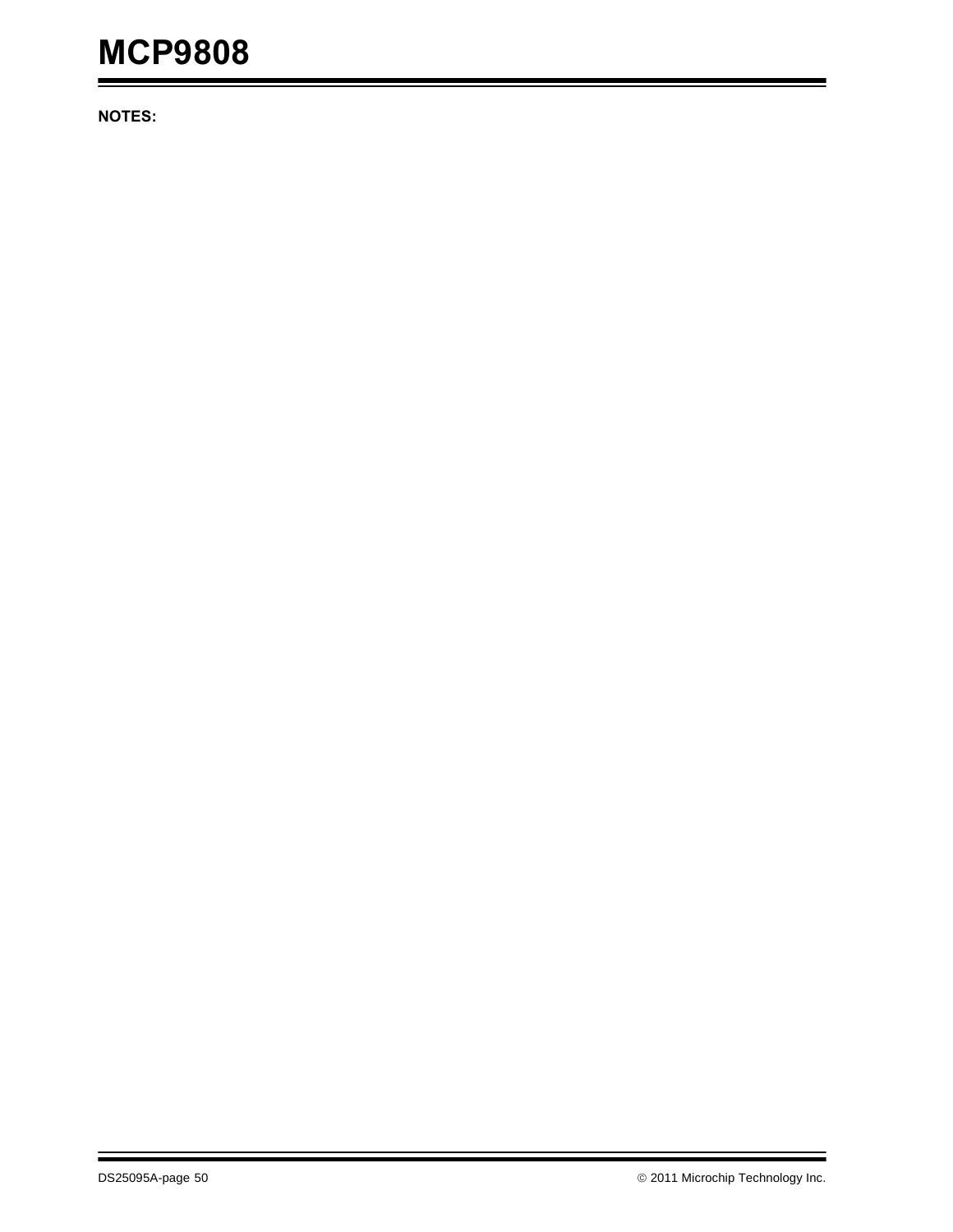**NOTES:**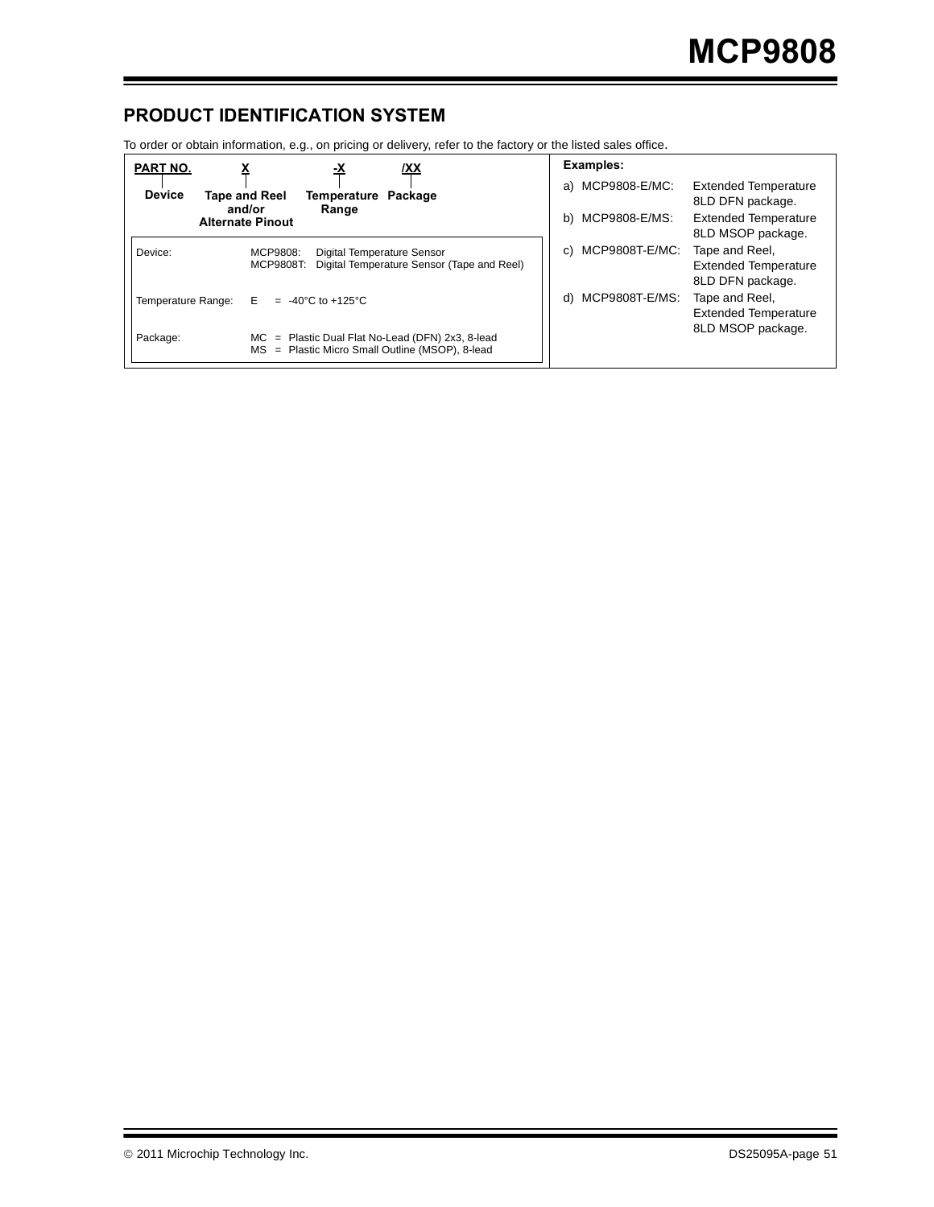## PRODUCT IDENTIFICATION SYSTEM

To order or obtain information, e.g., on pricing or delivery, refer to the factory or the listed sales office.

| PART NO. | X | -X | /XX |
|---|---|---|---|
| Device | Tape and Reel and/or Alternate Pinout | Temperature Range | Package |

| | |
|---|---|
| Device: | MCP9808: Digital Temperature Sensor<br>MCP9808T: Digital Temperature Sensor (Tape and Reel) |
| Temperature Range: | E = -40°C to +125°C |
| Package: | MC = Plastic Dual Flat No-Lead (DFN) 2x3, 8-lead<br>MS = Plastic Micro Small Outline (MSOP), 8-lead |

**Examples:**

a) MCP9808-E/MC: Extended Temperature 8LD DFN package.

b) MCP9808-E/MS: Extended Temperature 8LD MSOP package.

c) MCP9808T-E/MC: Tape and Reel, Extended Temperature 8LD DFN package.

d) MCP9808T-E/MS: Tape and Reel, Extended Temperature 8LD MSOP package.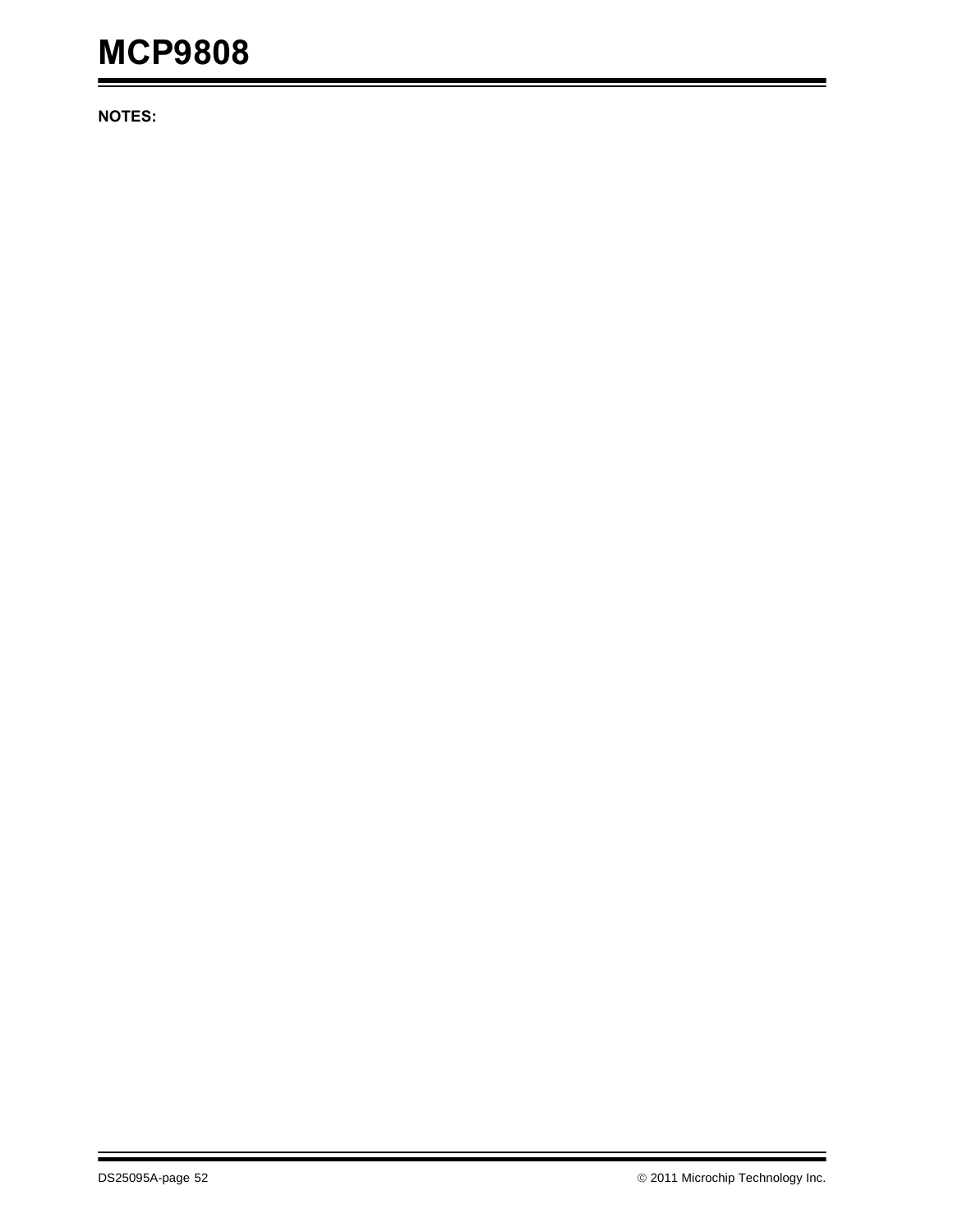**NOTES:**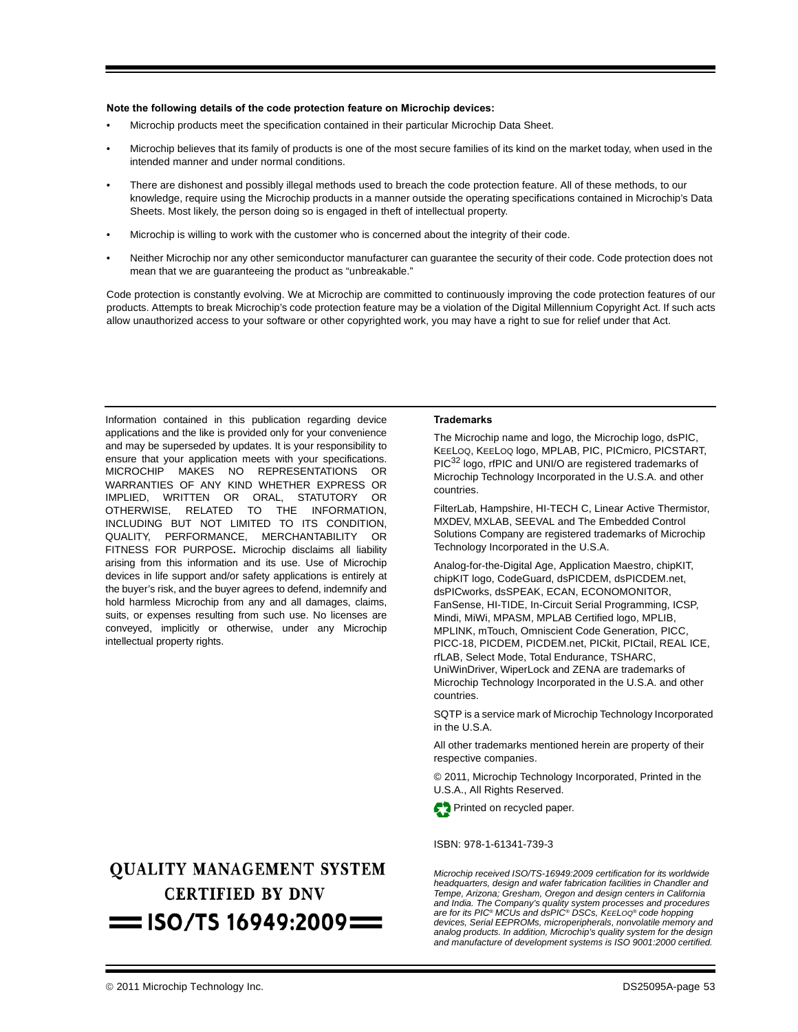**Note the following details of the code protection feature on Microchip devices:**

- Microchip products meet the specification contained in their particular Microchip Data Sheet.
- Microchip believes that its family of products is one of the most secure families of its kind on the market today, when used in the intended manner and under normal conditions.
- There are dishonest and possibly illegal methods used to breach the code protection feature. All of these methods, to our knowledge, require using the Microchip products in a manner outside the operating specifications contained in Microchip's Data Sheets. Most likely, the person doing so is engaged in theft of intellectual property.
- Microchip is willing to work with the customer who is concerned about the integrity of their code.
- Neither Microchip nor any other semiconductor manufacturer can guarantee the security of their code. Code protection does not mean that we are guaranteeing the product as "unbreakable."

Code protection is constantly evolving. We at Microchip are committed to continuously improving the code protection features of our products. Attempts to break Microchip's code protection feature may be a violation of the Digital Millennium Copyright Act. If such acts allow unauthorized access to your software or other copyrighted work, you may have a right to sue for relief under that Act.

Information contained in this publication regarding device applications and the like is provided only for your convenience and may be superseded by updates. It is your responsibility to ensure that your application meets with your specifications. MICROCHIP MAKES NO REPRESENTATIONS OR WARRANTIES OF ANY KIND WHETHER EXPRESS OR IMPLIED, WRITTEN OR ORAL, STATUTORY OR OTHERWISE, RELATED TO THE INFORMATION, INCLUDING BUT NOT LIMITED TO ITS CONDITION, QUALITY, PERFORMANCE, MERCHANTABILITY OR FITNESS FOR PURPOSE**.** Microchip disclaims all liability arising from this information and its use. Use of Microchip devices in life support and/or safety applications is entirely at the buyer's risk, and the buyer agrees to defend, indemnify and hold harmless Microchip from any and all damages, claims, suits, or expenses resulting from such use. No licenses are conveyed, implicitly or otherwise, under any Microchip intellectual property rights.

**Trademarks**

The Microchip name and logo, the Microchip logo, dsPIC, KEELOQ, KEELOQ logo, MPLAB, PIC, PICmicro, PICSTART, PIC[32] logo, rfPIC and UNI/O are registered trademarks of Microchip Technology Incorporated in the U.S.A. and other countries.

FilterLab, Hampshire, HI-TECH C, Linear Active Thermistor, MXDEV, MXLAB, SEEVAL and The Embedded Control Solutions Company are registered trademarks of Microchip Technology Incorporated in the U.S.A.

Analog-for-the-Digital Age, Application Maestro, chipKIT, chipKIT logo, CodeGuard, dsPICDEM, dsPICDEM.net, dsPICworks, dsSPEAK, ECAN, ECONOMONITOR, FanSense, HI-TIDE, In-Circuit Serial Programming, ICSP, Mindi, MiWi, MPASM, MPLAB Certified logo, MPLIB, MPLINK, mTouch, Omniscient Code Generation, PICC, PICC-18, PICDEM, PICDEM.net, PICkit, PICtail, REAL ICE, rfLAB, Select Mode, Total Endurance, TSHARC, UniWinDriver, WiperLock and ZENA are trademarks of Microchip Technology Incorporated in the U.S.A. and other countries.

SQTP is a service mark of Microchip Technology Incorporated in the U.S.A.

All other trademarks mentioned herein are property of their respective companies.

© 2011, Microchip Technology Incorporated, Printed in the U.S.A., All Rights Reserved.

Printed on recycled paper.

ISBN: 978-1-61341-739-3

**QUALITY MANAGEMENT SYSTEM CERTIFIED BY DNV**

**== ISO/TS 16949:2009 ==**

*Microchip received ISO/TS-16949:2009 certification for its worldwide headquarters, design and wafer fabrication facilities in Chandler and Tempe, Arizona; Gresham, Oregon and design centers in California and India. The Company's quality system processes and procedures are for its PIC® MCUs and dsPIC® DSCs, KEELOQ® code hopping devices, Serial EEPROMs, microperipherals, nonvolatile memory and analog products. In addition, Microchip's quality system for the design and manufacture of development systems is ISO 9001:2000 certified.*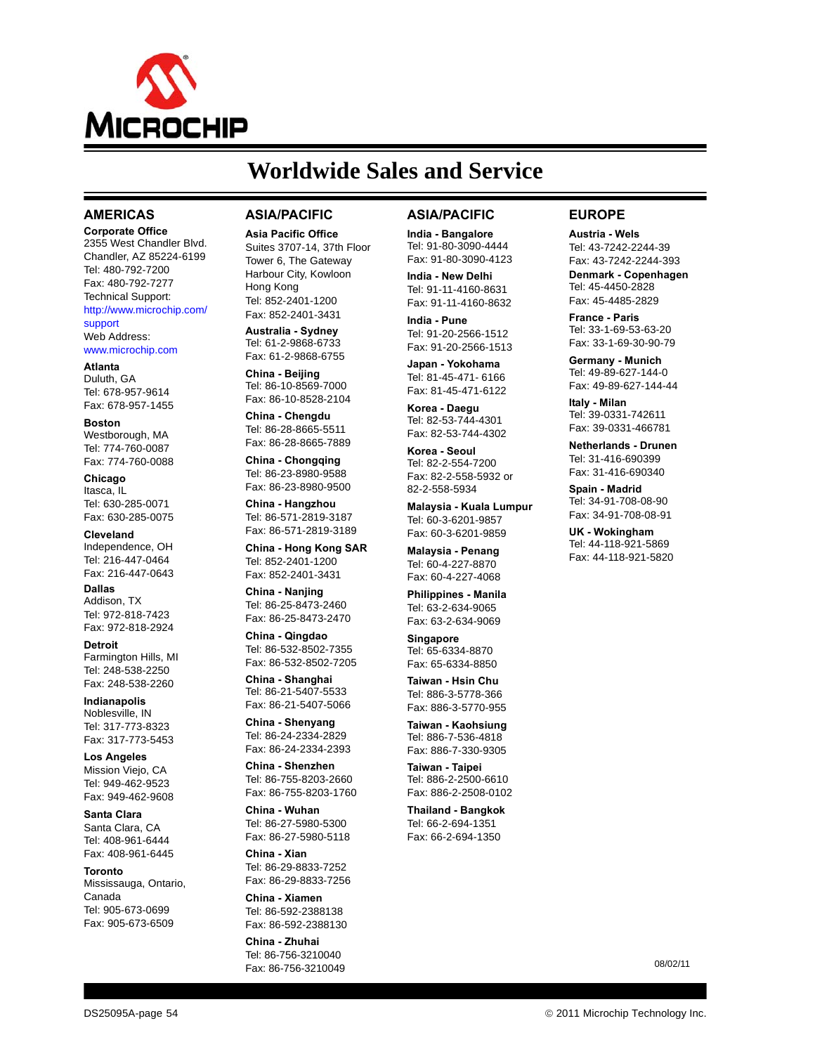# Worldwide Sales and Service

## AMERICAS

**Corporate Office**
2355 West Chandler Blvd.
Chandler, AZ 85224-6199
Tel: 480-792-7200
Fax: 480-792-7277
Technical Support:
http://www.microchip.com/support
Web Address:
www.microchip.com

**Atlanta**
Duluth, GA
Tel: 678-957-9614
Fax: 678-957-1455

**Boston**
Westborough, MA
Tel: 774-760-0087
Fax: 774-760-0088

**Chicago**
Itasca, IL
Tel: 630-285-0071
Fax: 630-285-0075

**Cleveland**
Independence, OH
Tel: 216-447-0464
Fax: 216-447-0643

**Dallas**
Addison, TX
Tel: 972-818-7423
Fax: 972-818-2924

**Detroit**
Farmington Hills, MI
Tel: 248-538-2250
Fax: 248-538-2260

**Indianapolis**
Noblesville, IN
Tel: 317-773-8323
Fax: 317-773-5453

**Los Angeles**
Mission Viejo, CA
Tel: 949-462-9523
Fax: 949-462-9608

**Santa Clara**
Santa Clara, CA
Tel: 408-961-6444
Fax: 408-961-6445

**Toronto**
Mississauga, Ontario, Canada
Tel: 905-673-0699
Fax: 905-673-6509

## ASIA/PACIFIC

**Asia Pacific Office**
Suites 3707-14, 37th Floor
Tower 6, The Gateway
Harbour City, Kowloon
Hong Kong
Tel: 852-2401-1200
Fax: 852-2401-3431

**Australia - Sydney**
Tel: 61-2-9868-6733
Fax: 61-2-9868-6755

**China - Beijing**
Tel: 86-10-8569-7000
Fax: 86-10-8528-2104

**China - Chengdu**
Tel: 86-28-8665-5511
Fax: 86-28-8665-7889

**China - Chongqing**
Tel: 86-23-8980-9588
Fax: 86-23-8980-9500

**China - Hangzhou**
Tel: 86-571-2819-3187
Fax: 86-571-2819-3189

**China - Hong Kong SAR**
Tel: 852-2401-1200
Fax: 852-2401-3431

**China - Nanjing**
Tel: 86-25-8473-2460
Fax: 86-25-8473-2470

**China - Qingdao**
Tel: 86-532-8502-7355
Fax: 86-532-8502-7205

**China - Shanghai**
Tel: 86-21-5407-5533
Fax: 86-21-5407-5066

**China - Shenyang**
Tel: 86-24-2334-2829
Fax: 86-24-2334-2393

**China - Shenzhen**
Tel: 86-755-8203-2660
Fax: 86-755-8203-1760

**China - Wuhan**
Tel: 86-27-5980-5300
Fax: 86-27-5980-5118

**China - Xian**
Tel: 86-29-8833-7252
Fax: 86-29-8833-7256

**China - Xiamen**
Tel: 86-592-2388138
Fax: 86-592-2388130

**China - Zhuhai**
Tel: 86-756-3210040
Fax: 86-756-3210049

## ASIA/PACIFIC

**India - Bangalore**
Tel: 91-80-3090-4444
Fax: 91-80-3090-4123

**India - New Delhi**
Tel: 91-11-4160-8631
Fax: 91-11-4160-8632

**India - Pune**
Tel: 91-20-2566-1512
Fax: 91-20-2566-1513

**Japan - Yokohama**
Tel: 81-45-471- 6166
Fax: 81-45-471-6122

**Korea - Daegu**
Tel: 82-53-744-4301
Fax: 82-53-744-4302

**Korea - Seoul**
Tel: 82-2-554-7200
Fax: 82-2-558-5932 or 82-2-558-5934

**Malaysia - Kuala Lumpur**
Tel: 60-3-6201-9857
Fax: 60-3-6201-9859

**Malaysia - Penang**
Tel: 60-4-227-8870
Fax: 60-4-227-4068

**Philippines - Manila**
Tel: 63-2-634-9065
Fax: 63-2-634-9069

**Singapore**
Tel: 65-6334-8870
Fax: 65-6334-8850

**Taiwan - Hsin Chu**
Tel: 886-3-5778-366
Fax: 886-3-5770-955

**Taiwan - Kaohsiung**
Tel: 886-7-536-4818
Fax: 886-7-330-9305

**Taiwan - Taipei**
Tel: 886-2-2500-6610
Fax: 886-2-2508-0102

**Thailand - Bangkok**
Tel: 66-2-694-1351
Fax: 66-2-694-1350

## EUROPE

**Austria - Wels**
Tel: 43-7242-2244-39
Fax: 43-7242-2244-393

**Denmark - Copenhagen**
Tel: 45-4450-2828
Fax: 45-4485-2829

**France - Paris**
Tel: 33-1-69-53-63-20
Fax: 33-1-69-30-90-79

**Germany - Munich**
Tel: 49-89-627-144-0
Fax: 49-89-627-144-44

**Italy - Milan**
Tel: 39-0331-742611
Fax: 39-0331-466781

**Netherlands - Drunen**
Tel: 31-416-690399
Fax: 31-416-690340

**Spain - Madrid**
Tel: 34-91-708-08-90
Fax: 34-91-708-08-91

**UK - Wokingham**
Tel: 44-118-921-5869
Fax: 44-118-921-5820

08/02/11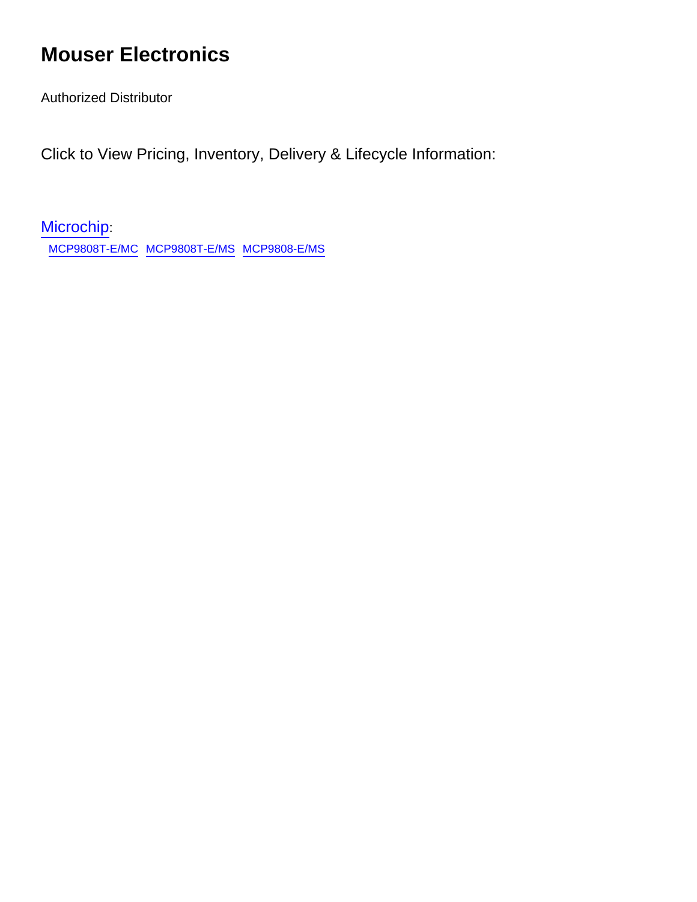# Mouser Electronics

Authorized Distributor

Click to View Pricing, Inventory, Delivery & Lifecycle Information:

Microchip:

MCP9808T-E/MC MCP9808T-E/MS MCP9808-E/MS